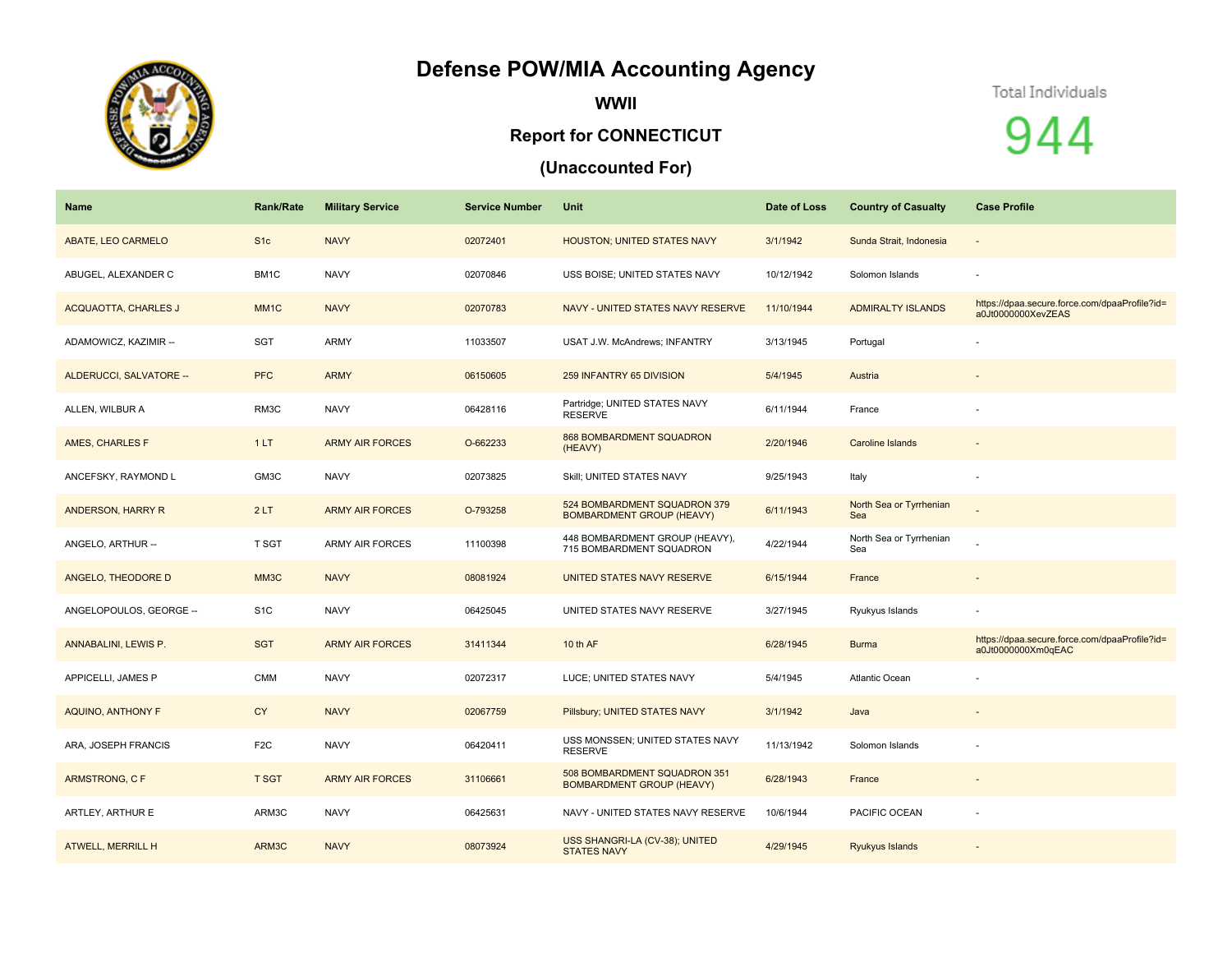# Defense POW/MIA Accounting Agency

## WWII

## Report for CONNECTICUT

## (Unaccounted For)

Total Individuals

944

| Name | Rank/Rate | Military Service | Service Number | Unit | Date of Loss | Country of Casualty | Case Profile |
|---|---|---|---|---|---|---|---|
| ABATE, LEO CARMELO | S1c | NAVY | 02072401 | HOUSTON; UNITED STATES NAVY | 3/1/1942 | Sunda Strait, Indonesia | - |
| ABUGEL, ALEXANDER C | BM1C | NAVY | 02070846 | USS BOISE; UNITED STATES NAVY | 10/12/1942 | Solomon Islands | - |
| ACQUAOTTA, CHARLES J | MM1C | NAVY | 02070783 | NAVY - UNITED STATES NAVY RESERVE | 11/10/1944 | ADMIRALTY ISLANDS | https://dpaa.secure.force.com/dpaaProfile?id=a0Jt0000000XevZEAS |
| ADAMOWICZ, KAZIMIR -- | SGT | ARMY | 11033507 | USAT J.W. McAndrews; INFANTRY | 3/13/1945 | Portugal | - |
| ALDERUCCI, SALVATORE -- | PFC | ARMY | 06150605 | 259 INFANTRY 65 DIVISION | 5/4/1945 | Austria | - |
| ALLEN, WILBUR A | RM3C | NAVY | 06428116 | Partridge; UNITED STATES NAVY RESERVE | 6/11/1944 | France | - |
| AMES, CHARLES F | 1 LT | ARMY AIR FORCES | O-662233 | 868 BOMBARDMENT SQUADRON (HEAVY) | 2/20/1946 | Caroline Islands | - |
| ANCEFSKY, RAYMOND L | GM3C | NAVY | 02073825 | Skill; UNITED STATES NAVY | 9/25/1943 | Italy | - |
| ANDERSON, HARRY R | 2 LT | ARMY AIR FORCES | O-793258 | 524 BOMBARDMENT SQUADRON 379 BOMBARDMENT GROUP (HEAVY) | 6/11/1943 | North Sea or Tyrrhenian Sea | - |
| ANGELO, ARTHUR -- | T SGT | ARMY AIR FORCES | 11100398 | 448 BOMBARDMENT GROUP (HEAVY), 715 BOMBARDMENT SQUADRON | 4/22/1944 | North Sea or Tyrrhenian Sea | - |
| ANGELO, THEODORE D | MM3C | NAVY | 08081924 | UNITED STATES NAVY RESERVE | 6/15/1944 | France | - |
| ANGELOPOULOS, GEORGE -- | S1C | NAVY | 06425045 | UNITED STATES NAVY RESERVE | 3/27/1945 | Ryukyus Islands | - |
| ANNABALINI, LEWIS P. | SGT | ARMY AIR FORCES | 31411344 | 10 th AF | 6/28/1945 | Burma | https://dpaa.secure.force.com/dpaaProfile?id=a0Jt0000000Xm0qEAC |
| APPICELLI, JAMES P | CMM | NAVY | 02072317 | LUCE; UNITED STATES NAVY | 5/4/1945 | Atlantic Ocean | - |
| AQUINO, ANTHONY F | CY | NAVY | 02067759 | Pillsbury; UNITED STATES NAVY | 3/1/1942 | Java | - |
| ARA, JOSEPH FRANCIS | F2C | NAVY | 06420411 | USS MONSSEN; UNITED STATES NAVY RESERVE | 11/13/1942 | Solomon Islands | - |
| ARMSTRONG, C F | T SGT | ARMY AIR FORCES | 31106661 | 508 BOMBARDMENT SQUADRON 351 BOMBARDMENT GROUP (HEAVY) | 6/28/1943 | France | - |
| ARTLEY, ARTHUR E | ARM3C | NAVY | 06425631 | NAVY - UNITED STATES NAVY RESERVE | 10/6/1944 | PACIFIC OCEAN | - |
| ATWELL, MERRILL H | ARM3C | NAVY | 08073924 | USS SHANGRI-LA (CV-38); UNITED STATES NAVY | 4/29/1945 | Ryukyus Islands | - |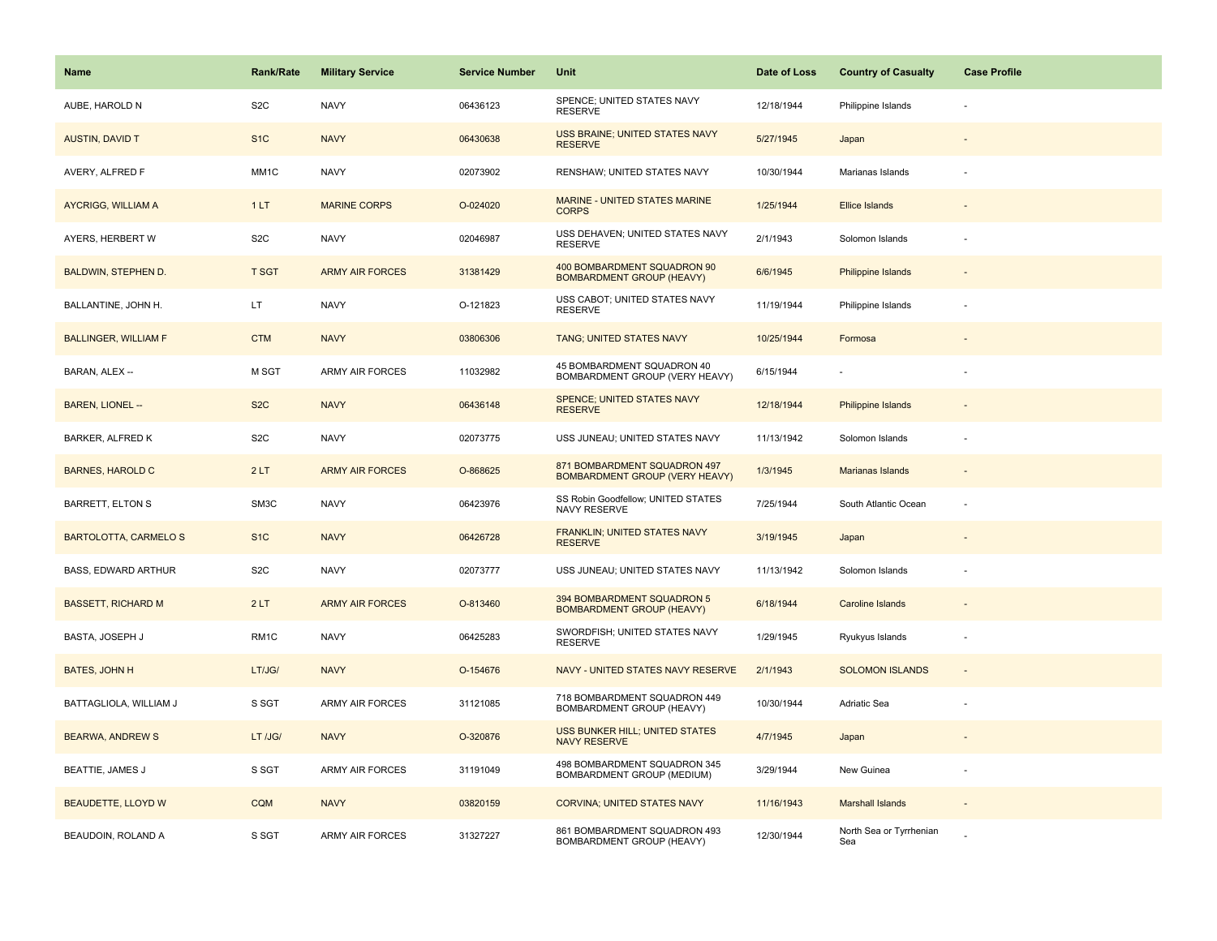| Name | Rank/Rate | Military Service | Service Number | Unit | Date of Loss | Country of Casualty | Case Profile |
| --- | --- | --- | --- | --- | --- | --- | --- |
| AUBE, HAROLD N | S2C | NAVY | 06436123 | SPENCE; UNITED STATES NAVY RESERVE | 12/18/1944 | Philippine Islands | - |
| AUSTIN, DAVID T | S1C | NAVY | 06430638 | USS BRAINE; UNITED STATES NAVY RESERVE | 5/27/1945 | Japan | - |
| AVERY, ALFRED F | MM1C | NAVY | 02073902 | RENSHAW; UNITED STATES NAVY | 10/30/1944 | Marianas Islands | - |
| AYCRIGG, WILLIAM A | 1 LT | MARINE CORPS | O-024020 | MARINE - UNITED STATES MARINE CORPS | 1/25/1944 | Ellice Islands | - |
| AYERS, HERBERT W | S2C | NAVY | 02046987 | USS DEHAVEN; UNITED STATES NAVY RESERVE | 2/1/1943 | Solomon Islands | - |
| BALDWIN, STEPHEN D. | T SGT | ARMY AIR FORCES | 31381429 | 400 BOMBARDMENT SQUADRON 90 BOMBARDMENT GROUP (HEAVY) | 6/6/1945 | Philippine Islands | - |
| BALLANTINE, JOHN H. | LT | NAVY | O-121823 | USS CABOT; UNITED STATES NAVY RESERVE | 11/19/1944 | Philippine Islands | - |
| BALLINGER, WILLIAM F | CTM | NAVY | 03806306 | TANG; UNITED STATES NAVY | 10/25/1944 | Formosa | - |
| BARAN, ALEX -- | M SGT | ARMY AIR FORCES | 11032982 | 45 BOMBARDMENT SQUADRON 40 BOMBARDMENT GROUP (VERY HEAVY) | 6/15/1944 | - | - |
| BAREN, LIONEL -- | S2C | NAVY | 06436148 | SPENCE; UNITED STATES NAVY RESERVE | 12/18/1944 | Philippine Islands | - |
| BARKER, ALFRED K | S2C | NAVY | 02073775 | USS JUNEAU; UNITED STATES NAVY | 11/13/1942 | Solomon Islands | - |
| BARNES, HAROLD C | 2 LT | ARMY AIR FORCES | O-868625 | 871 BOMBARDMENT SQUADRON 497 BOMBARDMENT GROUP (VERY HEAVY) | 1/3/1945 | Marianas Islands | - |
| BARRETT, ELTON S | SM3C | NAVY | 06423976 | SS Robin Goodfellow; UNITED STATES NAVY RESERVE | 7/25/1944 | South Atlantic Ocean | - |
| BARTOLOTTA, CARMELO S | S1C | NAVY | 06426728 | FRANKLIN; UNITED STATES NAVY RESERVE | 3/19/1945 | Japan | - |
| BASS, EDWARD ARTHUR | S2C | NAVY | 02073777 | USS JUNEAU; UNITED STATES NAVY | 11/13/1942 | Solomon Islands | - |
| BASSETT, RICHARD M | 2 LT | ARMY AIR FORCES | O-813460 | 394 BOMBARDMENT SQUADRON 5 BOMBARDMENT GROUP (HEAVY) | 6/18/1944 | Caroline Islands | - |
| BASTA, JOSEPH J | RM1C | NAVY | 06425283 | SWORDFISH; UNITED STATES NAVY RESERVE | 1/29/1945 | Ryukyus Islands | - |
| BATES, JOHN H | LT/JG/ | NAVY | O-154676 | NAVY - UNITED STATES NAVY RESERVE | 2/1/1943 | SOLOMON ISLANDS | - |
| BATTAGLIOLA, WILLIAM J | S SGT | ARMY AIR FORCES | 31121085 | 718 BOMBARDMENT SQUADRON 449 BOMBARDMENT GROUP (HEAVY) | 10/30/1944 | Adriatic Sea | - |
| BEARWA, ANDREW S | LT /JG/ | NAVY | O-320876 | USS BUNKER HILL; UNITED STATES NAVY RESERVE | 4/7/1945 | Japan | - |
| BEATTIE, JAMES J | S SGT | ARMY AIR FORCES | 31191049 | 498 BOMBARDMENT SQUADRON 345 BOMBARDMENT GROUP (MEDIUM) | 3/29/1944 | New Guinea | - |
| BEAUDETTE, LLOYD W | CQM | NAVY | 03820159 | CORVINA; UNITED STATES NAVY | 11/16/1943 | Marshall Islands | - |
| BEAUDOIN, ROLAND A | S SGT | ARMY AIR FORCES | 31327227 | 861 BOMBARDMENT SQUADRON 493 BOMBARDMENT GROUP (HEAVY) | 12/30/1944 | North Sea or Tyrrhenian Sea | - |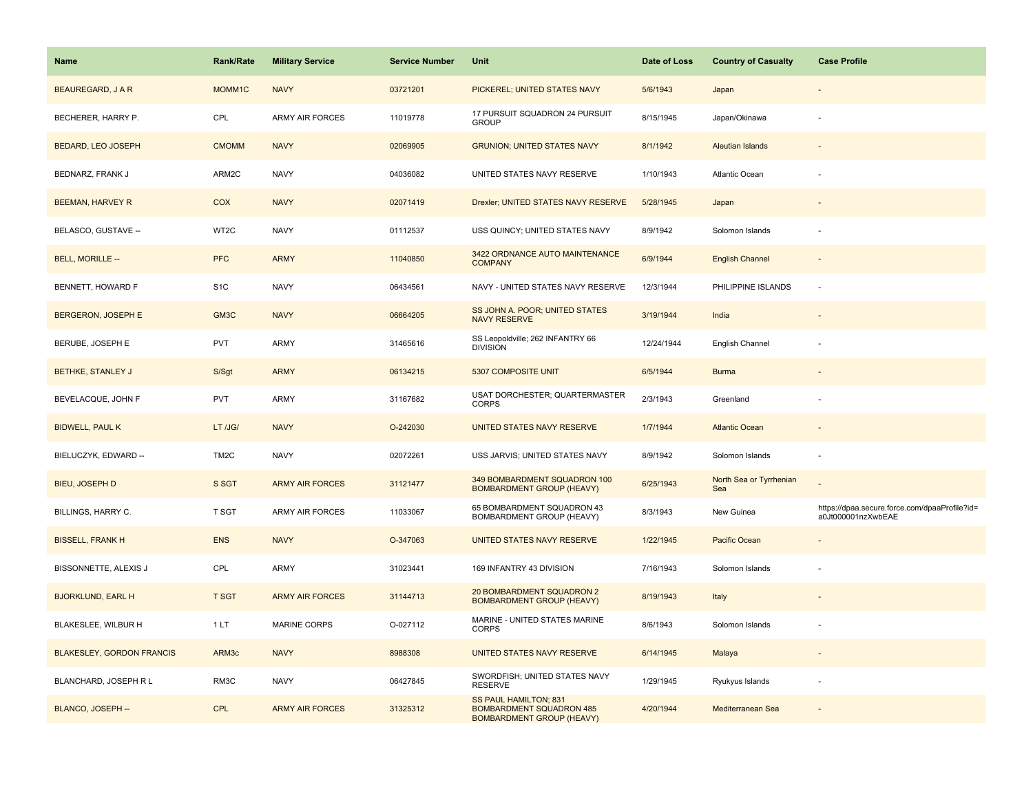| Name | Rank/Rate | Military Service | Service Number | Unit | Date of Loss | Country of Casualty | Case Profile |
| --- | --- | --- | --- | --- | --- | --- | --- |
| BEAUREGARD, J A R | MOMM1C | NAVY | 03721201 | PICKEREL; UNITED STATES NAVY | 5/6/1943 | Japan | - |
| BECHERER, HARRY P. | CPL | ARMY AIR FORCES | 11019778 | 17 PURSUIT SQUADRON 24 PURSUIT GROUP | 8/15/1945 | Japan/Okinawa | - |
| BEDARD, LEO JOSEPH | CMOMM | NAVY | 02069905 | GRUNION; UNITED STATES NAVY | 8/1/1942 | Aleutian Islands | - |
| BEDNARZ, FRANK J | ARM2C | NAVY | 04036082 | UNITED STATES NAVY RESERVE | 1/10/1943 | Atlantic Ocean | - |
| BEEMAN, HARVEY R | COX | NAVY | 02071419 | Drexler; UNITED STATES NAVY RESERVE | 5/28/1945 | Japan | - |
| BELASCO, GUSTAVE -- | WT2C | NAVY | 01112537 | USS QUINCY; UNITED STATES NAVY | 8/9/1942 | Solomon Islands | - |
| BELL, MORILLE -- | PFC | ARMY | 11040850 | 3422 ORDNANCE AUTO MAINTENANCE COMPANY | 6/9/1944 | English Channel | - |
| BENNETT, HOWARD F | S1C | NAVY | 06434561 | NAVY - UNITED STATES NAVY RESERVE | 12/3/1944 | PHILIPPINE ISLANDS | - |
| BERGERON, JOSEPH E | GM3C | NAVY | 06664205 | SS JOHN A. POOR; UNITED STATES NAVY RESERVE | 3/19/1944 | India | - |
| BERUBE, JOSEPH E | PVT | ARMY | 31465616 | SS Leopoldville; 262 INFANTRY 66 DIVISION | 12/24/1944 | English Channel | - |
| BETHKE, STANLEY J | S/Sgt | ARMY | 06134215 | 5307 COMPOSITE UNIT | 6/5/1944 | Burma | - |
| BEVELACQUE, JOHN F | PVT | ARMY | 31167682 | USAT DORCHESTER; QUARTERMASTER CORPS | 2/3/1943 | Greenland | - |
| BIDWELL, PAUL K | LT /JG/ | NAVY | O-242030 | UNITED STATES NAVY RESERVE | 1/7/1944 | Atlantic Ocean | - |
| BIELUCZYK, EDWARD -- | TM2C | NAVY | 02072261 | USS JARVIS; UNITED STATES NAVY | 8/9/1942 | Solomon Islands | - |
| BIEU, JOSEPH D | S SGT | ARMY AIR FORCES | 31121477 | 349 BOMBARDMENT SQUADRON 100 BOMBARDMENT GROUP (HEAVY) | 6/25/1943 | North Sea or Tyrrhenian Sea | - |
| BILLINGS, HARRY C. | T SGT | ARMY AIR FORCES | 11033067 | 65 BOMBARDMENT SQUADRON 43 BOMBARDMENT GROUP (HEAVY) | 8/3/1943 | New Guinea | https://dpaa.secure.force.com/dpaaProfile?id=a0Jt000001nzXwbEAE |
| BISSELL, FRANK H | ENS | NAVY | O-347063 | UNITED STATES NAVY RESERVE | 1/22/1945 | Pacific Ocean | - |
| BISSONNETTE, ALEXIS J | CPL | ARMY | 31023441 | 169 INFANTRY 43 DIVISION | 7/16/1943 | Solomon Islands | - |
| BJORKLUND, EARL H | T SGT | ARMY AIR FORCES | 31144713 | 20 BOMBARDMENT SQUADRON 2 BOMBARDMENT GROUP (HEAVY) | 8/19/1943 | Italy | - |
| BLAKESLEE, WILBUR H | 1 LT | MARINE CORPS | O-027112 | MARINE - UNITED STATES MARINE CORPS | 8/6/1943 | Solomon Islands | - |
| BLAKESLEY, GORDON FRANCIS | ARM3c | NAVY | 8988308 | UNITED STATES NAVY RESERVE | 6/14/1945 | Malaya | - |
| BLANCHARD, JOSEPH R L | RM3C | NAVY | 06427845 | SWORDFISH; UNITED STATES NAVY RESERVE | 1/29/1945 | Ryukyus Islands | - |
| BLANCO, JOSEPH -- | CPL | ARMY AIR FORCES | 31325312 | SS PAUL HAMILTON; 831 BOMBARDMENT SQUADRON 485 BOMBARDMENT GROUP (HEAVY) | 4/20/1944 | Mediterranean Sea | - |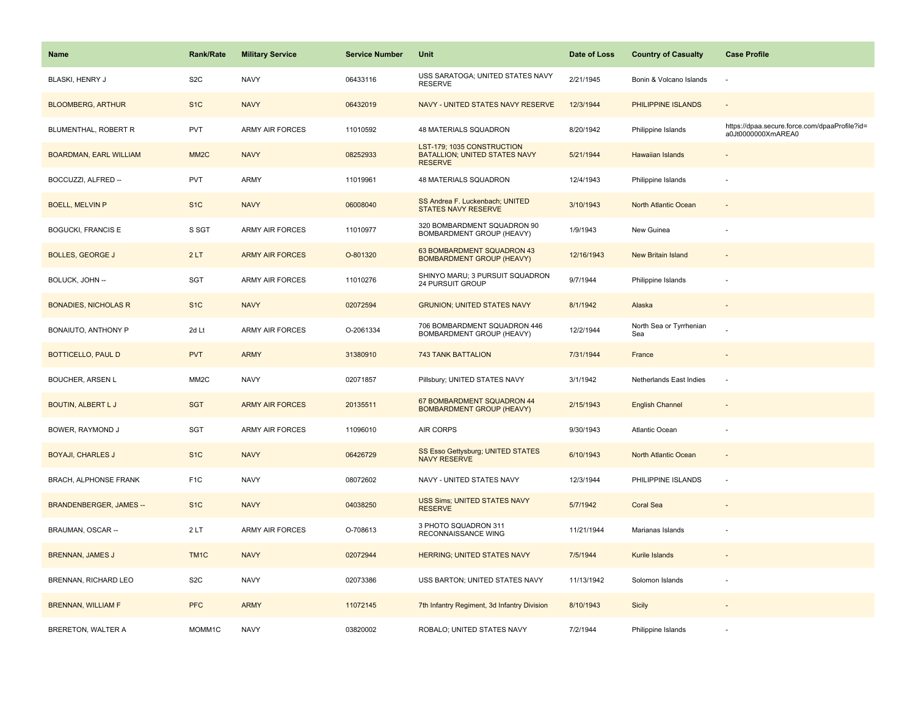| Name | Rank/Rate | Military Service | Service Number | Unit | Date of Loss | Country of Casualty | Case Profile |
| --- | --- | --- | --- | --- | --- | --- | --- |
| BLASKI, HENRY J | S2C | NAVY | 06433116 | USS SARATOGA; UNITED STATES NAVY RESERVE | 2/21/1945 | Bonin & Volcano Islands | - |
| BLOOMBERG, ARTHUR | S1C | NAVY | 06432019 | NAVY - UNITED STATES NAVY RESERVE | 12/3/1944 | PHILIPPINE ISLANDS | - |
| BLUMENTHAL, ROBERT R | PVT | ARMY AIR FORCES | 11010592 | 48 MATERIALS SQUADRON | 8/20/1942 | Philippine Islands | https://dpaa.secure.force.com/dpaaProfile?id=a0Jt0000000XmAREA0 |
| BOARDMAN, EARL WILLIAM | MM2C | NAVY | 08252933 | LST-179; 1035 CONSTRUCTION BATALLION; UNITED STATES NAVY RESERVE | 5/21/1944 | Hawaiian Islands | - |
| BOCCUZZI, ALFRED -- | PVT | ARMY | 11019961 | 48 MATERIALS SQUADRON | 12/4/1943 | Philippine Islands | - |
| BOELL, MELVIN P | S1C | NAVY | 06008040 | SS Andrea F. Luckenbach; UNITED STATES NAVY RESERVE | 3/10/1943 | North Atlantic Ocean | - |
| BOGUCKI, FRANCIS E | S SGT | ARMY AIR FORCES | 11010977 | 320 BOMBARDMENT SQUADRON 90 BOMBARDMENT GROUP (HEAVY) | 1/9/1943 | New Guinea | - |
| BOLLES, GEORGE J | 2 LT | ARMY AIR FORCES | O-801320 | 63 BOMBARDMENT SQUADRON 43 BOMBARDMENT GROUP (HEAVY) | 12/16/1943 | New Britain Island | - |
| BOLUCK, JOHN -- | SGT | ARMY AIR FORCES | 11010276 | SHINYO MARU; 3 PURSUIT SQUADRON 24 PURSUIT GROUP | 9/7/1944 | Philippine Islands | - |
| BONADIES, NICHOLAS R | S1C | NAVY | 02072594 | GRUNION; UNITED STATES NAVY | 8/1/1942 | Alaska | - |
| BONAIUTO, ANTHONY P | 2d Lt | ARMY AIR FORCES | O-2061334 | 706 BOMBARDMENT SQUADRON 446 BOMBARDMENT GROUP (HEAVY) | 12/2/1944 | North Sea or Tyrrhenian Sea | - |
| BOTTICELLO, PAUL D | PVT | ARMY | 31380910 | 743 TANK BATTALION | 7/31/1944 | France | - |
| BOUCHER, ARSEN L | MM2C | NAVY | 02071857 | Pillsbury; UNITED STATES NAVY | 3/1/1942 | Netherlands East Indies | - |
| BOUTIN, ALBERT L J | SGT | ARMY AIR FORCES | 20135511 | 67 BOMBARDMENT SQUADRON 44 BOMBARDMENT GROUP (HEAVY) | 2/15/1943 | English Channel | - |
| BOWER, RAYMOND J | SGT | ARMY AIR FORCES | 11096010 | AIR CORPS | 9/30/1943 | Atlantic Ocean | - |
| BOYAJI, CHARLES J | S1C | NAVY | 06426729 | SS Esso Gettysburg; UNITED STATES NAVY RESERVE | 6/10/1943 | North Atlantic Ocean | - |
| BRACH, ALPHONSE FRANK | F1C | NAVY | 08072602 | NAVY - UNITED STATES NAVY | 12/3/1944 | PHILIPPINE ISLANDS | - |
| BRANDENBERGER, JAMES -- | S1C | NAVY | 04038250 | USS Sims; UNITED STATES NAVY RESERVE | 5/7/1942 | Coral Sea | - |
| BRAUMAN, OSCAR -- | 2 LT | ARMY AIR FORCES | O-708613 | 3 PHOTO SQUADRON 311 RECONNAISSANCE WING | 11/21/1944 | Marianas Islands | - |
| BRENNAN, JAMES J | TM1C | NAVY | 02072944 | HERRING; UNITED STATES NAVY | 7/5/1944 | Kurile Islands | - |
| BRENNAN, RICHARD LEO | S2C | NAVY | 02073386 | USS BARTON; UNITED STATES NAVY | 11/13/1942 | Solomon Islands | - |
| BRENNAN, WILLIAM F | PFC | ARMY | 11072145 | 7th Infantry Regiment, 3d Infantry Division | 8/10/1943 | Sicily | - |
| BRERETON, WALTER A | MOMM1C | NAVY | 03820002 | ROBALO; UNITED STATES NAVY | 7/2/1944 | Philippine Islands | - |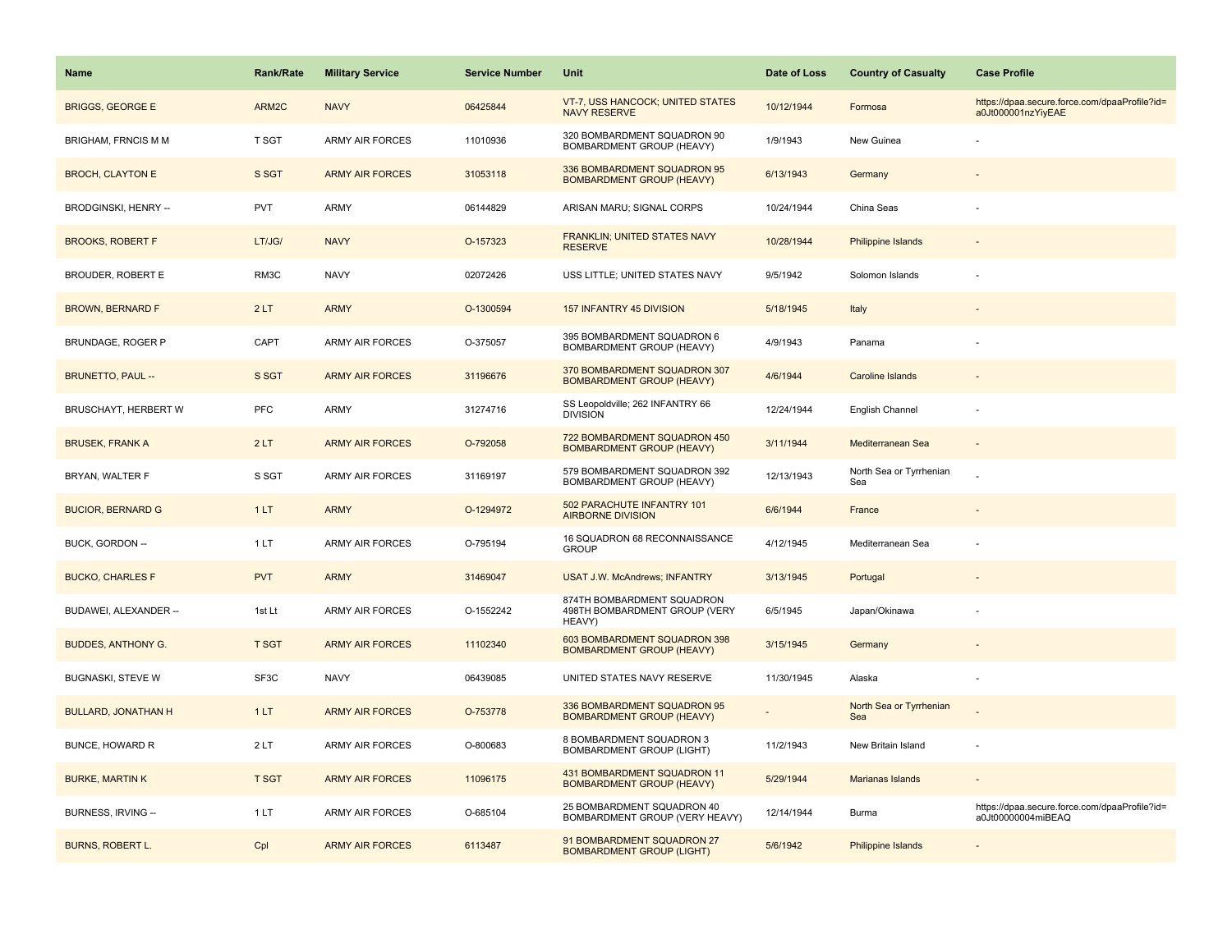| Name | Rank/Rate | Military Service | Service Number | Unit | Date of Loss | Country of Casualty | Case Profile |
|---|---|---|---|---|---|---|---|
| BRIGGS, GEORGE E | ARM2C | NAVY | 06425844 | VT-7, USS HANCOCK; UNITED STATES NAVY RESERVE | 10/12/1944 | Formosa | https://dpaa.secure.force.com/dpaaProfile?id=a0Jt000001nzYiyEAE |
| BRIGHAM, FRNCIS M M | T SGT | ARMY AIR FORCES | 11010936 | 320 BOMBARDMENT SQUADRON 90 BOMBARDMENT GROUP (HEAVY) | 1/9/1943 | New Guinea | - |
| BROCH, CLAYTON E | S SGT | ARMY AIR FORCES | 31053118 | 336 BOMBARDMENT SQUADRON 95 BOMBARDMENT GROUP (HEAVY) | 6/13/1943 | Germany | - |
| BRODGINSKI, HENRY -- | PVT | ARMY | 06144829 | ARISAN MARU; SIGNAL CORPS | 10/24/1944 | China Seas | - |
| BROOKS, ROBERT F | LT/JG/ | NAVY | O-157323 | FRANKLIN; UNITED STATES NAVY RESERVE | 10/28/1944 | Philippine Islands | - |
| BROUDER, ROBERT E | RM3C | NAVY | 02072426 | USS LITTLE; UNITED STATES NAVY | 9/5/1942 | Solomon Islands | - |
| BROWN, BERNARD F | 2 LT | ARMY | O-1300594 | 157 INFANTRY 45 DIVISION | 5/18/1945 | Italy | - |
| BRUNDAGE, ROGER P | CAPT | ARMY AIR FORCES | O-375057 | 395 BOMBARDMENT SQUADRON 6 BOMBARDMENT GROUP (HEAVY) | 4/9/1943 | Panama | - |
| BRUNETTO, PAUL -- | S SGT | ARMY AIR FORCES | 31196676 | 370 BOMBARDMENT SQUADRON 307 BOMBARDMENT GROUP (HEAVY) | 4/6/1944 | Caroline Islands | - |
| BRUSCHAYT, HERBERT W | PFC | ARMY | 31274716 | SS Leopoldville; 262 INFANTRY 66 DIVISION | 12/24/1944 | English Channel | - |
| BRUSEK, FRANK A | 2 LT | ARMY AIR FORCES | O-792058 | 722 BOMBARDMENT SQUADRON 450 BOMBARDMENT GROUP (HEAVY) | 3/11/1944 | Mediterranean Sea | - |
| BRYAN, WALTER F | S SGT | ARMY AIR FORCES | 31169197 | 579 BOMBARDMENT SQUADRON 392 BOMBARDMENT GROUP (HEAVY) | 12/13/1943 | North Sea or Tyrrhenian Sea | - |
| BUCIOR, BERNARD G | 1 LT | ARMY | O-1294972 | 502 PARACHUTE INFANTRY 101 AIRBORNE DIVISION | 6/6/1944 | France | - |
| BUCK, GORDON -- | 1 LT | ARMY AIR FORCES | O-795194 | 16 SQUADRON 68 RECONNAISSANCE GROUP | 4/12/1945 | Mediterranean Sea | - |
| BUCKO, CHARLES F | PVT | ARMY | 31469047 | USAT J.W. McAndrews; INFANTRY | 3/13/1945 | Portugal | - |
| BUDAWEI, ALEXANDER -- | 1st Lt | ARMY AIR FORCES | O-1552242 | 874TH BOMBARDMENT SQUADRON 498TH BOMBARDMENT GROUP (VERY HEAVY) | 6/5/1945 | Japan/Okinawa | - |
| BUDDES, ANTHONY G. | T SGT | ARMY AIR FORCES | 11102340 | 603 BOMBARDMENT SQUADRON 398 BOMBARDMENT GROUP (HEAVY) | 3/15/1945 | Germany | - |
| BUGNASKI, STEVE W | SF3C | NAVY | 06439085 | UNITED STATES NAVY RESERVE | 11/30/1945 | Alaska | - |
| BULLARD, JONATHAN H | 1 LT | ARMY AIR FORCES | O-753778 | 336 BOMBARDMENT SQUADRON 95 BOMBARDMENT GROUP (HEAVY) | - | North Sea or Tyrrhenian Sea | - |
| BUNCE, HOWARD R | 2 LT | ARMY AIR FORCES | O-800683 | 8 BOMBARDMENT SQUADRON 3 BOMBARDMENT GROUP (LIGHT) | 11/2/1943 | New Britain Island | - |
| BURKE, MARTIN K | T SGT | ARMY AIR FORCES | 11096175 | 431 BOMBARDMENT SQUADRON 11 BOMBARDMENT GROUP (HEAVY) | 5/29/1944 | Marianas Islands | - |
| BURNESS, IRVING -- | 1 LT | ARMY AIR FORCES | O-685104 | 25 BOMBARDMENT SQUADRON 40 BOMBARDMENT GROUP (VERY HEAVY) | 12/14/1944 | Burma | https://dpaa.secure.force.com/dpaaProfile?id=a0Jt00000004miBEAQ |
| BURNS, ROBERT L. | Cpl | ARMY AIR FORCES | 6113487 | 91 BOMBARDMENT SQUADRON 27 BOMBARDMENT GROUP (LIGHT) | 5/6/1942 | Philippine Islands | - |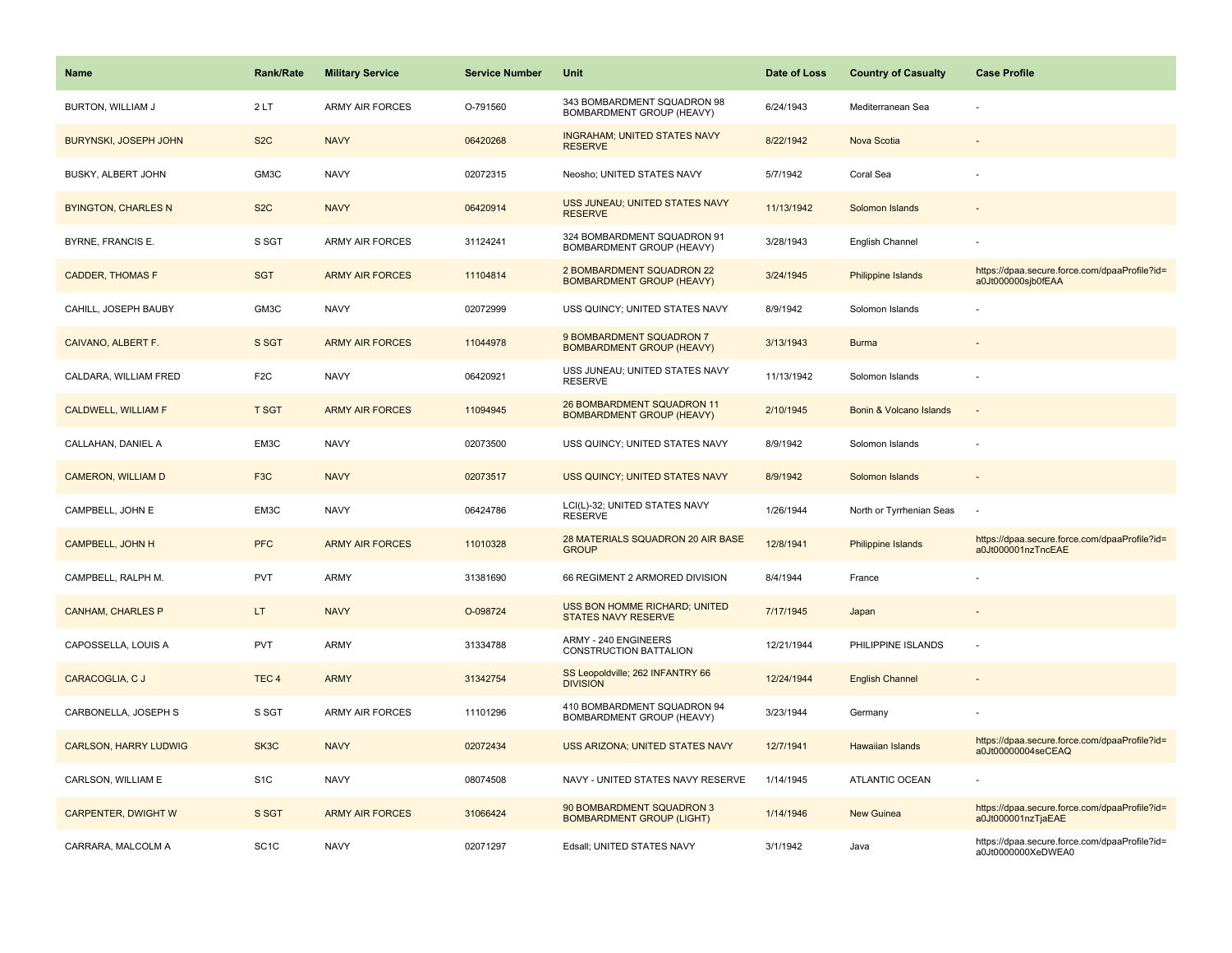| Name | Rank/Rate | Military Service | Service Number | Unit | Date of Loss | Country of Casualty | Case Profile |
|---|---|---|---|---|---|---|---|
| BURTON, WILLIAM J | 2 LT | ARMY AIR FORCES | O-791560 | 343 BOMBARDMENT SQUADRON 98 BOMBARDMENT GROUP (HEAVY) | 6/24/1943 | Mediterranean Sea | - |
| BURYNSKI, JOSEPH JOHN | S2C | NAVY | 06420268 | INGRAHAM; UNITED STATES NAVY RESERVE | 8/22/1942 | Nova Scotia | - |
| BUSKY, ALBERT JOHN | GM3C | NAVY | 02072315 | Neosho; UNITED STATES NAVY | 5/7/1942 | Coral Sea | - |
| BYINGTON, CHARLES N | S2C | NAVY | 06420914 | USS JUNEAU; UNITED STATES NAVY RESERVE | 11/13/1942 | Solomon Islands | - |
| BYRNE, FRANCIS E. | S SGT | ARMY AIR FORCES | 31124241 | 324 BOMBARDMENT SQUADRON 91 BOMBARDMENT GROUP (HEAVY) | 3/28/1943 | English Channel | - |
| CADDER, THOMAS F | SGT | ARMY AIR FORCES | 11104814 | 2 BOMBARDMENT SQUADRON 22 BOMBARDMENT GROUP (HEAVY) | 3/24/1945 | Philippine Islands | https://dpaa.secure.force.com/dpaaProfile?id=a0Jt000000sjb0fEAA |
| CAHILL, JOSEPH BAUBY | GM3C | NAVY | 02072999 | USS QUINCY; UNITED STATES NAVY | 8/9/1942 | Solomon Islands | - |
| CAIVANO, ALBERT F. | S SGT | ARMY AIR FORCES | 11044978 | 9 BOMBARDMENT SQUADRON 7 BOMBARDMENT GROUP (HEAVY) | 3/13/1943 | Burma | - |
| CALDARA, WILLIAM FRED | F2C | NAVY | 06420921 | USS JUNEAU; UNITED STATES NAVY RESERVE | 11/13/1942 | Solomon Islands | - |
| CALDWELL, WILLIAM F | T SGT | ARMY AIR FORCES | 11094945 | 26 BOMBARDMENT SQUADRON 11 BOMBARDMENT GROUP (HEAVY) | 2/10/1945 | Bonin & Volcano Islands | - |
| CALLAHAN, DANIEL A | EM3C | NAVY | 02073500 | USS QUINCY; UNITED STATES NAVY | 8/9/1942 | Solomon Islands | - |
| CAMERON, WILLIAM D | F3C | NAVY | 02073517 | USS QUINCY; UNITED STATES NAVY | 8/9/1942 | Solomon Islands | - |
| CAMPBELL, JOHN E | EM3C | NAVY | 06424786 | LCI(L)-32; UNITED STATES NAVY RESERVE | 1/26/1944 | North or Tyrrhenian Seas | - |
| CAMPBELL, JOHN H | PFC | ARMY AIR FORCES | 11010328 | 28 MATERIALS SQUADRON 20 AIR BASE GROUP | 12/8/1941 | Philippine Islands | https://dpaa.secure.force.com/dpaaProfile?id=a0Jt000001nzTncEAE |
| CAMPBELL, RALPH M. | PVT | ARMY | 31381690 | 66 REGIMENT 2 ARMORED DIVISION | 8/4/1944 | France | - |
| CANHAM, CHARLES P | LT | NAVY | O-098724 | USS BON HOMME RICHARD; UNITED STATES NAVY RESERVE | 7/17/1945 | Japan | - |
| CAPOSSELLA, LOUIS A | PVT | ARMY | 31334788 | ARMY - 240 ENGINEERS CONSTRUCTION BATTALION | 12/21/1944 | PHILIPPINE ISLANDS | - |
| CARACOGLIA, C J | TEC 4 | ARMY | 31342754 | SS Leopoldville; 262 INFANTRY 66 DIVISION | 12/24/1944 | English Channel | - |
| CARBONELLA, JOSEPH S | S SGT | ARMY AIR FORCES | 11101296 | 410 BOMBARDMENT SQUADRON 94 BOMBARDMENT GROUP (HEAVY) | 3/23/1944 | Germany | - |
| CARLSON, HARRY LUDWIG | SK3C | NAVY | 02072434 | USS ARIZONA; UNITED STATES NAVY | 12/7/1941 | Hawaiian Islands | https://dpaa.secure.force.com/dpaaProfile?id=a0Jt00000004seCEAQ |
| CARLSON, WILLIAM E | S1C | NAVY | 08074508 | NAVY - UNITED STATES NAVY RESERVE | 1/14/1945 | ATLANTIC OCEAN | - |
| CARPENTER, DWIGHT W | S SGT | ARMY AIR FORCES | 31066424 | 90 BOMBARDMENT SQUADRON 3 BOMBARDMENT GROUP (LIGHT) | 1/14/1946 | New Guinea | https://dpaa.secure.force.com/dpaaProfile?id=a0Jt000001nzTjaEAE |
| CARRARA, MALCOLM A | SC1C | NAVY | 02071297 | Edsall; UNITED STATES NAVY | 3/1/1942 | Java | https://dpaa.secure.force.com/dpaaProfile?id=a0Jt0000000XeDWEA0 |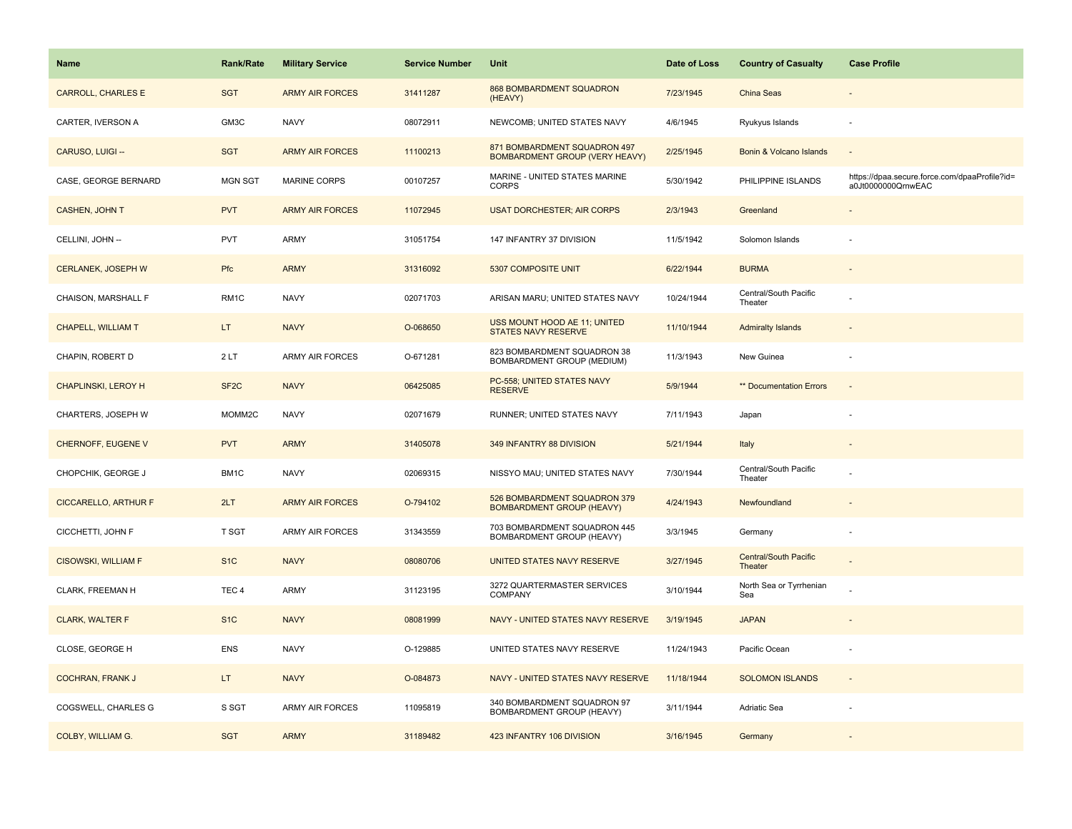| Name | Rank/Rate | Military Service | Service Number | Unit | Date of Loss | Country of Casualty | Case Profile |
| --- | --- | --- | --- | --- | --- | --- | --- |
| CARROLL, CHARLES E | SGT | ARMY AIR FORCES | 31411287 | 868 BOMBARDMENT SQUADRON (HEAVY) | 7/23/1945 | China Seas | - |
| CARTER, IVERSON A | GM3C | NAVY | 08072911 | NEWCOMB; UNITED STATES NAVY | 4/6/1945 | Ryukyus Islands | - |
| CARUSO, LUIGI -- | SGT | ARMY AIR FORCES | 11100213 | 871 BOMBARDMENT SQUADRON 497 BOMBARDMENT GROUP (VERY HEAVY) | 2/25/1945 | Bonin & Volcano Islands | - |
| CASE, GEORGE BERNARD | MGN SGT | MARINE CORPS | 00107257 | MARINE - UNITED STATES MARINE CORPS | 5/30/1942 | PHILIPPINE ISLANDS | https://dpaa.secure.force.com/dpaaProfile?id=a0Jt0000000QrnwEAC |
| CASHEN, JOHN T | PVT | ARMY AIR FORCES | 11072945 | USAT DORCHESTER; AIR CORPS | 2/3/1943 | Greenland | - |
| CELLINI, JOHN -- | PVT | ARMY | 31051754 | 147 INFANTRY 37 DIVISION | 11/5/1942 | Solomon Islands | - |
| CERLANEK, JOSEPH W | Pfc | ARMY | 31316092 | 5307 COMPOSITE UNIT | 6/22/1944 | BURMA | - |
| CHAISON, MARSHALL F | RM1C | NAVY | 02071703 | ARISAN MARU; UNITED STATES NAVY | 10/24/1944 | Central/South Pacific Theater | - |
| CHAPELL, WILLIAM T | LT | NAVY | O-068650 | USS MOUNT HOOD AE 11; UNITED STATES NAVY RESERVE | 11/10/1944 | Admiralty Islands | - |
| CHAPIN, ROBERT D | 2 LT | ARMY AIR FORCES | O-671281 | 823 BOMBARDMENT SQUADRON 38 BOMBARDMENT GROUP (MEDIUM) | 11/3/1943 | New Guinea | - |
| CHAPLINSKI, LEROY H | SF2C | NAVY | 06425085 | PC-558; UNITED STATES NAVY RESERVE | 5/9/1944 | ** Documentation Errors | - |
| CHARTERS, JOSEPH W | MOMM2C | NAVY | 02071679 | RUNNER; UNITED STATES NAVY | 7/11/1943 | Japan | - |
| CHERNOFF, EUGENE V | PVT | ARMY | 31405078 | 349 INFANTRY 88 DIVISION | 5/21/1944 | Italy | - |
| CHOPCHIK, GEORGE J | BM1C | NAVY | 02069315 | NISSYO MAU; UNITED STATES NAVY | 7/30/1944 | Central/South Pacific Theater | - |
| CICCARELLO, ARTHUR F | 2LT | ARMY AIR FORCES | O-794102 | 526 BOMBARDMENT SQUADRON 379 BOMBARDMENT GROUP (HEAVY) | 4/24/1943 | Newfoundland | - |
| CICCHETTI, JOHN F | T SGT | ARMY AIR FORCES | 31343559 | 703 BOMBARDMENT SQUADRON 445 BOMBARDMENT GROUP (HEAVY) | 3/3/1945 | Germany | - |
| CISOWSKI, WILLIAM F | S1C | NAVY | 08080706 | UNITED STATES NAVY RESERVE | 3/27/1945 | Central/South Pacific Theater | - |
| CLARK, FREEMAN H | TEC 4 | ARMY | 31123195 | 3272 QUARTERMASTER SERVICES COMPANY | 3/10/1944 | North Sea or Tyrrhenian Sea | - |
| CLARK, WALTER F | S1C | NAVY | 08081999 | NAVY - UNITED STATES NAVY RESERVE | 3/19/1945 | JAPAN | - |
| CLOSE, GEORGE H | ENS | NAVY | O-129885 | UNITED STATES NAVY RESERVE | 11/24/1943 | Pacific Ocean | - |
| COCHRAN, FRANK J | LT | NAVY | O-084873 | NAVY - UNITED STATES NAVY RESERVE | 11/18/1944 | SOLOMON ISLANDS | - |
| COGSWELL, CHARLES G | S SGT | ARMY AIR FORCES | 11095819 | 340 BOMBARDMENT SQUADRON 97 BOMBARDMENT GROUP (HEAVY) | 3/11/1944 | Adriatic Sea | - |
| COLBY, WILLIAM G. | SGT | ARMY | 31189482 | 423 INFANTRY 106 DIVISION | 3/16/1945 | Germany | - |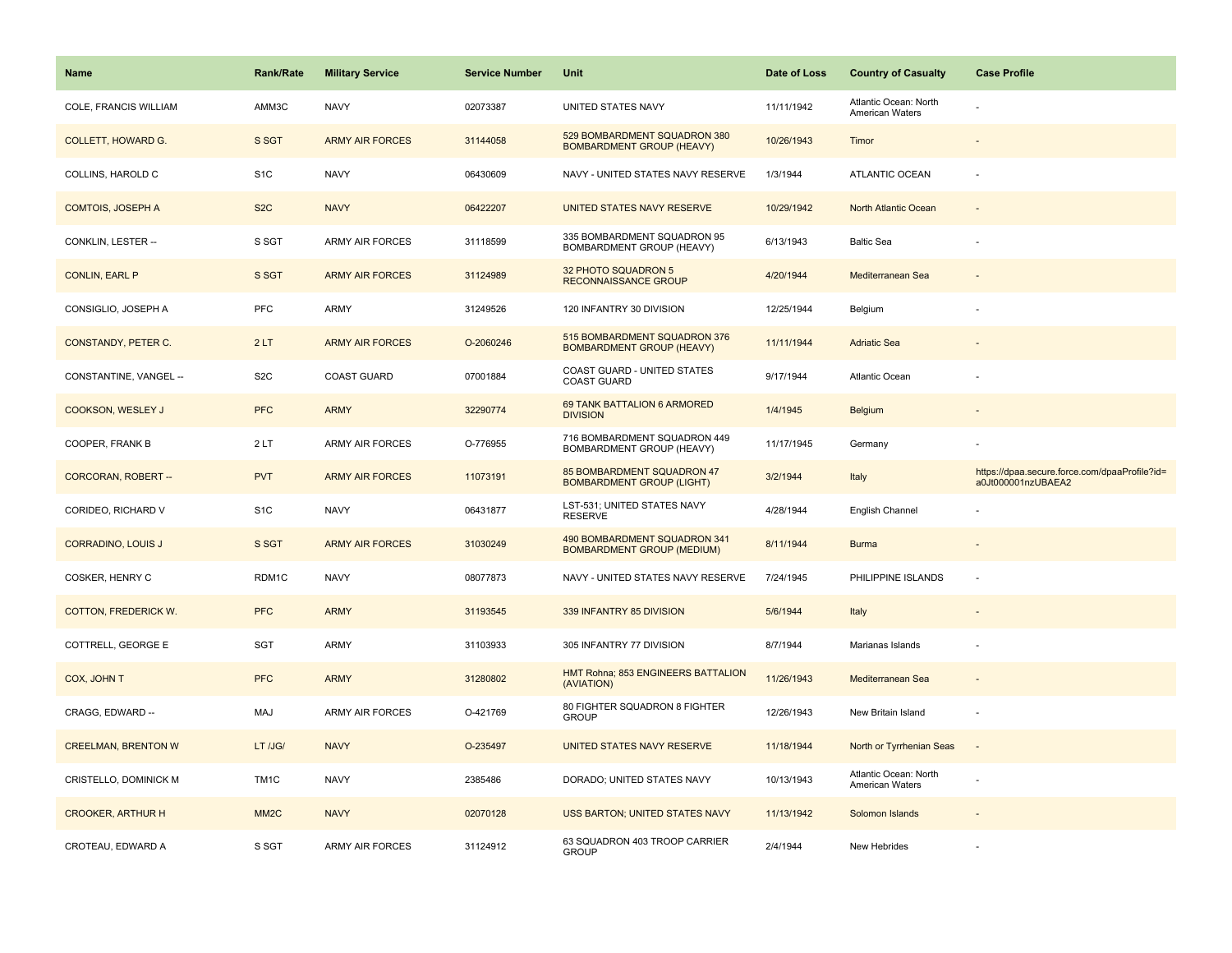| Name | Rank/Rate | Military Service | Service Number | Unit | Date of Loss | Country of Casualty | Case Profile |
|---|---|---|---|---|---|---|---|
| COLE, FRANCIS WILLIAM | AMM3C | NAVY | 02073387 | UNITED STATES NAVY | 11/11/1942 | Atlantic Ocean: North American Waters | - |
| COLLETT, HOWARD G. | S SGT | ARMY AIR FORCES | 31144058 | 529 BOMBARDMENT SQUADRON 380 BOMBARDMENT GROUP (HEAVY) | 10/26/1943 | Timor | - |
| COLLINS, HAROLD C | S1C | NAVY | 06430609 | NAVY - UNITED STATES NAVY RESERVE | 1/3/1944 | ATLANTIC OCEAN | - |
| COMTOIS, JOSEPH A | S2C | NAVY | 06422207 | UNITED STATES NAVY RESERVE | 10/29/1942 | North Atlantic Ocean | - |
| CONKLIN, LESTER -- | S SGT | ARMY AIR FORCES | 31118599 | 335 BOMBARDMENT SQUADRON 95 BOMBARDMENT GROUP (HEAVY) | 6/13/1943 | Baltic Sea | - |
| CONLIN, EARL P | S SGT | ARMY AIR FORCES | 31124989 | 32 PHOTO SQUADRON 5 RECONNAISSANCE GROUP | 4/20/1944 | Mediterranean Sea | - |
| CONSIGLIO, JOSEPH A | PFC | ARMY | 31249526 | 120 INFANTRY 30 DIVISION | 12/25/1944 | Belgium | - |
| CONSTANDY, PETER C. | 2 LT | ARMY AIR FORCES | O-2060246 | 515 BOMBARDMENT SQUADRON 376 BOMBARDMENT GROUP (HEAVY) | 11/11/1944 | Adriatic Sea | - |
| CONSTANTINE, VANGEL -- | S2C | COAST GUARD | 07001884 | COAST GUARD - UNITED STATES COAST GUARD | 9/17/1944 | Atlantic Ocean | - |
| COOKSON, WESLEY J | PFC | ARMY | 32290774 | 69 TANK BATTALION 6 ARMORED DIVISION | 1/4/1945 | Belgium | - |
| COOPER, FRANK B | 2 LT | ARMY AIR FORCES | O-776955 | 716 BOMBARDMENT SQUADRON 449 BOMBARDMENT GROUP (HEAVY) | 11/17/1945 | Germany | - |
| CORCORAN, ROBERT -- | PVT | ARMY AIR FORCES | 11073191 | 85 BOMBARDMENT SQUADRON 47 BOMBARDMENT GROUP (LIGHT) | 3/2/1944 | Italy | https://dpaa.secure.force.com/dpaaProfile?id=a0Jt000001nzUBAEA2 |
| CORIDEO, RICHARD V | S1C | NAVY | 06431877 | LST-531; UNITED STATES NAVY RESERVE | 4/28/1944 | English Channel | - |
| CORRADINO, LOUIS J | S SGT | ARMY AIR FORCES | 31030249 | 490 BOMBARDMENT SQUADRON 341 BOMBARDMENT GROUP (MEDIUM) | 8/11/1944 | Burma | - |
| COSKER, HENRY C | RDM1C | NAVY | 08077873 | NAVY - UNITED STATES NAVY RESERVE | 7/24/1945 | PHILIPPINE ISLANDS | - |
| COTTON, FREDERICK W. | PFC | ARMY | 31193545 | 339 INFANTRY 85 DIVISION | 5/6/1944 | Italy | - |
| COTTRELL, GEORGE E | SGT | ARMY | 31103933 | 305 INFANTRY 77 DIVISION | 8/7/1944 | Marianas Islands | - |
| COX, JOHN T | PFC | ARMY | 31280802 | HMT Rohna; 853 ENGINEERS BATTALION (AVIATION) | 11/26/1943 | Mediterranean Sea | - |
| CRAGG, EDWARD -- | MAJ | ARMY AIR FORCES | O-421769 | 80 FIGHTER SQUADRON 8 FIGHTER GROUP | 12/26/1943 | New Britain Island | - |
| CREELMAN, BRENTON W | LT /JG/ | NAVY | O-235497 | UNITED STATES NAVY RESERVE | 11/18/1944 | North or Tyrrhenian Seas | - |
| CRISTELLO, DOMINICK M | TM1C | NAVY | 2385486 | DORADO; UNITED STATES NAVY | 10/13/1943 | Atlantic Ocean: North American Waters | - |
| CROOKER, ARTHUR H | MM2C | NAVY | 02070128 | USS BARTON; UNITED STATES NAVY | 11/13/1942 | Solomon Islands | - |
| CROTEAU, EDWARD A | S SGT | ARMY AIR FORCES | 31124912 | 63 SQUADRON 403 TROOP CARRIER GROUP | 2/4/1944 | New Hebrides | - |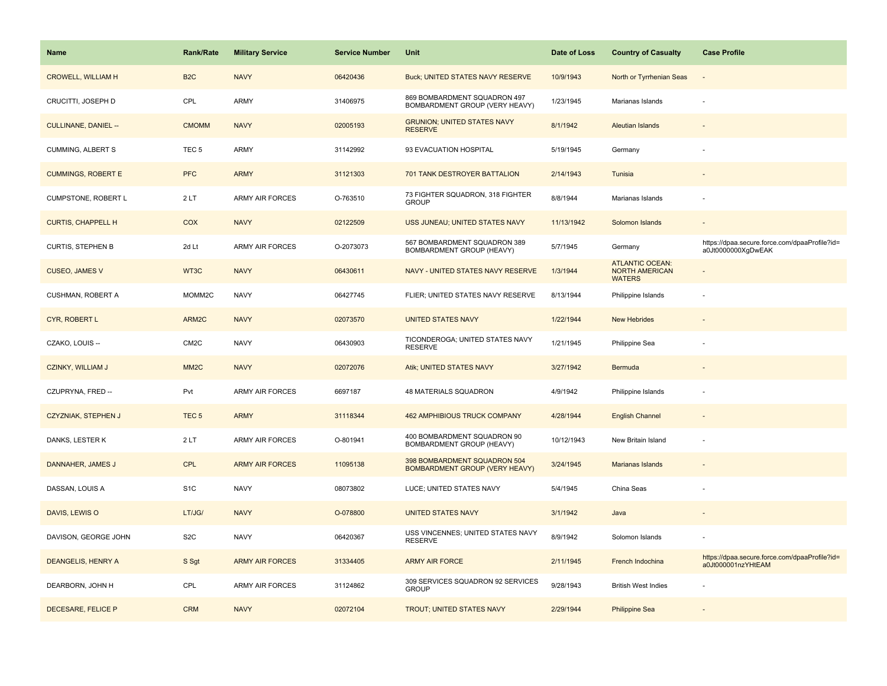| Name | Rank/Rate | Military Service | Service Number | Unit | Date of Loss | Country of Casualty | Case Profile |
|---|---|---|---|---|---|---|---|
| CROWELL, WILLIAM H | B2C | NAVY | 06420436 | Buck; UNITED STATES NAVY RESERVE | 10/9/1943 | North or Tyrrhenian Seas | - |
| CRUCITTI, JOSEPH D | CPL | ARMY | 31406975 | 869 BOMBARDMENT SQUADRON 497 BOMBARDMENT GROUP (VERY HEAVY) | 1/23/1945 | Marianas Islands | - |
| CULLINANE, DANIEL -- | CMOMM | NAVY | 02005193 | GRUNION; UNITED STATES NAVY RESERVE | 8/1/1942 | Aleutian Islands | - |
| CUMMING, ALBERT S | TEC 5 | ARMY | 31142992 | 93 EVACUATION HOSPITAL | 5/19/1945 | Germany | - |
| CUMMINGS, ROBERT E | PFC | ARMY | 31121303 | 701 TANK DESTROYER BATTALION | 2/14/1943 | Tunisia | - |
| CUMPSTONE, ROBERT L | 2 LT | ARMY AIR FORCES | O-763510 | 73 FIGHTER SQUADRON, 318 FIGHTER GROUP | 8/8/1944 | Marianas Islands | - |
| CURTIS, CHAPPELL H | COX | NAVY | 02122509 | USS JUNEAU; UNITED STATES NAVY | 11/13/1942 | Solomon Islands | - |
| CURTIS, STEPHEN B | 2d Lt | ARMY AIR FORCES | O-2073073 | 567 BOMBARDMENT SQUADRON 389 BOMBARDMENT GROUP (HEAVY) | 5/7/1945 | Germany | https://dpaa.secure.force.com/dpaaProfile?id=a0Jt0000000XgDwEAK |
| CUSEO, JAMES V | WT3C | NAVY | 06430611 | NAVY - UNITED STATES NAVY RESERVE | 1/3/1944 | ATLANTIC OCEAN: NORTH AMERICAN WATERS | - |
| CUSHMAN, ROBERT A | MOMM2C | NAVY | 06427745 | FLIER; UNITED STATES NAVY RESERVE | 8/13/1944 | Philippine Islands | - |
| CYR, ROBERT L | ARM2C | NAVY | 02073570 | UNITED STATES NAVY | 1/22/1944 | New Hebrides | - |
| CZAKO, LOUIS -- | CM2C | NAVY | 06430903 | TICONDEROGA; UNITED STATES NAVY RESERVE | 1/21/1945 | Philippine Sea | - |
| CZINKY, WILLIAM J | MM2C | NAVY | 02072076 | Atik; UNITED STATES NAVY | 3/27/1942 | Bermuda | - |
| CZUPRYNA, FRED -- | Pvt | ARMY AIR FORCES | 6697187 | 48 MATERIALS SQUADRON | 4/9/1942 | Philippine Islands | - |
| CZYZNIAK, STEPHEN J | TEC 5 | ARMY | 31118344 | 462 AMPHIBIOUS TRUCK COMPANY | 4/28/1944 | English Channel | - |
| DANKS, LESTER K | 2 LT | ARMY AIR FORCES | O-801941 | 400 BOMBARDMENT SQUADRON 90 BOMBARDMENT GROUP (HEAVY) | 10/12/1943 | New Britain Island | - |
| DANNAHER, JAMES J | CPL | ARMY AIR FORCES | 11095138 | 398 BOMBARDMENT SQUADRON 504 BOMBARDMENT GROUP (VERY HEAVY) | 3/24/1945 | Marianas Islands | - |
| DASSAN, LOUIS A | S1C | NAVY | 08073802 | LUCE; UNITED STATES NAVY | 5/4/1945 | China Seas | - |
| DAVIS, LEWIS O | LT/JG/ | NAVY | O-078800 | UNITED STATES NAVY | 3/1/1942 | Java | - |
| DAVISON, GEORGE JOHN | S2C | NAVY | 06420367 | USS VINCENNES; UNITED STATES NAVY RESERVE | 8/9/1942 | Solomon Islands | - |
| DEANGELIS, HENRY A | S Sgt | ARMY AIR FORCES | 31334405 | ARMY AIR FORCE | 2/11/1945 | French Indochina | https://dpaa.secure.force.com/dpaaProfile?id=a0Jt000001nzYHtEAM |
| DEARBORN, JOHN H | CPL | ARMY AIR FORCES | 31124862 | 309 SERVICES SQUADRON 92 SERVICES GROUP | 9/28/1943 | British West Indies | - |
| DECESARE, FELICE P | CRM | NAVY | 02072104 | TROUT; UNITED STATES NAVY | 2/29/1944 | Philippine Sea | - |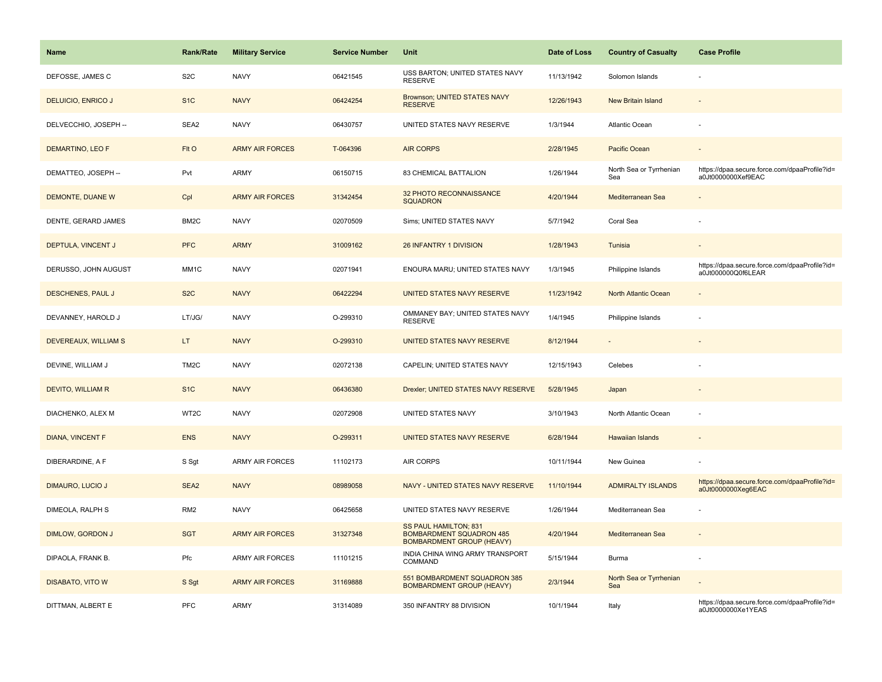| Name | Rank/Rate | Military Service | Service Number | Unit | Date of Loss | Country of Casualty | Case Profile |
| --- | --- | --- | --- | --- | --- | --- | --- |
| DEFOSSE, JAMES C | S2C | NAVY | 06421545 | USS BARTON; UNITED STATES NAVY RESERVE | 11/13/1942 | Solomon Islands | - |
| DELUICIO, ENRICO J | S1C | NAVY | 06424254 | Brownson; UNITED STATES NAVY RESERVE | 12/26/1943 | New Britain Island | - |
| DELVECCHIO, JOSEPH -- | SEA2 | NAVY | 06430757 | UNITED STATES NAVY RESERVE | 1/3/1944 | Atlantic Ocean | - |
| DEMARTINO, LEO F | Flt O | ARMY AIR FORCES | T-064396 | AIR CORPS | 2/28/1945 | Pacific Ocean | - |
| DEMATTEO, JOSEPH -- | Pvt | ARMY | 06150715 | 83 CHEMICAL BATTALION | 1/26/1944 | North Sea or Tyrrhenian Sea | https://dpaa.secure.force.com/dpaaProfile?id=a0Jt0000000Xef9EAC |
| DEMONTE, DUANE W | Cpl | ARMY AIR FORCES | 31342454 | 32 PHOTO RECONNAISSANCE SQUADRON | 4/20/1944 | Mediterranean Sea | - |
| DENTE, GERARD JAMES | BM2C | NAVY | 02070509 | Sims; UNITED STATES NAVY | 5/7/1942 | Coral Sea | - |
| DEPTULA, VINCENT J | PFC | ARMY | 31009162 | 26 INFANTRY 1 DIVISION | 1/28/1943 | Tunisia | - |
| DERUSSO, JOHN AUGUST | MM1C | NAVY | 02071941 | ENOURA MARU; UNITED STATES NAVY | 1/3/1945 | Philippine Islands | https://dpaa.secure.force.com/dpaaProfile?id=a0Jt000000Q0f6LEAR |
| DESCHENES, PAUL J | S2C | NAVY | 06422294 | UNITED STATES NAVY RESERVE | 11/23/1942 | North Atlantic Ocean | - |
| DEVANNEY, HAROLD J | LT/JG/ | NAVY | O-299310 | OMMANEY BAY; UNITED STATES NAVY RESERVE | 1/4/1945 | Philippine Islands | - |
| DEVEREAUX, WILLIAM S | LT | NAVY | O-299310 | UNITED STATES NAVY RESERVE | 8/12/1944 | - | - |
| DEVINE, WILLIAM J | TM2C | NAVY | 02072138 | CAPELIN; UNITED STATES NAVY | 12/15/1943 | Celebes | - |
| DEVITO, WILLIAM R | S1C | NAVY | 06436380 | Drexler; UNITED STATES NAVY RESERVE | 5/28/1945 | Japan | - |
| DIACHENKO, ALEX M | WT2C | NAVY | 02072908 | UNITED STATES NAVY | 3/10/1943 | North Atlantic Ocean | - |
| DIANA, VINCENT F | ENS | NAVY | O-299311 | UNITED STATES NAVY RESERVE | 6/28/1944 | Hawaiian Islands | - |
| DIBERARDINE, A F | S Sgt | ARMY AIR FORCES | 11102173 | AIR CORPS | 10/11/1944 | New Guinea | - |
| DIMAURO, LUCIO J | SEA2 | NAVY | 08989058 | NAVY - UNITED STATES NAVY RESERVE | 11/10/1944 | ADMIRALTY ISLANDS | https://dpaa.secure.force.com/dpaaProfile?id=a0Jt0000000Xeg6EAC |
| DIMEOLA, RALPH S | RM2 | NAVY | 06425658 | UNITED STATES NAVY RESERVE | 1/26/1944 | Mediterranean Sea | - |
| DIMLOW, GORDON J | SGT | ARMY AIR FORCES | 31327348 | SS PAUL HAMILTON; 831 BOMBARDMENT SQUADRON 485 BOMBARDMENT GROUP (HEAVY) | 4/20/1944 | Mediterranean Sea | - |
| DIPAOLA, FRANK B. | Pfc | ARMY AIR FORCES | 11101215 | INDIA CHINA WING ARMY TRANSPORT COMMAND | 5/15/1944 | Burma | - |
| DISABATO, VITO W | S Sgt | ARMY AIR FORCES | 31169888 | 551 BOMBARDMENT SQUADRON 385 BOMBARDMENT GROUP (HEAVY) | 2/3/1944 | North Sea or Tyrrhenian Sea | - |
| DITTMAN, ALBERT E | PFC | ARMY | 31314089 | 350 INFANTRY 88 DIVISION | 10/1/1944 | Italy | https://dpaa.secure.force.com/dpaaProfile?id=a0Jt0000000Xe1YEAS |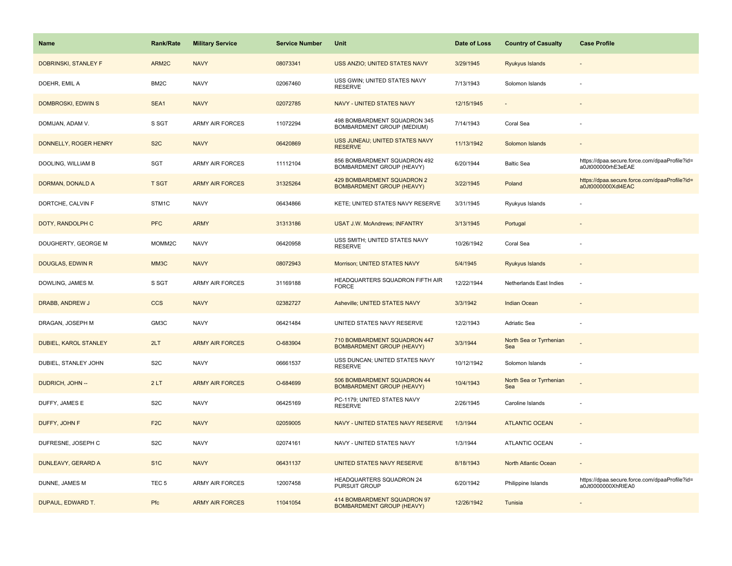| Name | Rank/Rate | Military Service | Service Number | Unit | Date of Loss | Country of Casualty | Case Profile |
|---|---|---|---|---|---|---|---|
| DOBRINSKI, STANLEY F | ARM2C | NAVY | 08073341 | USS ANZIO; UNITED STATES NAVY | 3/29/1945 | Ryukyus Islands | - |
| DOEHR, EMIL A | BM2C | NAVY | 02067460 | USS GWIN; UNITED STATES NAVY RESERVE | 7/13/1943 | Solomon Islands | - |
| DOMBROSKI, EDWIN S | SEA1 | NAVY | 02072785 | NAVY - UNITED STATES NAVY | 12/15/1945 | - | - |
| DOMIJAN, ADAM V. | S SGT | ARMY AIR FORCES | 11072294 | 498 BOMBARDMENT SQUADRON 345 BOMBARDMENT GROUP (MEDIUM) | 7/14/1943 | Coral Sea | - |
| DONNELLY, ROGER HENRY | S2C | NAVY | 06420869 | USS JUNEAU; UNITED STATES NAVY RESERVE | 11/13/1942 | Solomon Islands | - |
| DOOLING, WILLIAM B | SGT | ARMY AIR FORCES | 11112104 | 856 BOMBARDMENT SQUADRON 492 BOMBARDMENT GROUP (HEAVY) | 6/20/1944 | Baltic Sea | https://dpaa.secure.force.com/dpaaProfile?id=a0Jt000000rhE3eEAE |
| DORMAN, DONALD A | T SGT | ARMY AIR FORCES | 31325264 | 429 BOMBARDMENT SQUADRON 2 BOMBARDMENT GROUP (HEAVY) | 3/22/1945 | Poland | https://dpaa.secure.force.com/dpaaProfile?id=a0Jt0000000Xdl4EAC |
| DORTCHE, CALVIN F | STM1C | NAVY | 06434866 | KETE; UNITED STATES NAVY RESERVE | 3/31/1945 | Ryukyus Islands | - |
| DOTY, RANDOLPH C | PFC | ARMY | 31313186 | USAT J.W. McAndrews; INFANTRY | 3/13/1945 | Portugal | - |
| DOUGHERTY, GEORGE M | MOMM2C | NAVY | 06420958 | USS SMITH; UNITED STATES NAVY RESERVE | 10/26/1942 | Coral Sea | - |
| DOUGLAS, EDWIN R | MM3C | NAVY | 08072943 | Morrison; UNITED STATES NAVY | 5/4/1945 | Ryukyus Islands | - |
| DOWLING, JAMES M. | S SGT | ARMY AIR FORCES | 31169188 | HEADQUARTERS SQUADRON FIFTH AIR FORCE | 12/22/1944 | Netherlands East Indies | - |
| DRABB, ANDREW J | CCS | NAVY | 02382727 | Asheville; UNITED STATES NAVY | 3/3/1942 | Indian Ocean | - |
| DRAGAN, JOSEPH M | GM3C | NAVY | 06421484 | UNITED STATES NAVY RESERVE | 12/2/1943 | Adriatic Sea | - |
| DUBIEL, KAROL STANLEY | 2LT | ARMY AIR FORCES | O-683904 | 710 BOMBARDMENT SQUADRON 447 BOMBARDMENT GROUP (HEAVY) | 3/3/1944 | North Sea or Tyrrhenian Sea | - |
| DUBIEL, STANLEY JOHN | S2C | NAVY | 06661537 | USS DUNCAN; UNITED STATES NAVY RESERVE | 10/12/1942 | Solomon Islands | - |
| DUDRICH, JOHN -- | 2 LT | ARMY AIR FORCES | O-684699 | 506 BOMBARDMENT SQUADRON 44 BOMBARDMENT GROUP (HEAVY) | 10/4/1943 | North Sea or Tyrrhenian Sea | - |
| DUFFY, JAMES E | S2C | NAVY | 06425169 | PC-1179; UNITED STATES NAVY RESERVE | 2/26/1945 | Caroline Islands | - |
| DUFFY, JOHN F | F2C | NAVY | 02059005 | NAVY - UNITED STATES NAVY RESERVE | 1/3/1944 | ATLANTIC OCEAN | - |
| DUFRESNE, JOSEPH C | S2C | NAVY | 02074161 | NAVY - UNITED STATES NAVY | 1/3/1944 | ATLANTIC OCEAN | - |
| DUNLEAVY, GERARD A | S1C | NAVY | 06431137 | UNITED STATES NAVY RESERVE | 8/18/1943 | North Atlantic Ocean | - |
| DUNNE, JAMES M | TEC 5 | ARMY AIR FORCES | 12007458 | HEADQUARTERS SQUADRON 24 PURSUIT GROUP | 6/20/1942 | Philippine Islands | https://dpaa.secure.force.com/dpaaProfile?id=a0Jt0000000XhRIEA0 |
| DUPAUL, EDWARD T. | Pfc | ARMY AIR FORCES | 11041054 | 414 BOMBARDMENT SQUADRON 97 BOMBARDMENT GROUP (HEAVY) | 12/26/1942 | Tunisia | - |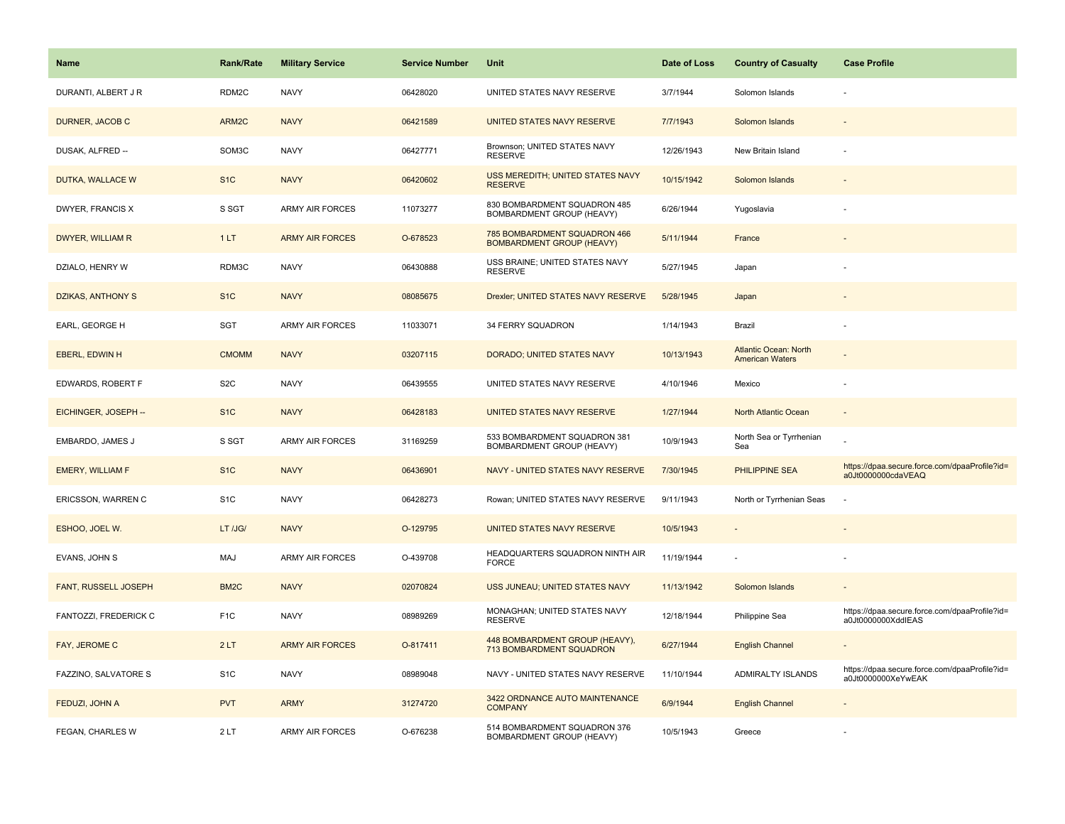| Name | Rank/Rate | Military Service | Service Number | Unit | Date of Loss | Country of Casualty | Case Profile |
|---|---|---|---|---|---|---|---|
| DURANTI, ALBERT J R | RDM2C | NAVY | 06428020 | UNITED STATES NAVY RESERVE | 3/7/1944 | Solomon Islands | - |
| DURNER, JACOB C | ARM2C | NAVY | 06421589 | UNITED STATES NAVY RESERVE | 7/7/1943 | Solomon Islands | - |
| DUSAK, ALFRED -- | SOM3C | NAVY | 06427771 | Brownson; UNITED STATES NAVY RESERVE | 12/26/1943 | New Britain Island | - |
| DUTKA, WALLACE W | S1C | NAVY | 06420602 | USS MEREDITH; UNITED STATES NAVY RESERVE | 10/15/1942 | Solomon Islands | - |
| DWYER, FRANCIS X | S SGT | ARMY AIR FORCES | 11073277 | 830 BOMBARDMENT SQUADRON 485 BOMBARDMENT GROUP (HEAVY) | 6/26/1944 | Yugoslavia | - |
| DWYER, WILLIAM R | 1 LT | ARMY AIR FORCES | O-678523 | 785 BOMBARDMENT SQUADRON 466 BOMBARDMENT GROUP (HEAVY) | 5/11/1944 | France | - |
| DZIALO, HENRY W | RDM3C | NAVY | 06430888 | USS BRAINE; UNITED STATES NAVY RESERVE | 5/27/1945 | Japan | - |
| DZIKAS, ANTHONY S | S1C | NAVY | 08085675 | Drexler; UNITED STATES NAVY RESERVE | 5/28/1945 | Japan | - |
| EARL, GEORGE H | SGT | ARMY AIR FORCES | 11033071 | 34 FERRY SQUADRON | 1/14/1943 | Brazil | - |
| EBERL, EDWIN H | CMOMM | NAVY | 03207115 | DORADO; UNITED STATES NAVY | 10/13/1943 | Atlantic Ocean: North American Waters | - |
| EDWARDS, ROBERT F | S2C | NAVY | 06439555 | UNITED STATES NAVY RESERVE | 4/10/1946 | Mexico | - |
| EICHINGER, JOSEPH -- | S1C | NAVY | 06428183 | UNITED STATES NAVY RESERVE | 1/27/1944 | North Atlantic Ocean | - |
| EMBARDO, JAMES J | S SGT | ARMY AIR FORCES | 31169259 | 533 BOMBARDMENT SQUADRON 381 BOMBARDMENT GROUP (HEAVY) | 10/9/1943 | North Sea or Tyrrhenian Sea | - |
| EMERY, WILLIAM F | S1C | NAVY | 06436901 | NAVY - UNITED STATES NAVY RESERVE | 7/30/1945 | PHILIPPINE SEA | https://dpaa.secure.force.com/dpaaProfile?id=a0Jt0000000cdaVEAQ |
| ERICSSON, WARREN C | S1C | NAVY | 06428273 | Rowan; UNITED STATES NAVY RESERVE | 9/11/1943 | North or Tyrrhenian Seas | - |
| ESHOO, JOEL W. | LT /JG/ | NAVY | O-129795 | UNITED STATES NAVY RESERVE | 10/5/1943 | - | - |
| EVANS, JOHN S | MAJ | ARMY AIR FORCES | O-439708 | HEADQUARTERS SQUADRON NINTH AIR FORCE | 11/19/1944 | - | - |
| FANT, RUSSELL JOSEPH | BM2C | NAVY | 02070824 | USS JUNEAU; UNITED STATES NAVY | 11/13/1942 | Solomon Islands | - |
| FANTOZZI, FREDERICK C | F1C | NAVY | 08989269 | MONAGHAN; UNITED STATES NAVY RESERVE | 12/18/1944 | Philippine Sea | https://dpaa.secure.force.com/dpaaProfile?id=a0Jt0000000XddIEAS |
| FAY, JEROME C | 2 LT | ARMY AIR FORCES | O-817411 | 448 BOMBARDMENT GROUP (HEAVY), 713 BOMBARDMENT SQUADRON | 6/27/1944 | English Channel | - |
| FAZZINO, SALVATORE S | S1C | NAVY | 08989048 | NAVY - UNITED STATES NAVY RESERVE | 11/10/1944 | ADMIRALTY ISLANDS | https://dpaa.secure.force.com/dpaaProfile?id=a0Jt0000000XeYwEAK |
| FEDUZI, JOHN A | PVT | ARMY | 31274720 | 3422 ORDNANCE AUTO MAINTENANCE COMPANY | 6/9/1944 | English Channel | - |
| FEGAN, CHARLES W | 2 LT | ARMY AIR FORCES | O-676238 | 514 BOMBARDMENT SQUADRON 376 BOMBARDMENT GROUP (HEAVY) | 10/5/1943 | Greece | - |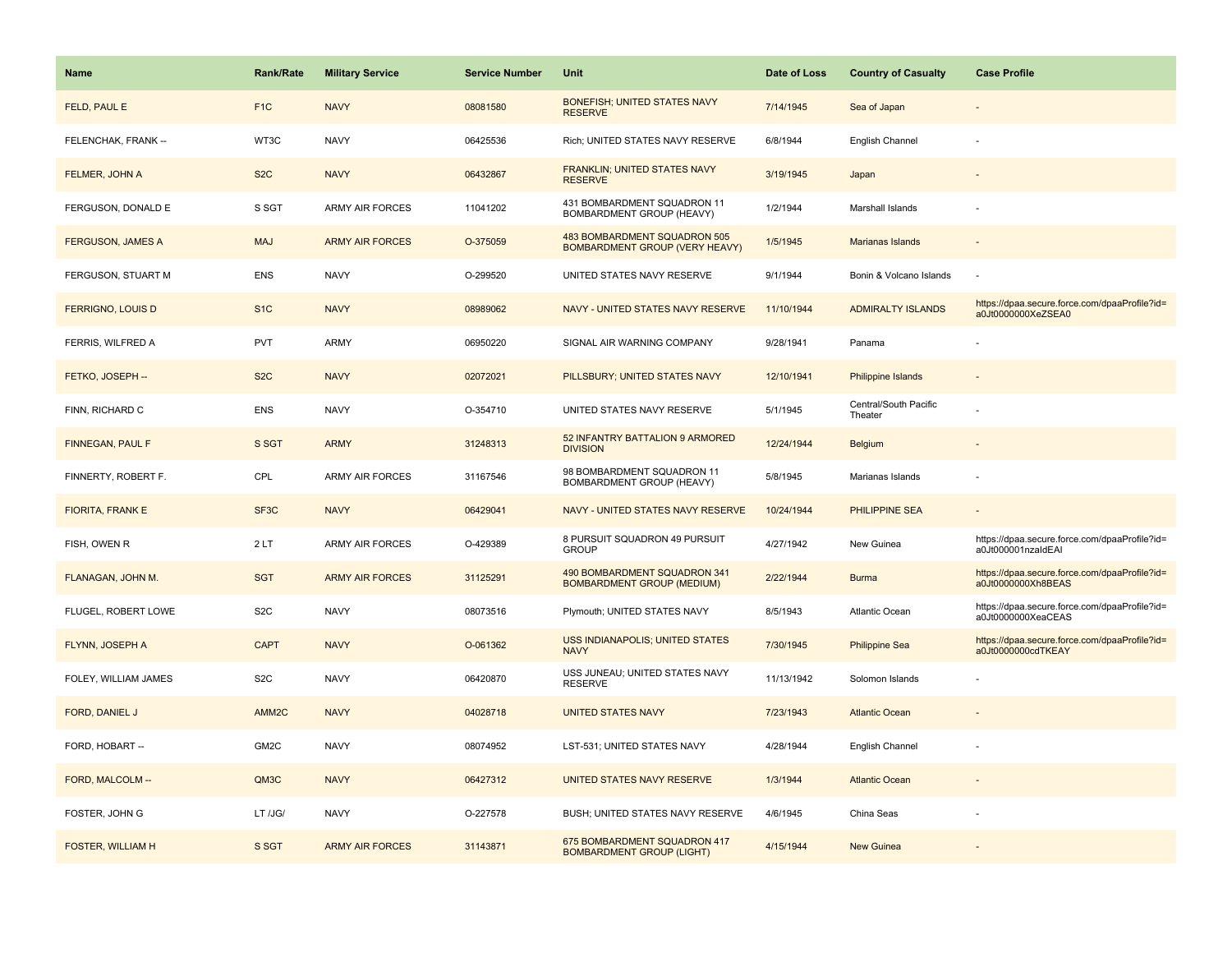| Name | Rank/Rate | Military Service | Service Number | Unit | Date of Loss | Country of Casualty | Case Profile |
| --- | --- | --- | --- | --- | --- | --- | --- |
| FELD, PAUL E | F1C | NAVY | 08081580 | BONEFISH; UNITED STATES NAVY RESERVE | 7/14/1945 | Sea of Japan | - |
| FELENCHAK, FRANK -- | WT3C | NAVY | 06425536 | Rich; UNITED STATES NAVY RESERVE | 6/8/1944 | English Channel | - |
| FELMER, JOHN A | S2C | NAVY | 06432867 | FRANKLIN; UNITED STATES NAVY RESERVE | 3/19/1945 | Japan | - |
| FERGUSON, DONALD E | S SGT | ARMY AIR FORCES | 11041202 | 431 BOMBARDMENT SQUADRON 11 BOMBARDMENT GROUP (HEAVY) | 1/2/1944 | Marshall Islands | - |
| FERGUSON, JAMES A | MAJ | ARMY AIR FORCES | O-375059 | 483 BOMBARDMENT SQUADRON 505 BOMBARDMENT GROUP (VERY HEAVY) | 1/5/1945 | Marianas Islands | - |
| FERGUSON, STUART M | ENS | NAVY | O-299520 | UNITED STATES NAVY RESERVE | 9/1/1944 | Bonin & Volcano Islands | - |
| FERRIGNO, LOUIS D | S1C | NAVY | 08989062 | NAVY - UNITED STATES NAVY RESERVE | 11/10/1944 | ADMIRALTY ISLANDS | https://dpaa.secure.force.com/dpaaProfile?id=a0Jt0000000XeZSEA0 |
| FERRIS, WILFRED A | PVT | ARMY | 06950220 | SIGNAL AIR WARNING COMPANY | 9/28/1941 | Panama | - |
| FETKO, JOSEPH -- | S2C | NAVY | 02072021 | PILLSBURY; UNITED STATES NAVY | 12/10/1941 | Philippine Islands | - |
| FINN, RICHARD C | ENS | NAVY | O-354710 | UNITED STATES NAVY RESERVE | 5/1/1945 | Central/South Pacific Theater | - |
| FINNEGAN, PAUL F | S SGT | ARMY | 31248313 | 52 INFANTRY BATTALION 9 ARMORED DIVISION | 12/24/1944 | Belgium | - |
| FINNERTY, ROBERT F. | CPL | ARMY AIR FORCES | 31167546 | 98 BOMBARDMENT SQUADRON 11 BOMBARDMENT GROUP (HEAVY) | 5/8/1945 | Marianas Islands | - |
| FIORITA, FRANK E | SF3C | NAVY | 06429041 | NAVY - UNITED STATES NAVY RESERVE | 10/24/1944 | PHILIPPINE SEA | - |
| FISH, OWEN R | 2 LT | ARMY AIR FORCES | O-429389 | 8 PURSUIT SQUADRON 49 PURSUIT GROUP | 4/27/1942 | New Guinea | https://dpaa.secure.force.com/dpaaProfile?id=a0Jt000001nzaldEAI |
| FLANAGAN, JOHN M. | SGT | ARMY AIR FORCES | 31125291 | 490 BOMBARDMENT SQUADRON 341 BOMBARDMENT GROUP (MEDIUM) | 2/22/1944 | Burma | https://dpaa.secure.force.com/dpaaProfile?id=a0Jt0000000Xh8BEAS |
| FLUGEL, ROBERT LOWE | S2C | NAVY | 08073516 | Plymouth; UNITED STATES NAVY | 8/5/1943 | Atlantic Ocean | https://dpaa.secure.force.com/dpaaProfile?id=a0Jt0000000XeaCEAS |
| FLYNN, JOSEPH A | CAPT | NAVY | O-061362 | USS INDIANAPOLIS; UNITED STATES NAVY | 7/30/1945 | Philippine Sea | https://dpaa.secure.force.com/dpaaProfile?id=a0Jt0000000cdTKEAY |
| FOLEY, WILLIAM JAMES | S2C | NAVY | 06420870 | USS JUNEAU; UNITED STATES NAVY RESERVE | 11/13/1942 | Solomon Islands | - |
| FORD, DANIEL J | AMM2C | NAVY | 04028718 | UNITED STATES NAVY | 7/23/1943 | Atlantic Ocean | - |
| FORD, HOBART -- | GM2C | NAVY | 08074952 | LST-531; UNITED STATES NAVY | 4/28/1944 | English Channel | - |
| FORD, MALCOLM -- | QM3C | NAVY | 06427312 | UNITED STATES NAVY RESERVE | 1/3/1944 | Atlantic Ocean | - |
| FOSTER, JOHN G | LT /JG/ | NAVY | O-227578 | BUSH; UNITED STATES NAVY RESERVE | 4/6/1945 | China Seas | - |
| FOSTER, WILLIAM H | S SGT | ARMY AIR FORCES | 31143871 | 675 BOMBARDMENT SQUADRON 417 BOMBARDMENT GROUP (LIGHT) | 4/15/1944 | New Guinea | - |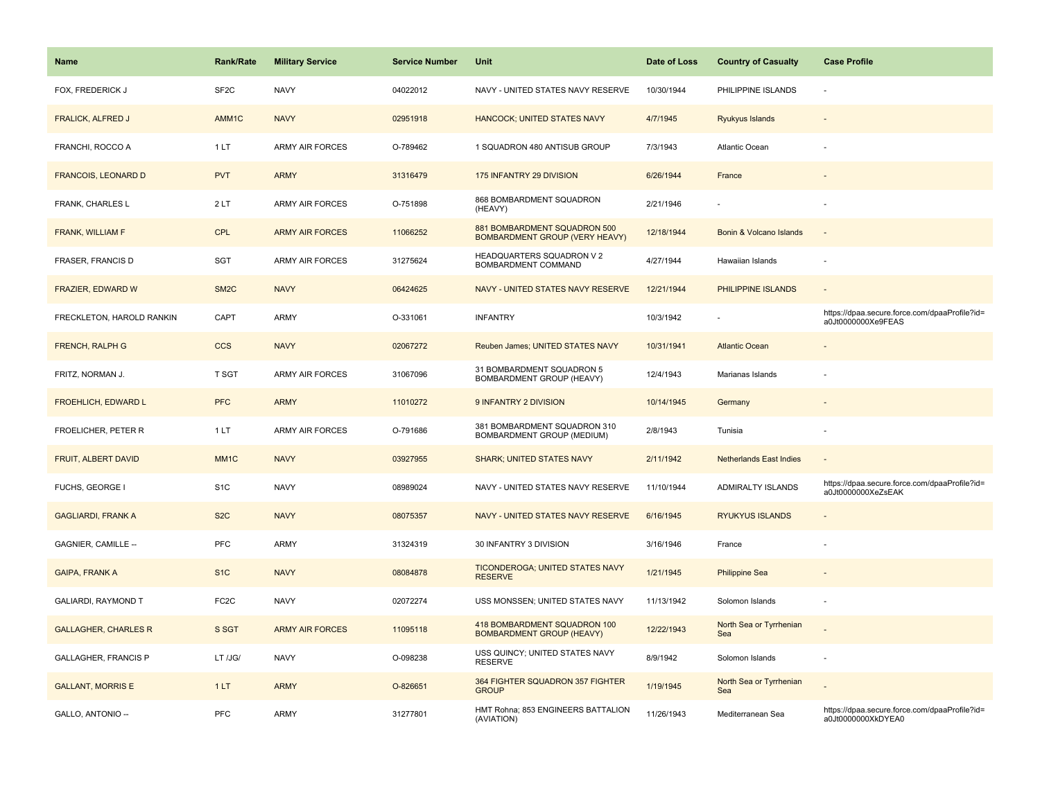| Name | Rank/Rate | Military Service | Service Number | Unit | Date of Loss | Country of Casualty | Case Profile |
|---|---|---|---|---|---|---|---|
| FOX, FREDERICK J | SF2C | NAVY | 04022012 | NAVY - UNITED STATES NAVY RESERVE | 10/30/1944 | PHILIPPINE ISLANDS | - |
| FRALICK, ALFRED J | AMM1C | NAVY | 02951918 | HANCOCK; UNITED STATES NAVY | 4/7/1945 | Ryukyus Islands | - |
| FRANCHI, ROCCO A | 1 LT | ARMY AIR FORCES | O-789462 | 1 SQUADRON 480 ANTISUB GROUP | 7/3/1943 | Atlantic Ocean | - |
| FRANCOIS, LEONARD D | PVT | ARMY | 31316479 | 175 INFANTRY 29 DIVISION | 6/26/1944 | France | - |
| FRANK, CHARLES L | 2 LT | ARMY AIR FORCES | O-751898 | 868 BOMBARDMENT SQUADRON (HEAVY) | 2/21/1946 | - | - |
| FRANK, WILLIAM F | CPL | ARMY AIR FORCES | 11066252 | 881 BOMBARDMENT SQUADRON 500 BOMBARDMENT GROUP (VERY HEAVY) | 12/18/1944 | Bonin & Volcano Islands | - |
| FRASER, FRANCIS D | SGT | ARMY AIR FORCES | 31275624 | HEADQUARTERS SQUADRON V 2 BOMBARDMENT COMMAND | 4/27/1944 | Hawaiian Islands | - |
| FRAZIER, EDWARD W | SM2C | NAVY | 06424625 | NAVY - UNITED STATES NAVY RESERVE | 12/21/1944 | PHILIPPINE ISLANDS | - |
| FRECKLETON, HAROLD RANKIN | CAPT | ARMY | O-331061 | INFANTRY | 10/3/1942 | - | https://dpaa.secure.force.com/dpaaProfile?id=a0Jt0000000Xe9FEAS |
| FRENCH, RALPH G | CCS | NAVY | 02067272 | Reuben James; UNITED STATES NAVY | 10/31/1941 | Atlantic Ocean | - |
| FRITZ, NORMAN J. | T SGT | ARMY AIR FORCES | 31067096 | 31 BOMBARDMENT SQUADRON 5 BOMBARDMENT GROUP (HEAVY) | 12/4/1943 | Marianas Islands | - |
| FROEHLICH, EDWARD L | PFC | ARMY | 11010272 | 9 INFANTRY 2 DIVISION | 10/14/1945 | Germany | - |
| FROELICHER, PETER R | 1 LT | ARMY AIR FORCES | O-791686 | 381 BOMBARDMENT SQUADRON 310 BOMBARDMENT GROUP (MEDIUM) | 2/8/1943 | Tunisia | - |
| FRUIT, ALBERT DAVID | MM1C | NAVY | 03927955 | SHARK; UNITED STATES NAVY | 2/11/1942 | Netherlands East Indies | - |
| FUCHS, GEORGE I | S1C | NAVY | 08989024 | NAVY - UNITED STATES NAVY RESERVE | 11/10/1944 | ADMIRALTY ISLANDS | https://dpaa.secure.force.com/dpaaProfile?id=a0Jt0000000XeZsEAK |
| GAGLIARDI, FRANK A | S2C | NAVY | 08075357 | NAVY - UNITED STATES NAVY RESERVE | 6/16/1945 | RYUKYUS ISLANDS | - |
| GAGNIER, CAMILLE -- | PFC | ARMY | 31324319 | 30 INFANTRY 3 DIVISION | 3/16/1946 | France | - |
| GAIPA, FRANK A | S1C | NAVY | 08084878 | TICONDEROGA; UNITED STATES NAVY RESERVE | 1/21/1945 | Philippine Sea | - |
| GALIARDI, RAYMOND T | FC2C | NAVY | 02072274 | USS MONSSEN; UNITED STATES NAVY | 11/13/1942 | Solomon Islands | - |
| GALLAGHER, CHARLES R | S SGT | ARMY AIR FORCES | 11095118 | 418 BOMBARDMENT SQUADRON 100 BOMBARDMENT GROUP (HEAVY) | 12/22/1943 | North Sea or Tyrrhenian Sea | - |
| GALLAGHER, FRANCIS P | LT /JG/ | NAVY | O-098238 | USS QUINCY; UNITED STATES NAVY RESERVE | 8/9/1942 | Solomon Islands | - |
| GALLANT, MORRIS E | 1 LT | ARMY | O-826651 | 364 FIGHTER SQUADRON 357 FIGHTER GROUP | 1/19/1945 | North Sea or Tyrrhenian Sea | - |
| GALLO, ANTONIO -- | PFC | ARMY | 31277801 | HMT Rohna; 853 ENGINEERS BATTALION (AVIATION) | 11/26/1943 | Mediterranean Sea | https://dpaa.secure.force.com/dpaaProfile?id=a0Jt0000000XkDYEA0 |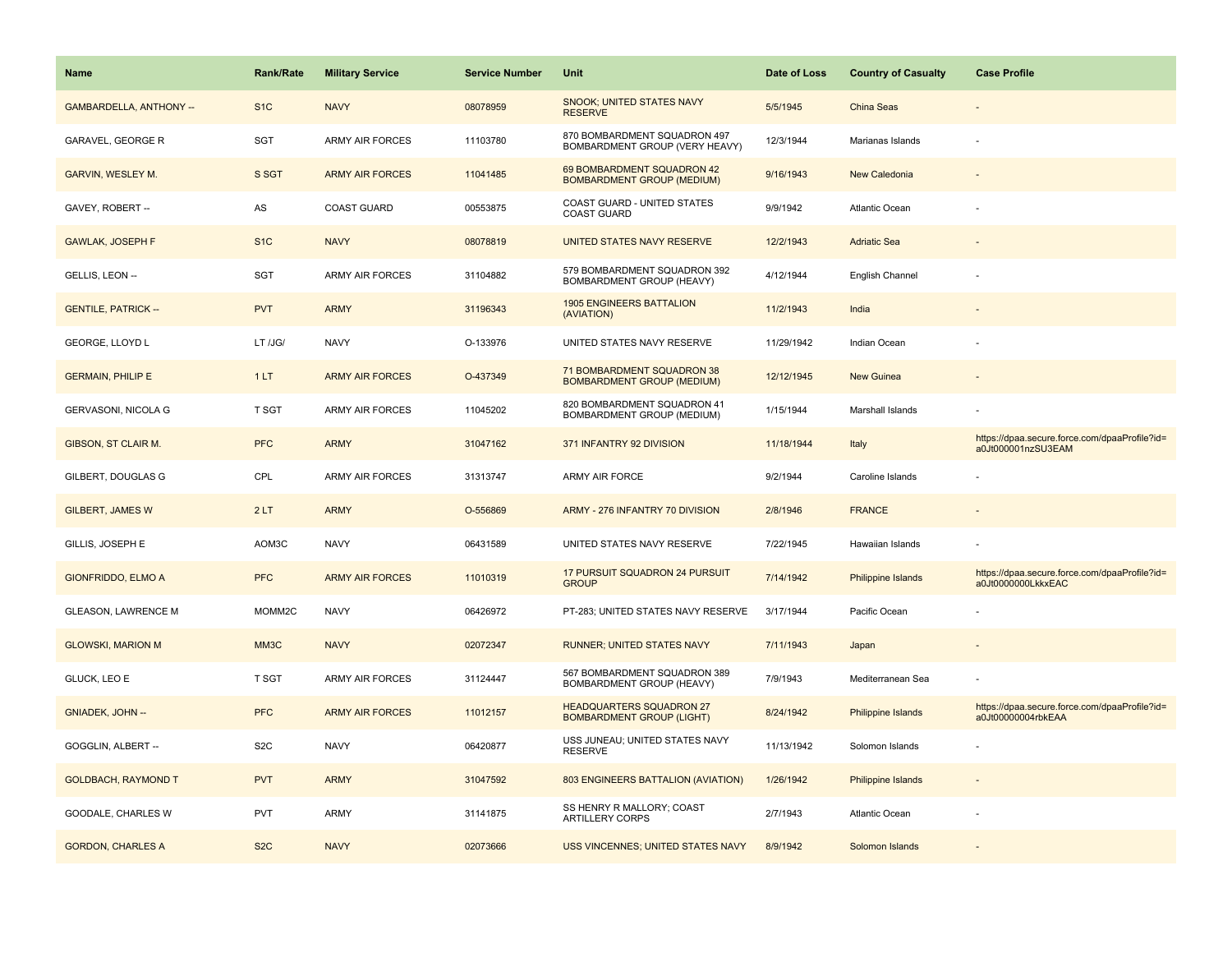| Name | Rank/Rate | Military Service | Service Number | Unit | Date of Loss | Country of Casualty | Case Profile |
| --- | --- | --- | --- | --- | --- | --- | --- |
| GAMBARDELLA, ANTHONY -- | S1C | NAVY | 08078959 | SNOOK; UNITED STATES NAVY RESERVE | 5/5/1945 | China Seas | - |
| GARAVEL, GEORGE R | SGT | ARMY AIR FORCES | 11103780 | 870 BOMBARDMENT SQUADRON 497 BOMBARDMENT GROUP (VERY HEAVY) | 12/3/1944 | Marianas Islands | - |
| GARVIN, WESLEY M. | S SGT | ARMY AIR FORCES | 11041485 | 69 BOMBARDMENT SQUADRON 42 BOMBARDMENT GROUP (MEDIUM) | 9/16/1943 | New Caledonia | - |
| GAVEY, ROBERT -- | AS | COAST GUARD | 00553875 | COAST GUARD - UNITED STATES COAST GUARD | 9/9/1942 | Atlantic Ocean | - |
| GAWLAK, JOSEPH F | S1C | NAVY | 08078819 | UNITED STATES NAVY RESERVE | 12/2/1943 | Adriatic Sea | - |
| GELLIS, LEON -- | SGT | ARMY AIR FORCES | 31104882 | 579 BOMBARDMENT SQUADRON 392 BOMBARDMENT GROUP (HEAVY) | 4/12/1944 | English Channel | - |
| GENTILE, PATRICK -- | PVT | ARMY | 31196343 | 1905 ENGINEERS BATTALION (AVIATION) | 11/2/1943 | India | - |
| GEORGE, LLOYD L | LT /JG/ | NAVY | O-133976 | UNITED STATES NAVY RESERVE | 11/29/1942 | Indian Ocean | - |
| GERMAIN, PHILIP E | 1 LT | ARMY AIR FORCES | O-437349 | 71 BOMBARDMENT SQUADRON 38 BOMBARDMENT GROUP (MEDIUM) | 12/12/1945 | New Guinea | - |
| GERVASONI, NICOLA G | T SGT | ARMY AIR FORCES | 11045202 | 820 BOMBARDMENT SQUADRON 41 BOMBARDMENT GROUP (MEDIUM) | 1/15/1944 | Marshall Islands | - |
| GIBSON, ST CLAIR M. | PFC | ARMY | 31047162 | 371 INFANTRY 92 DIVISION | 11/18/1944 | Italy | https://dpaa.secure.force.com/dpaaProfile?id=a0Jt000001nzSU3EAM |
| GILBERT, DOUGLAS G | CPL | ARMY AIR FORCES | 31313747 | ARMY AIR FORCE | 9/2/1944 | Caroline Islands | - |
| GILBERT, JAMES W | 2 LT | ARMY | O-556869 | ARMY - 276 INFANTRY 70 DIVISION | 2/8/1946 | FRANCE | - |
| GILLIS, JOSEPH E | AOM3C | NAVY | 06431589 | UNITED STATES NAVY RESERVE | 7/22/1945 | Hawaiian Islands | - |
| GIONFRIDDO, ELMO A | PFC | ARMY AIR FORCES | 11010319 | 17 PURSUIT SQUADRON 24 PURSUIT GROUP | 7/14/1942 | Philippine Islands | https://dpaa.secure.force.com/dpaaProfile?id=a0Jt0000000LkkxEAC |
| GLEASON, LAWRENCE M | MOMM2C | NAVY | 06426972 | PT-283; UNITED STATES NAVY RESERVE | 3/17/1944 | Pacific Ocean | - |
| GLOWSKI, MARION M | MM3C | NAVY | 02072347 | RUNNER; UNITED STATES NAVY | 7/11/1943 | Japan | - |
| GLUCK, LEO E | T SGT | ARMY AIR FORCES | 31124447 | 567 BOMBARDMENT SQUADRON 389 BOMBARDMENT GROUP (HEAVY) | 7/9/1943 | Mediterranean Sea | - |
| GNIADEK, JOHN -- | PFC | ARMY AIR FORCES | 11012157 | HEADQUARTERS SQUADRON 27 BOMBARDMENT GROUP (LIGHT) | 8/24/1942 | Philippine Islands | https://dpaa.secure.force.com/dpaaProfile?id=a0Jt00000004rbkEAA |
| GOGGLIN, ALBERT -- | S2C | NAVY | 06420877 | USS JUNEAU; UNITED STATES NAVY RESERVE | 11/13/1942 | Solomon Islands | - |
| GOLDBACH, RAYMOND T | PVT | ARMY | 31047592 | 803 ENGINEERS BATTALION (AVIATION) | 1/26/1942 | Philippine Islands | - |
| GOODALE, CHARLES W | PVT | ARMY | 31141875 | SS HENRY R MALLORY; COAST ARTILLERY CORPS | 2/7/1943 | Atlantic Ocean | - |
| GORDON, CHARLES A | S2C | NAVY | 02073666 | USS VINCENNES; UNITED STATES NAVY | 8/9/1942 | Solomon Islands | - |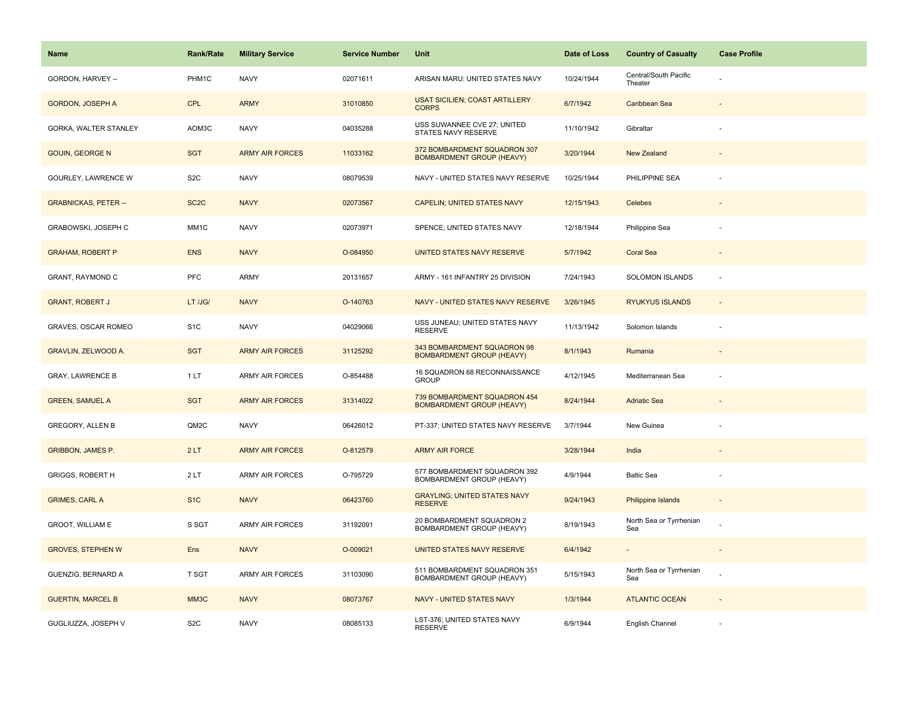| Name | Rank/Rate | Military Service | Service Number | Unit | Date of Loss | Country of Casualty | Case Profile |
|---|---|---|---|---|---|---|---|
| GORDON, HARVEY -- | PHM1C | NAVY | 02071611 | ARISAN MARU; UNITED STATES NAVY | 10/24/1944 | Central/South Pacific Theater | - |
| GORDON, JOSEPH A | CPL | ARMY | 31010850 | USAT SICILIEN; COAST ARTILLERY CORPS | 6/7/1942 | Caribbean Sea | - |
| GORKA, WALTER STANLEY | AOM3C | NAVY | 04035288 | USS SUWANNEE CVE 27; UNITED STATES NAVY RESERVE | 11/10/1942 | Gibraltar | - |
| GOUIN, GEORGE N | SGT | ARMY AIR FORCES | 11033162 | 372 BOMBARDMENT SQUADRON 307 BOMBARDMENT GROUP (HEAVY) | 3/20/1944 | New Zealand | - |
| GOURLEY, LAWRENCE W | S2C | NAVY | 08079539 | NAVY - UNITED STATES NAVY RESERVE | 10/25/1944 | PHILIPPINE SEA | - |
| GRABNICKAS, PETER -- | SC2C | NAVY | 02073567 | CAPELIN; UNITED STATES NAVY | 12/15/1943 | Celebes | - |
| GRABOWSKI, JOSEPH C | MM1C | NAVY | 02073971 | SPENCE; UNITED STATES NAVY | 12/18/1944 | Philippine Sea | - |
| GRAHAM, ROBERT P | ENS | NAVY | O-084950 | UNITED STATES NAVY RESERVE | 5/7/1942 | Coral Sea | - |
| GRANT, RAYMOND C | PFC | ARMY | 20131657 | ARMY - 161 INFANTRY 25 DIVISION | 7/24/1943 | SOLOMON ISLANDS | - |
| GRANT, ROBERT J | LT /JG/ | NAVY | O-140763 | NAVY - UNITED STATES NAVY RESERVE | 3/26/1945 | RYUKYUS ISLANDS | - |
| GRAVES, OSCAR ROMEO | S1C | NAVY | 04029066 | USS JUNEAU; UNITED STATES NAVY RESERVE | 11/13/1942 | Solomon Islands | - |
| GRAVLIN, ZELWOOD A. | SGT | ARMY AIR FORCES | 31125292 | 343 BOMBARDMENT SQUADRON 98 BOMBARDMENT GROUP (HEAVY) | 8/1/1943 | Rumania | - |
| GRAY, LAWRENCE B | 1 LT | ARMY AIR FORCES | O-854488 | 16 SQUADRON 68 RECONNAISSANCE GROUP | 4/12/1945 | Mediterranean Sea | - |
| GREEN, SAMUEL A | SGT | ARMY AIR FORCES | 31314022 | 739 BOMBARDMENT SQUADRON 454 BOMBARDMENT GROUP (HEAVY) | 8/24/1944 | Adriatic Sea | - |
| GREGORY, ALLEN B | QM2C | NAVY | 06426012 | PT-337; UNITED STATES NAVY RESERVE | 3/7/1944 | New Guinea | - |
| GRIBBON, JAMES P. | 2 LT | ARMY AIR FORCES | O-812579 | ARMY AIR FORCE | 3/28/1944 | India | - |
| GRIGGS, ROBERT H | 2 LT | ARMY AIR FORCES | O-795729 | 577 BOMBARDMENT SQUADRON 392 BOMBARDMENT GROUP (HEAVY) | 4/9/1944 | Baltic Sea | - |
| GRIMES, CARL A | S1C | NAVY | 06423760 | GRAYLING; UNITED STATES NAVY RESERVE | 9/24/1943 | Philippine Islands | - |
| GROOT, WILLIAM E | S SGT | ARMY AIR FORCES | 31192091 | 20 BOMBARDMENT SQUADRON 2 BOMBARDMENT GROUP (HEAVY) | 8/19/1943 | North Sea or Tyrrhenian Sea | - |
| GROVES, STEPHEN W | Ens | NAVY | O-009021 | UNITED STATES NAVY RESERVE | 6/4/1942 | - | - |
| GUENZIG, BERNARD A | T SGT | ARMY AIR FORCES | 31103090 | 511 BOMBARDMENT SQUADRON 351 BOMBARDMENT GROUP (HEAVY) | 5/15/1943 | North Sea or Tyrrhenian Sea | - |
| GUERTIN, MARCEL B | MM3C | NAVY | 08073767 | NAVY - UNITED STATES NAVY | 1/3/1944 | ATLANTIC OCEAN | - |
| GUGLIUZZA, JOSEPH V | S2C | NAVY | 08085133 | LST-376; UNITED STATES NAVY RESERVE | 6/9/1944 | English Channel | - |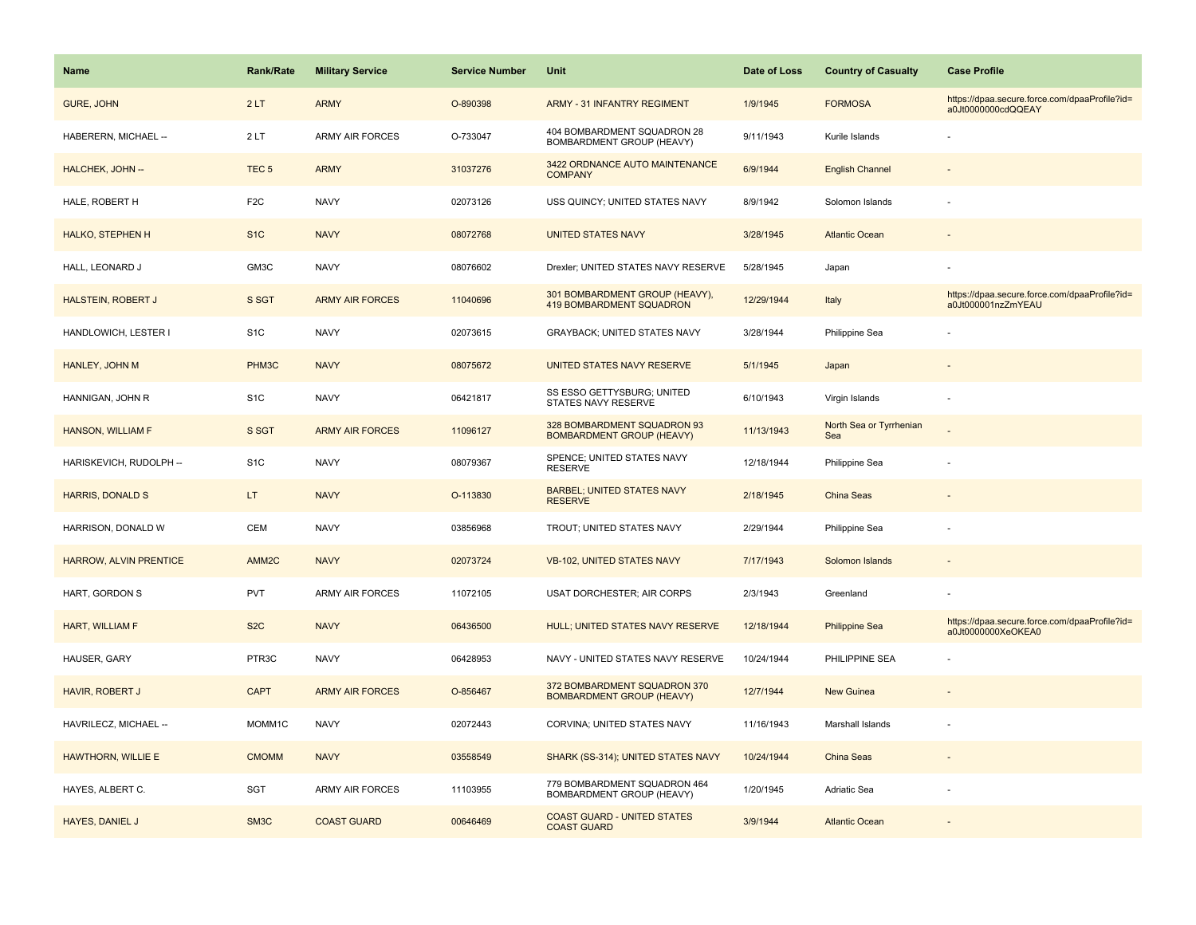| Name | Rank/Rate | Military Service | Service Number | Unit | Date of Loss | Country of Casualty | Case Profile |
|---|---|---|---|---|---|---|---|
| GURE, JOHN | 2 LT | ARMY | O-890398 | ARMY - 31 INFANTRY REGIMENT | 1/9/1945 | FORMOSA | https://dpaa.secure.force.com/dpaaProfile?id=a0Jt0000000cdQQEAY |
| HABERERN, MICHAEL -- | 2 LT | ARMY AIR FORCES | O-733047 | 404 BOMBARDMENT SQUADRON 28 BOMBARDMENT GROUP (HEAVY) | 9/11/1943 | Kurile Islands | - |
| HALCHEK, JOHN -- | TEC 5 | ARMY | 31037276 | 3422 ORDNANCE AUTO MAINTENANCE COMPANY | 6/9/1944 | English Channel | - |
| HALE, ROBERT H | F2C | NAVY | 02073126 | USS QUINCY; UNITED STATES NAVY | 8/9/1942 | Solomon Islands | - |
| HALKO, STEPHEN H | S1C | NAVY | 08072768 | UNITED STATES NAVY | 3/28/1945 | Atlantic Ocean | - |
| HALL, LEONARD J | GM3C | NAVY | 08076602 | Drexler; UNITED STATES NAVY RESERVE | 5/28/1945 | Japan | - |
| HALSTEIN, ROBERT J | S SGT | ARMY AIR FORCES | 11040696 | 301 BOMBARDMENT GROUP (HEAVY), 419 BOMBARDMENT SQUADRON | 12/29/1944 | Italy | https://dpaa.secure.force.com/dpaaProfile?id=a0Jt000001nzZmYEAU |
| HANDLOWICH, LESTER I | S1C | NAVY | 02073615 | GRAYBACK; UNITED STATES NAVY | 3/28/1944 | Philippine Sea | - |
| HANLEY, JOHN M | PHM3C | NAVY | 08075672 | UNITED STATES NAVY RESERVE | 5/1/1945 | Japan | - |
| HANNIGAN, JOHN R | S1C | NAVY | 06421817 | SS ESSO GETTYSBURG; UNITED STATES NAVY RESERVE | 6/10/1943 | Virgin Islands | - |
| HANSON, WILLIAM F | S SGT | ARMY AIR FORCES | 11096127 | 328 BOMBARDMENT SQUADRON 93 BOMBARDMENT GROUP (HEAVY) | 11/13/1943 | North Sea or Tyrrhenian Sea | - |
| HARISKEVICH, RUDOLPH -- | S1C | NAVY | 08079367 | SPENCE; UNITED STATES NAVY RESERVE | 12/18/1944 | Philippine Sea | - |
| HARRIS, DONALD S | LT | NAVY | O-113830 | BARBEL; UNITED STATES NAVY RESERVE | 2/18/1945 | China Seas | - |
| HARRISON, DONALD W | CEM | NAVY | 03856968 | TROUT; UNITED STATES NAVY | 2/29/1944 | Philippine Sea | - |
| HARROW, ALVIN PRENTICE | AMM2C | NAVY | 02073724 | VB-102, UNITED STATES NAVY | 7/17/1943 | Solomon Islands | - |
| HART, GORDON S | PVT | ARMY AIR FORCES | 11072105 | USAT DORCHESTER; AIR CORPS | 2/3/1943 | Greenland | - |
| HART, WILLIAM F | S2C | NAVY | 06436500 | HULL; UNITED STATES NAVY RESERVE | 12/18/1944 | Philippine Sea | https://dpaa.secure.force.com/dpaaProfile?id=a0Jt0000000XeOKEA0 |
| HAUSER, GARY | PTR3C | NAVY | 06428953 | NAVY - UNITED STATES NAVY RESERVE | 10/24/1944 | PHILIPPINE SEA | - |
| HAVIR, ROBERT J | CAPT | ARMY AIR FORCES | O-856467 | 372 BOMBARDMENT SQUADRON 370 BOMBARDMENT GROUP (HEAVY) | 12/7/1944 | New Guinea | - |
| HAVRILECZ, MICHAEL -- | MOMM1C | NAVY | 02072443 | CORVINA; UNITED STATES NAVY | 11/16/1943 | Marshall Islands | - |
| HAWTHORN, WILLIE E | CMOMM | NAVY | 03558549 | SHARK (SS-314); UNITED STATES NAVY | 10/24/1944 | China Seas | - |
| HAYES, ALBERT C. | SGT | ARMY AIR FORCES | 11103955 | 779 BOMBARDMENT SQUADRON 464 BOMBARDMENT GROUP (HEAVY) | 1/20/1945 | Adriatic Sea | - |
| HAYES, DANIEL J | SM3C | COAST GUARD | 00646469 | COAST GUARD - UNITED STATES COAST GUARD | 3/9/1944 | Atlantic Ocean | - |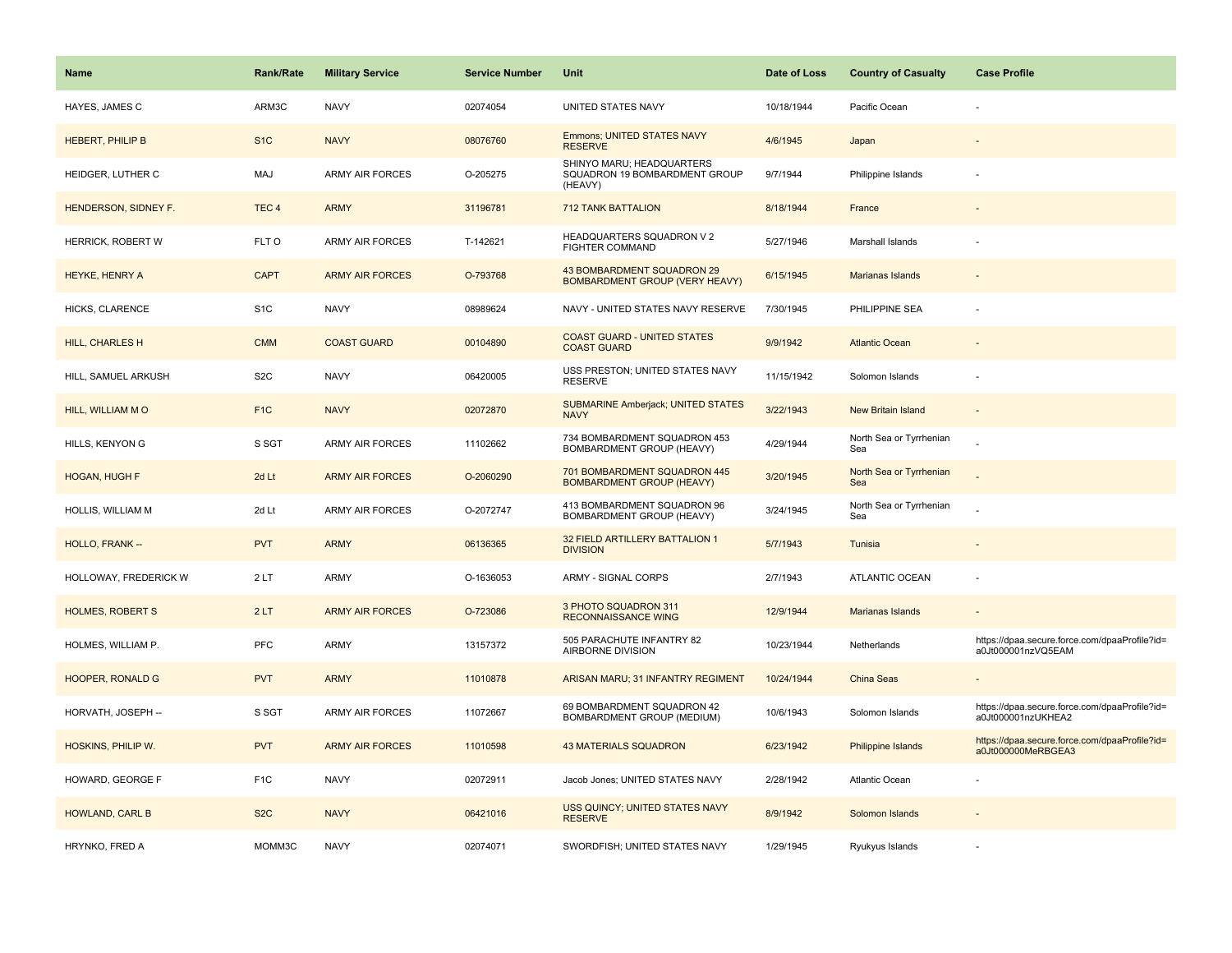| Name | Rank/Rate | Military Service | Service Number | Unit | Date of Loss | Country of Casualty | Case Profile |
|---|---|---|---|---|---|---|---|
| HAYES, JAMES C | ARM3C | NAVY | 02074054 | UNITED STATES NAVY | 10/18/1944 | Pacific Ocean | - |
| HEBERT, PHILIP B | S1C | NAVY | 08076760 | Emmons; UNITED STATES NAVY RESERVE | 4/6/1945 | Japan | - |
| HEIDGER, LUTHER C | MAJ | ARMY AIR FORCES | O-205275 | SHINYO MARU; HEADQUARTERS SQUADRON 19 BOMBARDMENT GROUP (HEAVY) | 9/7/1944 | Philippine Islands | - |
| HENDERSON, SIDNEY F. | TEC 4 | ARMY | 31196781 | 712 TANK BATTALION | 8/18/1944 | France | - |
| HERRICK, ROBERT W | FLT O | ARMY AIR FORCES | T-142621 | HEADQUARTERS SQUADRON V 2 FIGHTER COMMAND | 5/27/1946 | Marshall Islands | - |
| HEYKE, HENRY A | CAPT | ARMY AIR FORCES | O-793768 | 43 BOMBARDMENT SQUADRON 29 BOMBARDMENT GROUP (VERY HEAVY) | 6/15/1945 | Marianas Islands | - |
| HICKS, CLARENCE | S1C | NAVY | 08989624 | NAVY - UNITED STATES NAVY RESERVE | 7/30/1945 | PHILIPPINE SEA | - |
| HILL, CHARLES H | CMM | COAST GUARD | 00104890 | COAST GUARD - UNITED STATES COAST GUARD | 9/9/1942 | Atlantic Ocean | - |
| HILL, SAMUEL ARKUSH | S2C | NAVY | 06420005 | USS PRESTON; UNITED STATES NAVY RESERVE | 11/15/1942 | Solomon Islands | - |
| HILL, WILLIAM M O | F1C | NAVY | 02072870 | SUBMARINE Amberjack; UNITED STATES NAVY | 3/22/1943 | New Britain Island | - |
| HILLS, KENYON G | S SGT | ARMY AIR FORCES | 11102662 | 734 BOMBARDMENT SQUADRON 453 BOMBARDMENT GROUP (HEAVY) | 4/29/1944 | North Sea or Tyrrhenian Sea | - |
| HOGAN, HUGH F | 2d Lt | ARMY AIR FORCES | O-2060290 | 701 BOMBARDMENT SQUADRON 445 BOMBARDMENT GROUP (HEAVY) | 3/20/1945 | North Sea or Tyrrhenian Sea | - |
| HOLLIS, WILLIAM M | 2d Lt | ARMY AIR FORCES | O-2072747 | 413 BOMBARDMENT SQUADRON 96 BOMBARDMENT GROUP (HEAVY) | 3/24/1945 | North Sea or Tyrrhenian Sea | - |
| HOLLO, FRANK -- | PVT | ARMY | 06136365 | 32 FIELD ARTILLERY BATTALION 1 DIVISION | 5/7/1943 | Tunisia | - |
| HOLLOWAY, FREDERICK W | 2 LT | ARMY | O-1636053 | ARMY - SIGNAL CORPS | 2/7/1943 | ATLANTIC OCEAN | - |
| HOLMES, ROBERT S | 2 LT | ARMY AIR FORCES | O-723086 | 3 PHOTO SQUADRON 311 RECONNAISSANCE WING | 12/9/1944 | Marianas Islands | - |
| HOLMES, WILLIAM P. | PFC | ARMY | 13157372 | 505 PARACHUTE INFANTRY 82 AIRBORNE DIVISION | 10/23/1944 | Netherlands | https://dpaa.secure.force.com/dpaaProfile?id=a0Jt000001nzVQ5EAM |
| HOOPER, RONALD G | PVT | ARMY | 11010878 | ARISAN MARU; 31 INFANTRY REGIMENT | 10/24/1944 | China Seas | - |
| HORVATH, JOSEPH -- | S SGT | ARMY AIR FORCES | 11072667 | 69 BOMBARDMENT SQUADRON 42 BOMBARDMENT GROUP (MEDIUM) | 10/6/1943 | Solomon Islands | https://dpaa.secure.force.com/dpaaProfile?id=a0Jt000001nzUKHEA2 |
| HOSKINS, PHILIP W. | PVT | ARMY AIR FORCES | 11010598 | 43 MATERIALS SQUADRON | 6/23/1942 | Philippine Islands | https://dpaa.secure.force.com/dpaaProfile?id=a0Jt000000MeRBGEA3 |
| HOWARD, GEORGE F | F1C | NAVY | 02072911 | Jacob Jones; UNITED STATES NAVY | 2/28/1942 | Atlantic Ocean | - |
| HOWLAND, CARL B | S2C | NAVY | 06421016 | USS QUINCY; UNITED STATES NAVY RESERVE | 8/9/1942 | Solomon Islands | - |
| HRYNKO, FRED A | MOMM3C | NAVY | 02074071 | SWORDFISH; UNITED STATES NAVY | 1/29/1945 | Ryukyus Islands | - |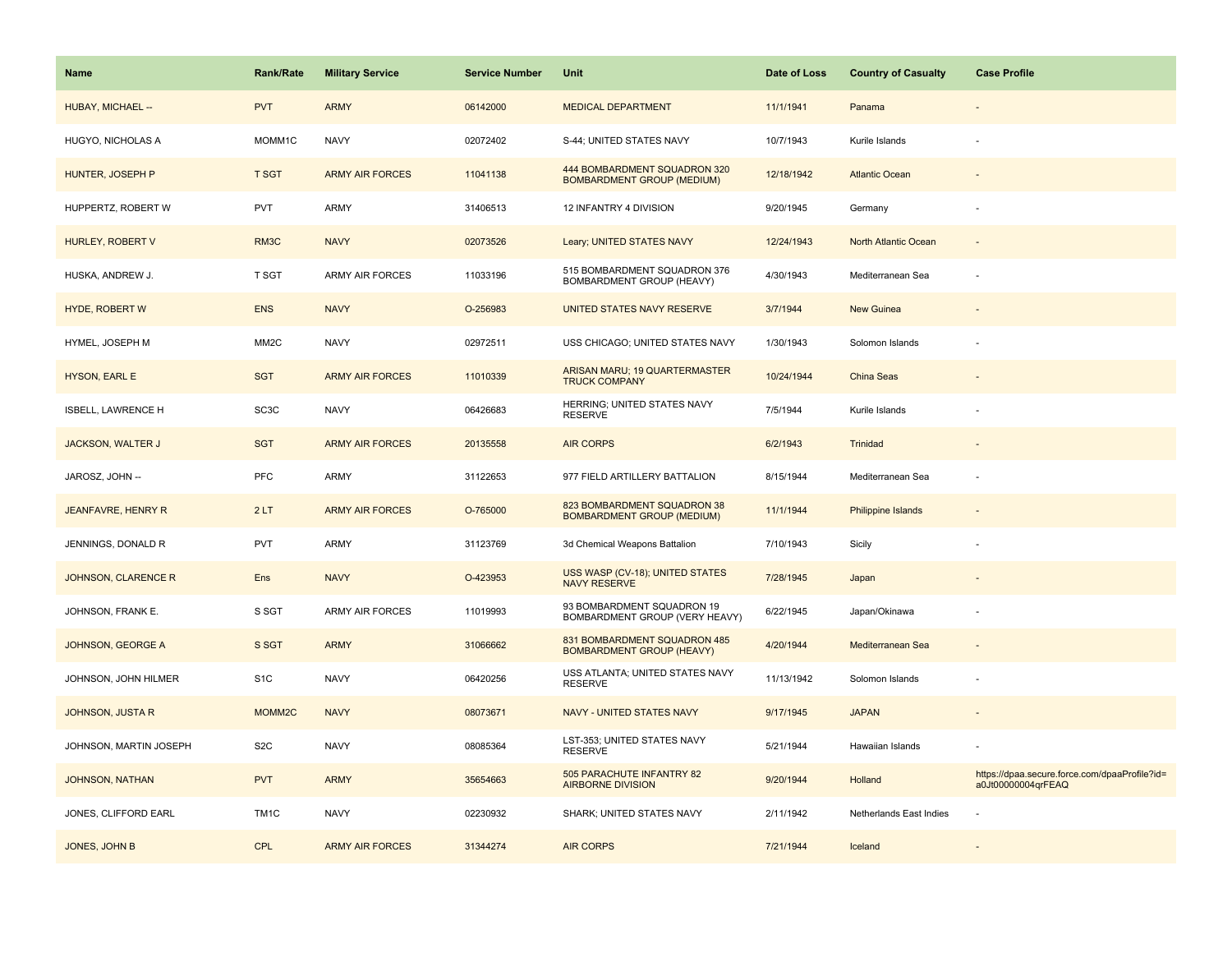| Name | Rank/Rate | Military Service | Service Number | Unit | Date of Loss | Country of Casualty | Case Profile |
| --- | --- | --- | --- | --- | --- | --- | --- |
| HUBAY, MICHAEL -- | PVT | ARMY | 06142000 | MEDICAL DEPARTMENT | 11/1/1941 | Panama | - |
| HUGYO, NICHOLAS A | MOMM1C | NAVY | 02072402 | S-44; UNITED STATES NAVY | 10/7/1943 | Kurile Islands | - |
| HUNTER, JOSEPH P | T SGT | ARMY AIR FORCES | 11041138 | 444 BOMBARDMENT SQUADRON 320 BOMBARDMENT GROUP (MEDIUM) | 12/18/1942 | Atlantic Ocean | - |
| HUPPERTZ, ROBERT W | PVT | ARMY | 31406513 | 12 INFANTRY 4 DIVISION | 9/20/1945 | Germany | - |
| HURLEY, ROBERT V | RM3C | NAVY | 02073526 | Leary; UNITED STATES NAVY | 12/24/1943 | North Atlantic Ocean | - |
| HUSKA, ANDREW J. | T SGT | ARMY AIR FORCES | 11033196 | 515 BOMBARDMENT SQUADRON 376 BOMBARDMENT GROUP (HEAVY) | 4/30/1943 | Mediterranean Sea | - |
| HYDE, ROBERT W | ENS | NAVY | O-256983 | UNITED STATES NAVY RESERVE | 3/7/1944 | New Guinea | - |
| HYMEL, JOSEPH M | MM2C | NAVY | 02972511 | USS CHICAGO; UNITED STATES NAVY | 1/30/1943 | Solomon Islands | - |
| HYSON, EARL E | SGT | ARMY AIR FORCES | 11010339 | ARISAN MARU; 19 QUARTERMASTER TRUCK COMPANY | 10/24/1944 | China Seas | - |
| ISBELL, LAWRENCE H | SC3C | NAVY | 06426683 | HERRING; UNITED STATES NAVY RESERVE | 7/5/1944 | Kurile Islands | - |
| JACKSON, WALTER J | SGT | ARMY AIR FORCES | 20135558 | AIR CORPS | 6/2/1943 | Trinidad | - |
| JAROSZ, JOHN -- | PFC | ARMY | 31122653 | 977 FIELD ARTILLERY BATTALION | 8/15/1944 | Mediterranean Sea | - |
| JEANFAVRE, HENRY R | 2 LT | ARMY AIR FORCES | O-765000 | 823 BOMBARDMENT SQUADRON 38 BOMBARDMENT GROUP (MEDIUM) | 11/1/1944 | Philippine Islands | - |
| JENNINGS, DONALD R | PVT | ARMY | 31123769 | 3d Chemical Weapons Battalion | 7/10/1943 | Sicily | - |
| JOHNSON, CLARENCE R | Ens | NAVY | O-423953 | USS WASP (CV-18); UNITED STATES NAVY RESERVE | 7/28/1945 | Japan | - |
| JOHNSON, FRANK E. | S SGT | ARMY AIR FORCES | 11019993 | 93 BOMBARDMENT SQUADRON 19 BOMBARDMENT GROUP (VERY HEAVY) | 6/22/1945 | Japan/Okinawa | - |
| JOHNSON, GEORGE A | S SGT | ARMY | 31066662 | 831 BOMBARDMENT SQUADRON 485 BOMBARDMENT GROUP (HEAVY) | 4/20/1944 | Mediterranean Sea | - |
| JOHNSON, JOHN HILMER | S1C | NAVY | 06420256 | USS ATLANTA; UNITED STATES NAVY RESERVE | 11/13/1942 | Solomon Islands | - |
| JOHNSON, JUSTA R | MOMM2C | NAVY | 08073671 | NAVY - UNITED STATES NAVY | 9/17/1945 | JAPAN | - |
| JOHNSON, MARTIN JOSEPH | S2C | NAVY | 08085364 | LST-353; UNITED STATES NAVY RESERVE | 5/21/1944 | Hawaiian Islands | - |
| JOHNSON, NATHAN | PVT | ARMY | 35654663 | 505 PARACHUTE INFANTRY 82 AIRBORNE DIVISION | 9/20/1944 | Holland | https://dpaa.secure.force.com/dpaaProfile?id=a0Jt00000004qrFEAQ |
| JONES, CLIFFORD EARL | TM1C | NAVY | 02230932 | SHARK; UNITED STATES NAVY | 2/11/1942 | Netherlands East Indies | - |
| JONES, JOHN B | CPL | ARMY AIR FORCES | 31344274 | AIR CORPS | 7/21/1944 | Iceland | - |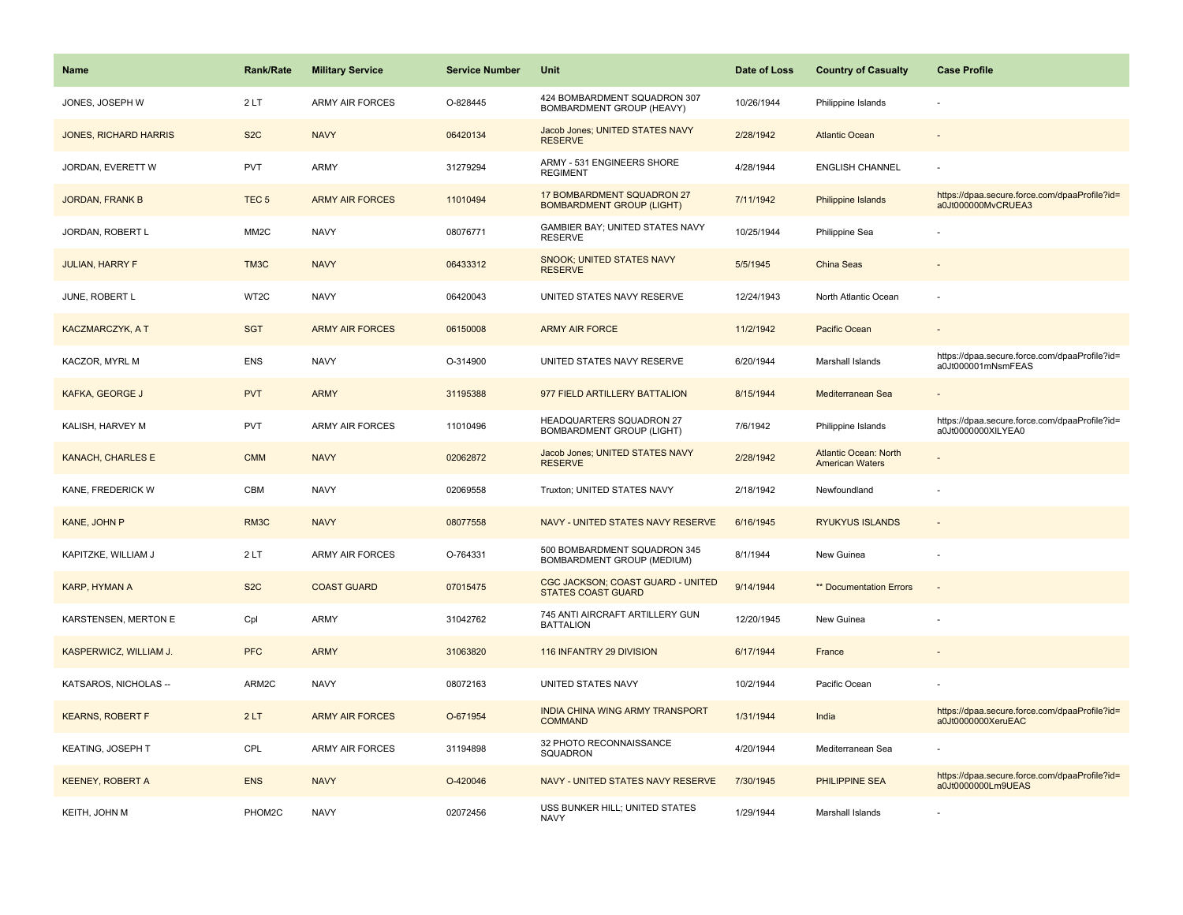| Name | Rank/Rate | Military Service | Service Number | Unit | Date of Loss | Country of Casualty | Case Profile |
| --- | --- | --- | --- | --- | --- | --- | --- |
| JONES, JOSEPH W | 2 LT | ARMY AIR FORCES | O-828445 | 424 BOMBARDMENT SQUADRON 307 BOMBARDMENT GROUP (HEAVY) | 10/26/1944 | Philippine Islands | - |
| JONES, RICHARD HARRIS | S2C | NAVY | 06420134 | Jacob Jones; UNITED STATES NAVY RESERVE | 2/28/1942 | Atlantic Ocean | - |
| JORDAN, EVERETT W | PVT | ARMY | 31279294 | ARMY - 531 ENGINEERS SHORE REGIMENT | 4/28/1944 | ENGLISH CHANNEL | - |
| JORDAN, FRANK B | TEC 5 | ARMY AIR FORCES | 11010494 | 17 BOMBARDMENT SQUADRON 27 BOMBARDMENT GROUP (LIGHT) | 7/11/1942 | Philippine Islands | https://dpaa.secure.force.com/dpaaProfile?id=a0Jt000000MvCRUEA3 |
| JORDAN, ROBERT L | MM2C | NAVY | 08076771 | GAMBIER BAY; UNITED STATES NAVY RESERVE | 10/25/1944 | Philippine Sea | - |
| JULIAN, HARRY F | TM3C | NAVY | 06433312 | SNOOK; UNITED STATES NAVY RESERVE | 5/5/1945 | China Seas | - |
| JUNE, ROBERT L | WT2C | NAVY | 06420043 | UNITED STATES NAVY RESERVE | 12/24/1943 | North Atlantic Ocean | - |
| KACZMARCZYK, A T | SGT | ARMY AIR FORCES | 06150008 | ARMY AIR FORCE | 11/2/1942 | Pacific Ocean | - |
| KACZOR, MYRL M | ENS | NAVY | O-314900 | UNITED STATES NAVY RESERVE | 6/20/1944 | Marshall Islands | https://dpaa.secure.force.com/dpaaProfile?id=a0Jt000001mNsmFEAS |
| KAFKA, GEORGE J | PVT | ARMY | 31195388 | 977 FIELD ARTILLERY BATTALION | 8/15/1944 | Mediterranean Sea | - |
| KALISH, HARVEY M | PVT | ARMY AIR FORCES | 11010496 | HEADQUARTERS SQUADRON 27 BOMBARDMENT GROUP (LIGHT) | 7/6/1942 | Philippine Islands | https://dpaa.secure.force.com/dpaaProfile?id=a0Jt0000000XILYEA0 |
| KANACH, CHARLES E | CMM | NAVY | 02062872 | Jacob Jones; UNITED STATES NAVY RESERVE | 2/28/1942 | Atlantic Ocean: North American Waters | - |
| KANE, FREDERICK W | CBM | NAVY | 02069558 | Truxton; UNITED STATES NAVY | 2/18/1942 | Newfoundland | - |
| KANE, JOHN P | RM3C | NAVY | 08077558 | NAVY - UNITED STATES NAVY RESERVE | 6/16/1945 | RYUKYUS ISLANDS | - |
| KAPITZKE, WILLIAM J | 2 LT | ARMY AIR FORCES | O-764331 | 500 BOMBARDMENT SQUADRON 345 BOMBARDMENT GROUP (MEDIUM) | 8/1/1944 | New Guinea | - |
| KARP, HYMAN A | S2C | COAST GUARD | 07015475 | CGC JACKSON; COAST GUARD - UNITED STATES COAST GUARD | 9/14/1944 | ** Documentation Errors | - |
| KARSTENSEN, MERTON E | Cpl | ARMY | 31042762 | 745 ANTI AIRCRAFT ARTILLERY GUN BATTALION | 12/20/1945 | New Guinea | - |
| KASPERWICZ, WILLIAM J. | PFC | ARMY | 31063820 | 116 INFANTRY 29 DIVISION | 6/17/1944 | France | - |
| KATSAROS, NICHOLAS -- | ARM2C | NAVY | 08072163 | UNITED STATES NAVY | 10/2/1944 | Pacific Ocean | - |
| KEARNS, ROBERT F | 2 LT | ARMY AIR FORCES | O-671954 | INDIA CHINA WING ARMY TRANSPORT COMMAND | 1/31/1944 | India | https://dpaa.secure.force.com/dpaaProfile?id=a0Jt0000000XeruEAC |
| KEATING, JOSEPH T | CPL | ARMY AIR FORCES | 31194898 | 32 PHOTO RECONNAISSANCE SQUADRON | 4/20/1944 | Mediterranean Sea | - |
| KEENEY, ROBERT A | ENS | NAVY | O-420046 | NAVY - UNITED STATES NAVY RESERVE | 7/30/1945 | PHILIPPINE SEA | https://dpaa.secure.force.com/dpaaProfile?id=a0Jt0000000Lm9UEAS |
| KEITH, JOHN M | PHOM2C | NAVY | 02072456 | USS BUNKER HILL; UNITED STATES NAVY | 1/29/1944 | Marshall Islands | - |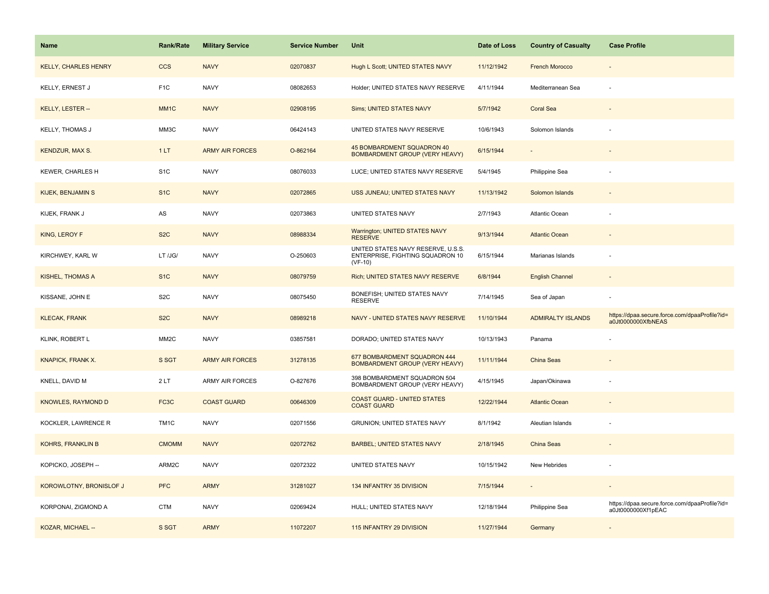| Name | Rank/Rate | Military Service | Service Number | Unit | Date of Loss | Country of Casualty | Case Profile |
|---|---|---|---|---|---|---|---|
| KELLY, CHARLES HENRY | CCS | NAVY | 02070837 | Hugh L Scott; UNITED STATES NAVY | 11/12/1942 | French Morocco | - |
| KELLY, ERNEST J | F1C | NAVY | 08082653 | Holder; UNITED STATES NAVY RESERVE | 4/11/1944 | Mediterranean Sea | - |
| KELLY, LESTER -- | MM1C | NAVY | 02908195 | Sims; UNITED STATES NAVY | 5/7/1942 | Coral Sea | - |
| KELLY, THOMAS J | MM3C | NAVY | 06424143 | UNITED STATES NAVY RESERVE | 10/6/1943 | Solomon Islands | - |
| KENDZUR, MAX S. | 1 LT | ARMY AIR FORCES | O-862164 | 45 BOMBARDMENT SQUADRON 40 BOMBARDMENT GROUP (VERY HEAVY) | 6/15/1944 | - | - |
| KEWER, CHARLES H | S1C | NAVY | 08076033 | LUCE; UNITED STATES NAVY RESERVE | 5/4/1945 | Philippine Sea | - |
| KIJEK, BENJAMIN S | S1C | NAVY | 02072865 | USS JUNEAU; UNITED STATES NAVY | 11/13/1942 | Solomon Islands | - |
| KIJEK, FRANK J | AS | NAVY | 02073863 | UNITED STATES NAVY | 2/7/1943 | Atlantic Ocean | - |
| KING, LEROY F | S2C | NAVY | 08988334 | Warrington; UNITED STATES NAVY RESERVE | 9/13/1944 | Atlantic Ocean | - |
| KIRCHWEY, KARL W | LT /JG/ | NAVY | O-250603 | UNITED STATES NAVY RESERVE, U.S.S. ENTERPRISE, FIGHTING SQUADRON 10 (VF-10) | 6/15/1944 | Marianas Islands | - |
| KISHEL, THOMAS A | S1C | NAVY | 08079759 | Rich; UNITED STATES NAVY RESERVE | 6/8/1944 | English Channel | - |
| KISSANE, JOHN E | S2C | NAVY | 08075450 | BONEFISH; UNITED STATES NAVY RESERVE | 7/14/1945 | Sea of Japan | - |
| KLECAK, FRANK | S2C | NAVY | 08989218 | NAVY - UNITED STATES NAVY RESERVE | 11/10/1944 | ADMIRALTY ISLANDS | https://dpaa.secure.force.com/dpaaProfile?id=a0Jt0000000XfbNEAS |
| KLINK, ROBERT L | MM2C | NAVY | 03857581 | DORADO; UNITED STATES NAVY | 10/13/1943 | Panama | - |
| KNAPICK, FRANK X. | S SGT | ARMY AIR FORCES | 31278135 | 677 BOMBARDMENT SQUADRON 444 BOMBARDMENT GROUP (VERY HEAVY) | 11/11/1944 | China Seas | - |
| KNELL, DAVID M | 2 LT | ARMY AIR FORCES | O-827676 | 398 BOMBARDMENT SQUADRON 504 BOMBARDMENT GROUP (VERY HEAVY) | 4/15/1945 | Japan/Okinawa | - |
| KNOWLES, RAYMOND D | FC3C | COAST GUARD | 00646309 | COAST GUARD - UNITED STATES COAST GUARD | 12/22/1944 | Atlantic Ocean | - |
| KOCKLER, LAWRENCE R | TM1C | NAVY | 02071556 | GRUNION; UNITED STATES NAVY | 8/1/1942 | Aleutian Islands | - |
| KOHRS, FRANKLIN B | CMOMM | NAVY | 02072762 | BARBEL; UNITED STATES NAVY | 2/18/1945 | China Seas | - |
| KOPICKO, JOSEPH -- | ARM2C | NAVY | 02072322 | UNITED STATES NAVY | 10/15/1942 | New Hebrides | - |
| KOROWLOTNY, BRONISLOF J | PFC | ARMY | 31281027 | 134 INFANTRY 35 DIVISION | 7/15/1944 | - | - |
| KORPONAI, ZIGMOND A | CTM | NAVY | 02069424 | HULL; UNITED STATES NAVY | 12/18/1944 | Philippine Sea | https://dpaa.secure.force.com/dpaaProfile?id=a0Jt0000000Xf1pEAC |
| KOZAR, MICHAEL -- | S SGT | ARMY | 11072207 | 115 INFANTRY 29 DIVISION | 11/27/1944 | Germany | - |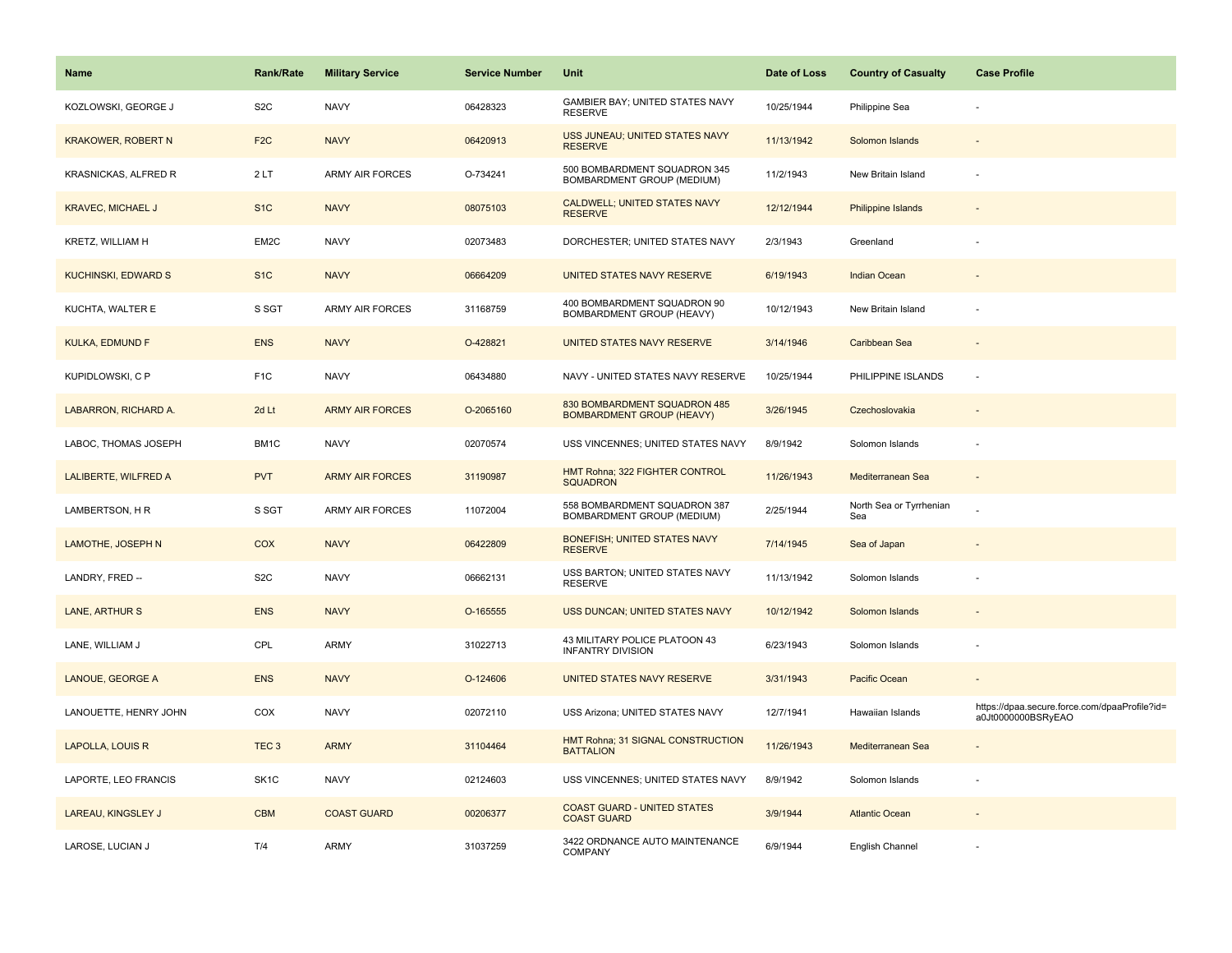| Name | Rank/Rate | Military Service | Service Number | Unit | Date of Loss | Country of Casualty | Case Profile |
|---|---|---|---|---|---|---|---|
| KOZLOWSKI, GEORGE J | S2C | NAVY | 06428323 | GAMBIER BAY; UNITED STATES NAVY RESERVE | 10/25/1944 | Philippine Sea | - |
| KRAKOWER, ROBERT N | F2C | NAVY | 06420913 | USS JUNEAU; UNITED STATES NAVY RESERVE | 11/13/1942 | Solomon Islands | - |
| KRASNICKAS, ALFRED R | 2 LT | ARMY AIR FORCES | O-734241 | 500 BOMBARDMENT SQUADRON 345 BOMBARDMENT GROUP (MEDIUM) | 11/2/1943 | New Britain Island | - |
| KRAVEC, MICHAEL J | S1C | NAVY | 08075103 | CALDWELL; UNITED STATES NAVY RESERVE | 12/12/1944 | Philippine Islands | - |
| KRETZ, WILLIAM H | EM2C | NAVY | 02073483 | DORCHESTER; UNITED STATES NAVY | 2/3/1943 | Greenland | - |
| KUCHINSKI, EDWARD S | S1C | NAVY | 06664209 | UNITED STATES NAVY RESERVE | 6/19/1943 | Indian Ocean | - |
| KUCHTA, WALTER E | S SGT | ARMY AIR FORCES | 31168759 | 400 BOMBARDMENT SQUADRON 90 BOMBARDMENT GROUP (HEAVY) | 10/12/1943 | New Britain Island | - |
| KULKA, EDMUND F | ENS | NAVY | O-428821 | UNITED STATES NAVY RESERVE | 3/14/1946 | Caribbean Sea | - |
| KUPIDLOWSKI, C P | F1C | NAVY | 06434880 | NAVY - UNITED STATES NAVY RESERVE | 10/25/1944 | PHILIPPINE ISLANDS | - |
| LABARRON, RICHARD A. | 2d Lt | ARMY AIR FORCES | O-2065160 | 830 BOMBARDMENT SQUADRON 485 BOMBARDMENT GROUP (HEAVY) | 3/26/1945 | Czechoslovakia | - |
| LABOC, THOMAS JOSEPH | BM1C | NAVY | 02070574 | USS VINCENNES; UNITED STATES NAVY | 8/9/1942 | Solomon Islands | - |
| LALIBERTE, WILFRED A | PVT | ARMY AIR FORCES | 31190987 | HMT Rohna; 322 FIGHTER CONTROL SQUADRON | 11/26/1943 | Mediterranean Sea | - |
| LAMBERTSON, H R | S SGT | ARMY AIR FORCES | 11072004 | 558 BOMBARDMENT SQUADRON 387 BOMBARDMENT GROUP (MEDIUM) | 2/25/1944 | North Sea or Tyrrhenian Sea | - |
| LAMOTHE, JOSEPH N | COX | NAVY | 06422809 | BONEFISH; UNITED STATES NAVY RESERVE | 7/14/1945 | Sea of Japan | - |
| LANDRY, FRED -- | S2C | NAVY | 06662131 | USS BARTON; UNITED STATES NAVY RESERVE | 11/13/1942 | Solomon Islands | - |
| LANE, ARTHUR S | ENS | NAVY | O-165555 | USS DUNCAN; UNITED STATES NAVY | 10/12/1942 | Solomon Islands | - |
| LANE, WILLIAM J | CPL | ARMY | 31022713 | 43 MILITARY POLICE PLATOON 43 INFANTRY DIVISION | 6/23/1943 | Solomon Islands | - |
| LANOUE, GEORGE A | ENS | NAVY | O-124606 | UNITED STATES NAVY RESERVE | 3/31/1943 | Pacific Ocean | - |
| LANOUETTE, HENRY JOHN | COX | NAVY | 02072110 | USS Arizona; UNITED STATES NAVY | 12/7/1941 | Hawaiian Islands | https://dpaa.secure.force.com/dpaaProfile?id=a0Jt0000000BSRyEAO |
| LAPOLLA, LOUIS R | TEC 3 | ARMY | 31104464 | HMT Rohna; 31 SIGNAL CONSTRUCTION BATTALION | 11/26/1943 | Mediterranean Sea | - |
| LAPORTE, LEO FRANCIS | SK1C | NAVY | 02124603 | USS VINCENNES; UNITED STATES NAVY | 8/9/1942 | Solomon Islands | - |
| LAREAU, KINGSLEY J | CBM | COAST GUARD | 00206377 | COAST GUARD - UNITED STATES COAST GUARD | 3/9/1944 | Atlantic Ocean | - |
| LAROSE, LUCIAN J | T/4 | ARMY | 31037259 | 3422 ORDNANCE AUTO MAINTENANCE COMPANY | 6/9/1944 | English Channel | - |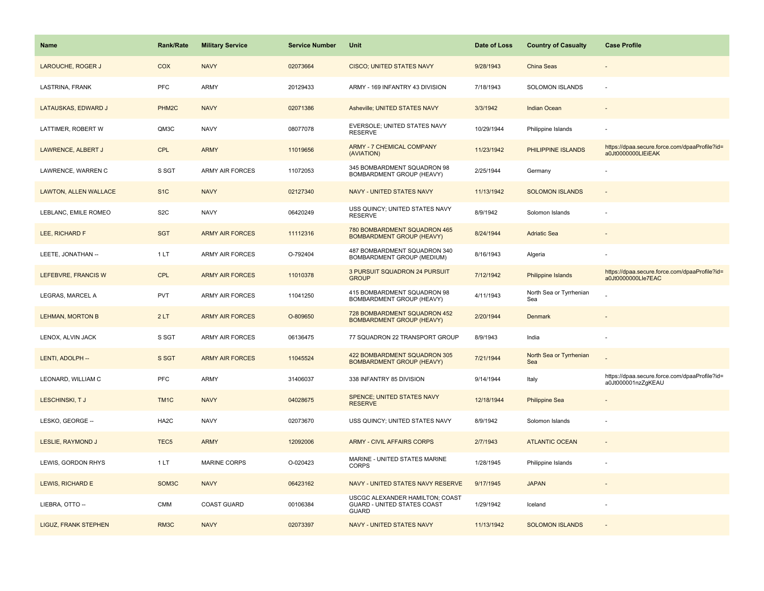| Name | Rank/Rate | Military Service | Service Number | Unit | Date of Loss | Country of Casualty | Case Profile |
| --- | --- | --- | --- | --- | --- | --- | --- |
| LAROUCHE, ROGER J | COX | NAVY | 02073664 | CISCO; UNITED STATES NAVY | 9/28/1943 | China Seas | - |
| LASTRINA, FRANK | PFC | ARMY | 20129433 | ARMY - 169 INFANTRY 43 DIVISION | 7/18/1943 | SOLOMON ISLANDS | - |
| LATAUSKAS, EDWARD J | PHM2C | NAVY | 02071386 | Asheville; UNITED STATES NAVY | 3/3/1942 | Indian Ocean | - |
| LATTIMER, ROBERT W | QM3C | NAVY | 08077078 | EVERSOLE; UNITED STATES NAVY RESERVE | 10/29/1944 | Philippine Islands | - |
| LAWRENCE, ALBERT J | CPL | ARMY | 11019656 | ARMY - 7 CHEMICAL COMPANY (AVIATION) | 11/23/1942 | PHILIPPINE ISLANDS | https://dpaa.secure.force.com/dpaaProfile?id=a0Jt0000000LlEiEAK |
| LAWRENCE, WARREN C | S SGT | ARMY AIR FORCES | 11072053 | 345 BOMBARDMENT SQUADRON 98 BOMBARDMENT GROUP (HEAVY) | 2/25/1944 | Germany | - |
| LAWTON, ALLEN WALLACE | S1C | NAVY | 02127340 | NAVY - UNITED STATES NAVY | 11/13/1942 | SOLOMON ISLANDS | - |
| LEBLANC, EMILE ROMEO | S2C | NAVY | 06420249 | USS QUINCY; UNITED STATES NAVY RESERVE | 8/9/1942 | Solomon Islands | - |
| LEE, RICHARD F | SGT | ARMY AIR FORCES | 11112316 | 780 BOMBARDMENT SQUADRON 465 BOMBARDMENT GROUP (HEAVY) | 8/24/1944 | Adriatic Sea | - |
| LEETE, JONATHAN -- | 1 LT | ARMY AIR FORCES | O-792404 | 487 BOMBARDMENT SQUADRON 340 BOMBARDMENT GROUP (MEDIUM) | 8/16/1943 | Algeria | - |
| LEFEBVRE, FRANCIS W | CPL | ARMY AIR FORCES | 11010378 | 3 PURSUIT SQUADRON 24 PURSUIT GROUP | 7/12/1942 | Philippine Islands | https://dpaa.secure.force.com/dpaaProfile?id=a0Jt0000000Lle7EAC |
| LEGRAS, MARCEL A | PVT | ARMY AIR FORCES | 11041250 | 415 BOMBARDMENT SQUADRON 98 BOMBARDMENT GROUP (HEAVY) | 4/11/1943 | North Sea or Tyrrhenian Sea | - |
| LEHMAN, MORTON B | 2 LT | ARMY AIR FORCES | O-809650 | 728 BOMBARDMENT SQUADRON 452 BOMBARDMENT GROUP (HEAVY) | 2/20/1944 | Denmark | - |
| LENOX, ALVIN JACK | S SGT | ARMY AIR FORCES | 06136475 | 77 SQUADRON 22 TRANSPORT GROUP | 8/9/1943 | India | - |
| LENTI, ADOLPH -- | S SGT | ARMY AIR FORCES | 11045524 | 422 BOMBARDMENT SQUADRON 305 BOMBARDMENT GROUP (HEAVY) | 7/21/1944 | North Sea or Tyrrhenian Sea | - |
| LEONARD, WILLIAM C | PFC | ARMY | 31406037 | 338 INFANTRY 85 DIVISION | 9/14/1944 | Italy | https://dpaa.secure.force.com/dpaaProfile?id=a0Jt000001nzZgKEAU |
| LESCHINSKI, T J | TM1C | NAVY | 04028675 | SPENCE; UNITED STATES NAVY RESERVE | 12/18/1944 | Philippine Sea | - |
| LESKO, GEORGE -- | HA2C | NAVY | 02073670 | USS QUINCY; UNITED STATES NAVY | 8/9/1942 | Solomon Islands | - |
| LESLIE, RAYMOND J | TEC5 | ARMY | 12092006 | ARMY - CIVIL AFFAIRS CORPS | 2/7/1943 | ATLANTIC OCEAN | - |
| LEWIS, GORDON RHYS | 1 LT | MARINE CORPS | O-020423 | MARINE - UNITED STATES MARINE CORPS | 1/28/1945 | Philippine Islands | - |
| LEWIS, RICHARD E | SOM3C | NAVY | 06423162 | NAVY - UNITED STATES NAVY RESERVE | 9/17/1945 | JAPAN | - |
| LIEBRA, OTTO -- | CMM | COAST GUARD | 00106384 | USCGC ALEXANDER HAMILTON; COAST GUARD - UNITED STATES COAST GUARD | 1/29/1942 | Iceland | - |
| LIGUZ, FRANK STEPHEN | RM3C | NAVY | 02073397 | NAVY - UNITED STATES NAVY | 11/13/1942 | SOLOMON ISLANDS | - |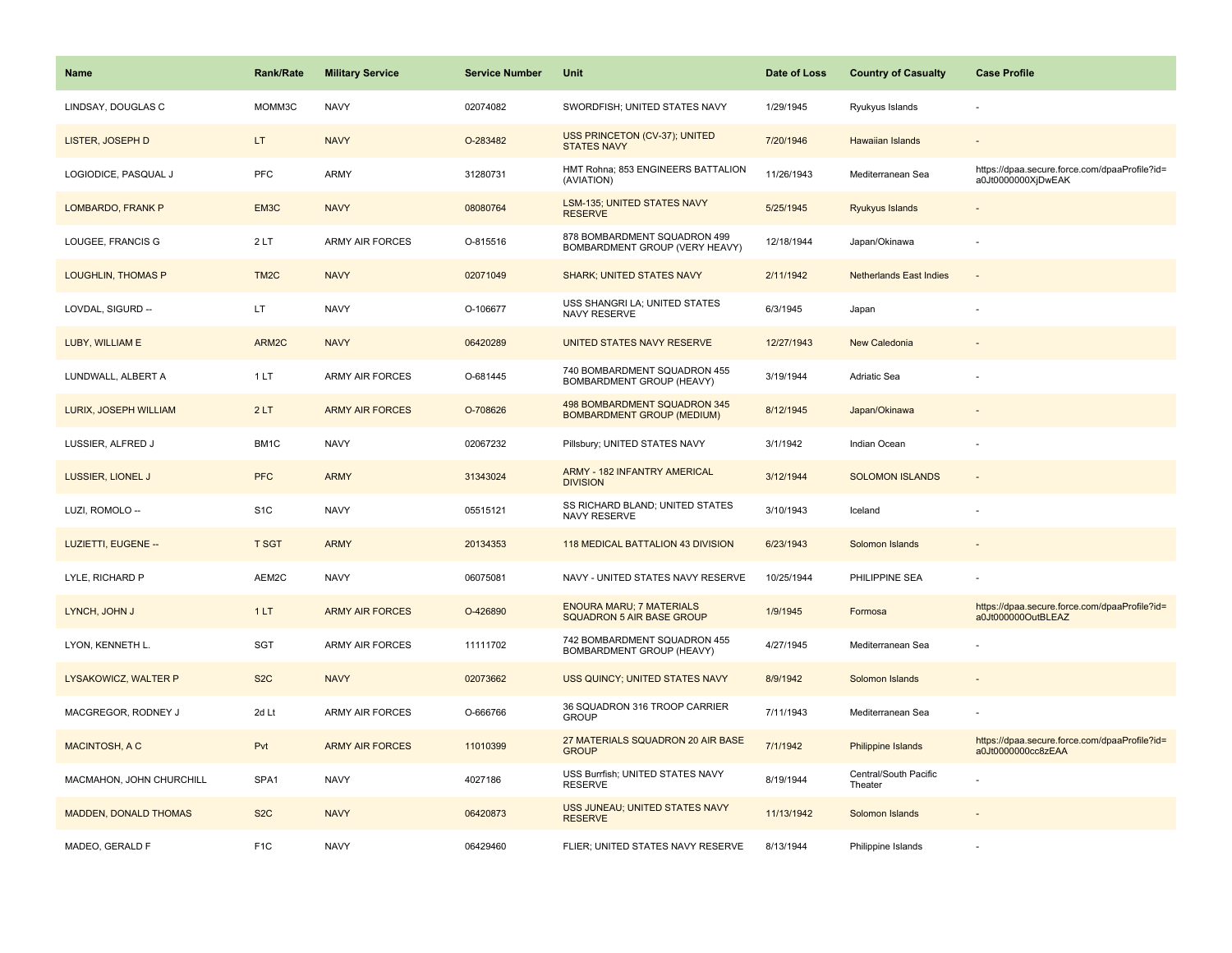| Name | Rank/Rate | Military Service | Service Number | Unit | Date of Loss | Country of Casualty | Case Profile |
|---|---|---|---|---|---|---|---|
| LINDSAY, DOUGLAS C | MOMM3C | NAVY | 02074082 | SWORDFISH; UNITED STATES NAVY | 1/29/1945 | Ryukyus Islands | - |
| LISTER, JOSEPH D | LT | NAVY | O-283482 | USS PRINCETON (CV-37); UNITED STATES NAVY | 7/20/1946 | Hawaiian Islands | - |
| LOGIODICE, PASQUAL J | PFC | ARMY | 31280731 | HMT Rohna; 853 ENGINEERS BATTALION (AVIATION) | 11/26/1943 | Mediterranean Sea | https://dpaa.secure.force.com/dpaaProfile?id=a0Jt0000000XjDwEAK |
| LOMBARDO, FRANK P | EM3C | NAVY | 08080764 | LSM-135; UNITED STATES NAVY RESERVE | 5/25/1945 | Ryukyus Islands | - |
| LOUGEE, FRANCIS G | 2 LT | ARMY AIR FORCES | O-815516 | 878 BOMBARDMENT SQUADRON 499 BOMBARDMENT GROUP (VERY HEAVY) | 12/18/1944 | Japan/Okinawa | - |
| LOUGHLIN, THOMAS P | TM2C | NAVY | 02071049 | SHARK; UNITED STATES NAVY | 2/11/1942 | Netherlands East Indies | - |
| LOVDAL, SIGURD -- | LT | NAVY | O-106677 | USS SHANGRI LA; UNITED STATES NAVY RESERVE | 6/3/1945 | Japan | - |
| LUBY, WILLIAM E | ARM2C | NAVY | 06420289 | UNITED STATES NAVY RESERVE | 12/27/1943 | New Caledonia | - |
| LUNDWALL, ALBERT A | 1 LT | ARMY AIR FORCES | O-681445 | 740 BOMBARDMENT SQUADRON 455 BOMBARDMENT GROUP (HEAVY) | 3/19/1944 | Adriatic Sea | - |
| LURIX, JOSEPH WILLIAM | 2 LT | ARMY AIR FORCES | O-708626 | 498 BOMBARDMENT SQUADRON 345 BOMBARDMENT GROUP (MEDIUM) | 8/12/1945 | Japan/Okinawa | - |
| LUSSIER, ALFRED J | BM1C | NAVY | 02067232 | Pillsbury; UNITED STATES NAVY | 3/1/1942 | Indian Ocean | - |
| LUSSIER, LIONEL J | PFC | ARMY | 31343024 | ARMY - 182 INFANTRY AMERICAL DIVISION | 3/12/1944 | SOLOMON ISLANDS | - |
| LUZI, ROMOLO -- | S1C | NAVY | 05515121 | SS RICHARD BLAND; UNITED STATES NAVY RESERVE | 3/10/1943 | Iceland | - |
| LUZIETTI, EUGENE -- | T SGT | ARMY | 20134353 | 118 MEDICAL BATTALION 43 DIVISION | 6/23/1943 | Solomon Islands | - |
| LYLE, RICHARD P | AEM2C | NAVY | 06075081 | NAVY - UNITED STATES NAVY RESERVE | 10/25/1944 | PHILIPPINE SEA | - |
| LYNCH, JOHN J | 1 LT | ARMY AIR FORCES | O-426890 | ENOURA MARU; 7 MATERIALS SQUADRON 5 AIR BASE GROUP | 1/9/1945 | Formosa | https://dpaa.secure.force.com/dpaaProfile?id=a0Jt000000OutBLEAZ |
| LYON, KENNETH L. | SGT | ARMY AIR FORCES | 11111702 | 742 BOMBARDMENT SQUADRON 455 BOMBARDMENT GROUP (HEAVY) | 4/27/1945 | Mediterranean Sea | - |
| LYSAKOWICZ, WALTER P | S2C | NAVY | 02073662 | USS QUINCY; UNITED STATES NAVY | 8/9/1942 | Solomon Islands | - |
| MACGREGOR, RODNEY J | 2d Lt | ARMY AIR FORCES | O-666766 | 36 SQUADRON 316 TROOP CARRIER GROUP | 7/11/1943 | Mediterranean Sea | - |
| MACINTOSH, A C | Pvt | ARMY AIR FORCES | 11010399 | 27 MATERIALS SQUADRON 20 AIR BASE GROUP | 7/1/1942 | Philippine Islands | https://dpaa.secure.force.com/dpaaProfile?id=a0Jt0000000cc8zEAA |
| MACMAHON, JOHN CHURCHILL | SPA1 | NAVY | 4027186 | USS Burrfish; UNITED STATES NAVY RESERVE | 8/19/1944 | Central/South Pacific Theater | - |
| MADDEN, DONALD THOMAS | S2C | NAVY | 06420873 | USS JUNEAU; UNITED STATES NAVY RESERVE | 11/13/1942 | Solomon Islands | - |
| MADEO, GERALD F | F1C | NAVY | 06429460 | FLIER; UNITED STATES NAVY RESERVE | 8/13/1944 | Philippine Islands | - |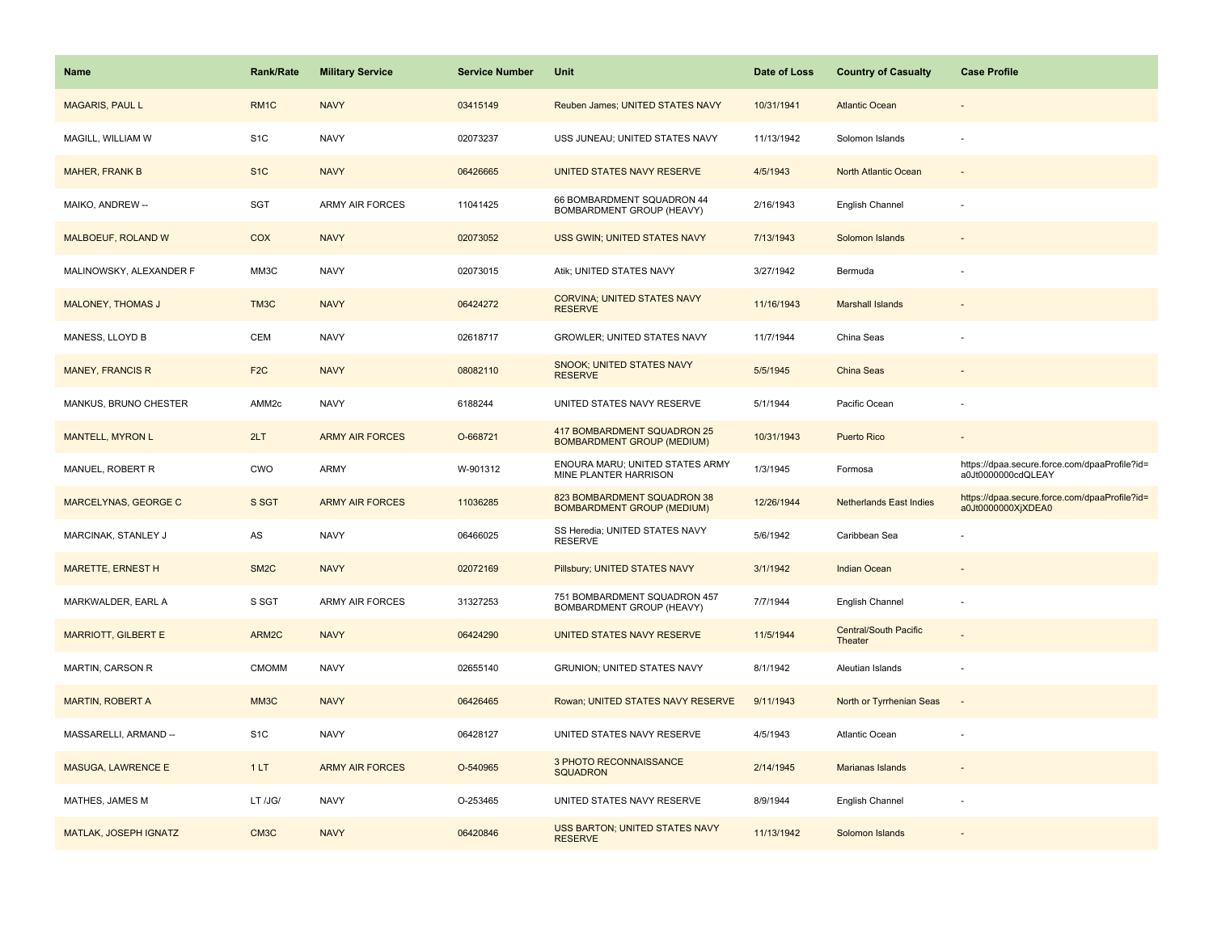| Name | Rank/Rate | Military Service | Service Number | Unit | Date of Loss | Country of Casualty | Case Profile |
| --- | --- | --- | --- | --- | --- | --- | --- |
| MAGARIS, PAUL L | RM1C | NAVY | 03415149 | Reuben James; UNITED STATES NAVY | 10/31/1941 | Atlantic Ocean | - |
| MAGILL, WILLIAM W | S1C | NAVY | 02073237 | USS JUNEAU; UNITED STATES NAVY | 11/13/1942 | Solomon Islands | - |
| MAHER, FRANK B | S1C | NAVY | 06426665 | UNITED STATES NAVY RESERVE | 4/5/1943 | North Atlantic Ocean | - |
| MAIKO, ANDREW -- | SGT | ARMY AIR FORCES | 11041425 | 66 BOMBARDMENT SQUADRON 44 BOMBARDMENT GROUP (HEAVY) | 2/16/1943 | English Channel | - |
| MALBOEUF, ROLAND W | COX | NAVY | 02073052 | USS GWIN; UNITED STATES NAVY | 7/13/1943 | Solomon Islands | - |
| MALINOWSKY, ALEXANDER F | MM3C | NAVY | 02073015 | Atik; UNITED STATES NAVY | 3/27/1942 | Bermuda | - |
| MALONEY, THOMAS J | TM3C | NAVY | 06424272 | CORVINA; UNITED STATES NAVY RESERVE | 11/16/1943 | Marshall Islands | - |
| MANESS, LLOYD B | CEM | NAVY | 02618717 | GROWLER; UNITED STATES NAVY | 11/7/1944 | China Seas | - |
| MANEY, FRANCIS R | F2C | NAVY | 08082110 | SNOOK; UNITED STATES NAVY RESERVE | 5/5/1945 | China Seas | - |
| MANKUS, BRUNO CHESTER | AMM2c | NAVY | 6188244 | UNITED STATES NAVY RESERVE | 5/1/1944 | Pacific Ocean | - |
| MANTELL, MYRON L | 2LT | ARMY AIR FORCES | O-668721 | 417 BOMBARDMENT SQUADRON 25 BOMBARDMENT GROUP (MEDIUM) | 10/31/1943 | Puerto Rico | - |
| MANUEL, ROBERT R | CWO | ARMY | W-901312 | ENOURA MARU; UNITED STATES ARMY MINE PLANTER HARRISON | 1/3/1945 | Formosa | https://dpaa.secure.force.com/dpaaProfile?id=a0Jt0000000cdQLEAY |
| MARCELYNAS, GEORGE C | S SGT | ARMY AIR FORCES | 11036285 | 823 BOMBARDMENT SQUADRON 38 BOMBARDMENT GROUP (MEDIUM) | 12/26/1944 | Netherlands East Indies | https://dpaa.secure.force.com/dpaaProfile?id=a0Jt0000000XjXDEA0 |
| MARCINAK, STANLEY J | AS | NAVY | 06466025 | SS Heredia; UNITED STATES NAVY RESERVE | 5/6/1942 | Caribbean Sea | - |
| MARETTE, ERNEST H | SM2C | NAVY | 02072169 | Pillsbury; UNITED STATES NAVY | 3/1/1942 | Indian Ocean | - |
| MARKWALDER, EARL A | S SGT | ARMY AIR FORCES | 31327253 | 751 BOMBARDMENT SQUADRON 457 BOMBARDMENT GROUP (HEAVY) | 7/7/1944 | English Channel | - |
| MARRIOTT, GILBERT E | ARM2C | NAVY | 06424290 | UNITED STATES NAVY RESERVE | 11/5/1944 | Central/South Pacific Theater | - |
| MARTIN, CARSON R | CMOMM | NAVY | 02655140 | GRUNION; UNITED STATES NAVY | 8/1/1942 | Aleutian Islands | - |
| MARTIN, ROBERT A | MM3C | NAVY | 06426465 | Rowan; UNITED STATES NAVY RESERVE | 9/11/1943 | North or Tyrrhenian Seas | - |
| MASSARELLI, ARMAND -- | S1C | NAVY | 06428127 | UNITED STATES NAVY RESERVE | 4/5/1943 | Atlantic Ocean | - |
| MASUGA, LAWRENCE E | 1 LT | ARMY AIR FORCES | O-540965 | 3 PHOTO RECONNAISSANCE SQUADRON | 2/14/1945 | Marianas Islands | - |
| MATHES, JAMES M | LT /JG/ | NAVY | O-253465 | UNITED STATES NAVY RESERVE | 8/9/1944 | English Channel | - |
| MATLAK, JOSEPH IGNATZ | CM3C | NAVY | 06420846 | USS BARTON; UNITED STATES NAVY RESERVE | 11/13/1942 | Solomon Islands | - |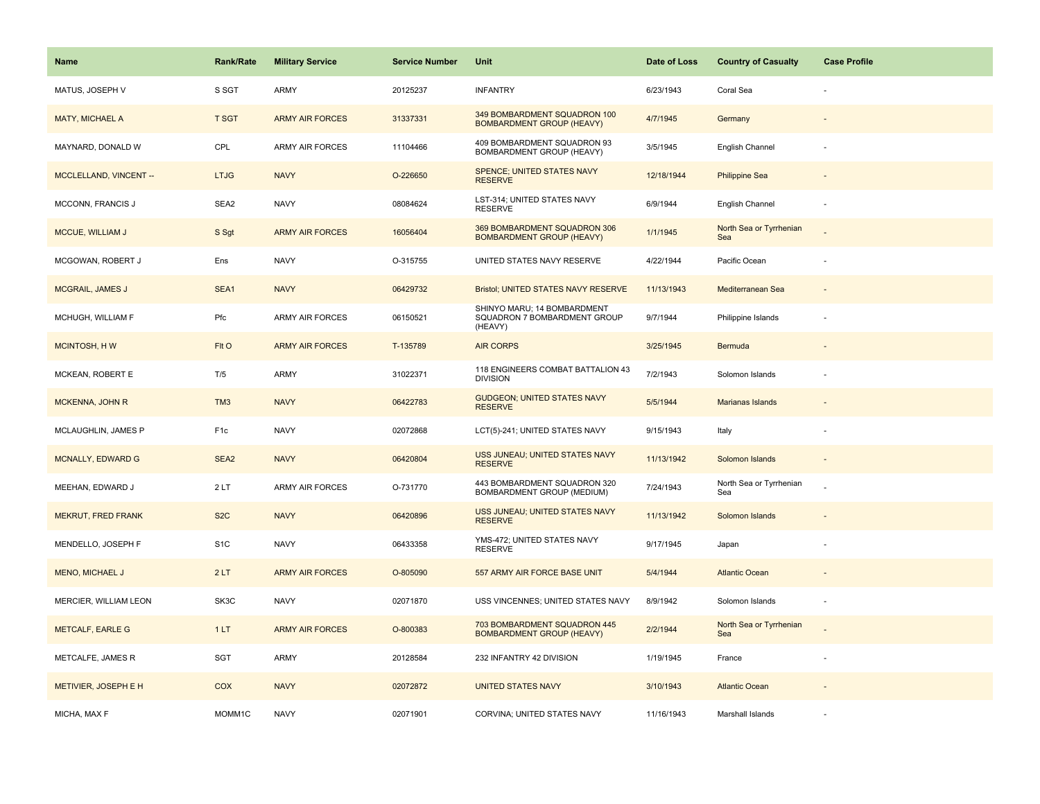| Name | Rank/Rate | Military Service | Service Number | Unit | Date of Loss | Country of Casualty | Case Profile |
|---|---|---|---|---|---|---|---|
| MATUS, JOSEPH V | S SGT | ARMY | 20125237 | INFANTRY | 6/23/1943 | Coral Sea | - |
| MATY, MICHAEL A | T SGT | ARMY AIR FORCES | 31337331 | 349 BOMBARDMENT SQUADRON 100 BOMBARDMENT GROUP (HEAVY) | 4/7/1945 | Germany | - |
| MAYNARD, DONALD W | CPL | ARMY AIR FORCES | 11104466 | 409 BOMBARDMENT SQUADRON 93 BOMBARDMENT GROUP (HEAVY) | 3/5/1945 | English Channel | - |
| MCCLELLAND, VINCENT -- | LTJG | NAVY | O-226650 | SPENCE; UNITED STATES NAVY RESERVE | 12/18/1944 | Philippine Sea | - |
| MCCONN, FRANCIS J | SEA2 | NAVY | 08084624 | LST-314; UNITED STATES NAVY RESERVE | 6/9/1944 | English Channel | - |
| MCCUE, WILLIAM J | S Sgt | ARMY AIR FORCES | 16056404 | 369 BOMBARDMENT SQUADRON 306 BOMBARDMENT GROUP (HEAVY) | 1/1/1945 | North Sea or Tyrrhenian Sea | - |
| MCGOWAN, ROBERT J | Ens | NAVY | O-315755 | UNITED STATES NAVY RESERVE | 4/22/1944 | Pacific Ocean | - |
| MCGRAIL, JAMES J | SEA1 | NAVY | 06429732 | Bristol; UNITED STATES NAVY RESERVE | 11/13/1943 | Mediterranean Sea | - |
| MCHUGH, WILLIAM F | Pfc | ARMY AIR FORCES | 06150521 | SHINYO MARU; 14 BOMBARDMENT SQUADRON 7 BOMBARDMENT GROUP (HEAVY) | 9/7/1944 | Philippine Islands | - |
| MCINTOSH, H W | Flt O | ARMY AIR FORCES | T-135789 | AIR CORPS | 3/25/1945 | Bermuda | - |
| MCKEAN, ROBERT E | T/5 | ARMY | 31022371 | 118 ENGINEERS COMBAT BATTALION 43 DIVISION | 7/2/1943 | Solomon Islands | - |
| MCKENNA, JOHN R | TM3 | NAVY | 06422783 | GUDGEON; UNITED STATES NAVY RESERVE | 5/5/1944 | Marianas Islands | - |
| MCLAUGHLIN, JAMES P | F1c | NAVY | 02072868 | LCT(5)-241; UNITED STATES NAVY | 9/15/1943 | Italy | - |
| MCNALLY, EDWARD G | SEA2 | NAVY | 06420804 | USS JUNEAU; UNITED STATES NAVY RESERVE | 11/13/1942 | Solomon Islands | - |
| MEEHAN, EDWARD J | 2 LT | ARMY AIR FORCES | O-731770 | 443 BOMBARDMENT SQUADRON 320 BOMBARDMENT GROUP (MEDIUM) | 7/24/1943 | North Sea or Tyrrhenian Sea | - |
| MEKRUT, FRED FRANK | S2C | NAVY | 06420896 | USS JUNEAU; UNITED STATES NAVY RESERVE | 11/13/1942 | Solomon Islands | - |
| MENDELLO, JOSEPH F | S1C | NAVY | 06433358 | YMS-472; UNITED STATES NAVY RESERVE | 9/17/1945 | Japan | - |
| MENO, MICHAEL J | 2 LT | ARMY AIR FORCES | O-805090 | 557 ARMY AIR FORCE BASE UNIT | 5/4/1944 | Atlantic Ocean | - |
| MERCIER, WILLIAM LEON | SK3C | NAVY | 02071870 | USS VINCENNES; UNITED STATES NAVY | 8/9/1942 | Solomon Islands | - |
| METCALF, EARLE G | 1 LT | ARMY AIR FORCES | O-800383 | 703 BOMBARDMENT SQUADRON 445 BOMBARDMENT GROUP (HEAVY) | 2/2/1944 | North Sea or Tyrrhenian Sea | - |
| METCALFE, JAMES R | SGT | ARMY | 20128584 | 232 INFANTRY 42 DIVISION | 1/19/1945 | France | - |
| METIVIER, JOSEPH E H | COX | NAVY | 02072872 | UNITED STATES NAVY | 3/10/1943 | Atlantic Ocean | - |
| MICHA, MAX F | MOMM1C | NAVY | 02071901 | CORVINA; UNITED STATES NAVY | 11/16/1943 | Marshall Islands | - |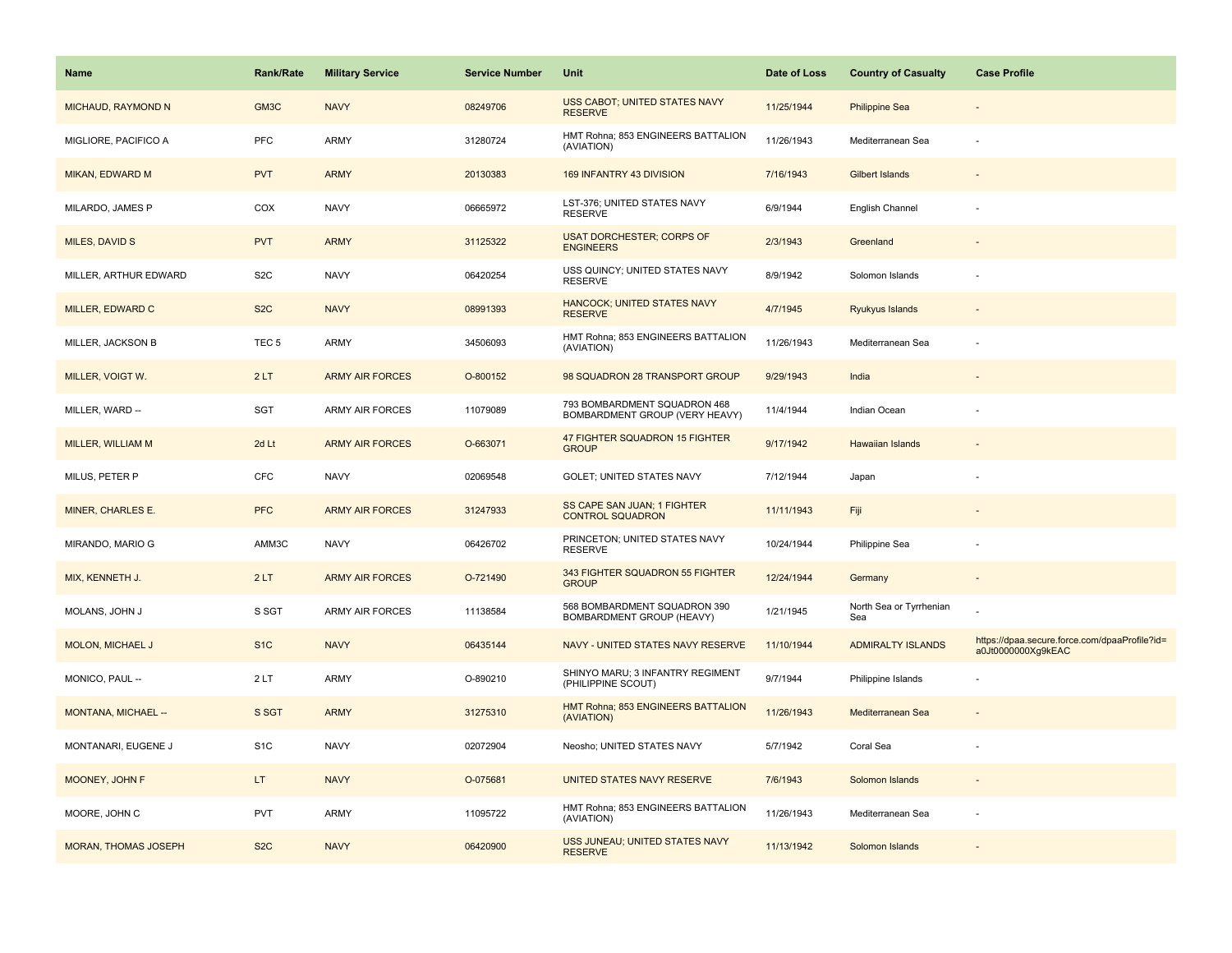| Name | Rank/Rate | Military Service | Service Number | Unit | Date of Loss | Country of Casualty | Case Profile |
| --- | --- | --- | --- | --- | --- | --- | --- |
| MICHAUD, RAYMOND N | GM3C | NAVY | 08249706 | USS CABOT; UNITED STATES NAVY RESERVE | 11/25/1944 | Philippine Sea | - |
| MIGLIORE, PACIFICO A | PFC | ARMY | 31280724 | HMT Rohna; 853 ENGINEERS BATTALION (AVIATION) | 11/26/1943 | Mediterranean Sea | - |
| MIKAN, EDWARD M | PVT | ARMY | 20130383 | 169 INFANTRY 43 DIVISION | 7/16/1943 | Gilbert Islands | - |
| MILARDO, JAMES P | COX | NAVY | 06665972 | LST-376; UNITED STATES NAVY RESERVE | 6/9/1944 | English Channel | - |
| MILES, DAVID S | PVT | ARMY | 31125322 | USAT DORCHESTER; CORPS OF ENGINEERS | 2/3/1943 | Greenland | - |
| MILLER, ARTHUR EDWARD | S2C | NAVY | 06420254 | USS QUINCY; UNITED STATES NAVY RESERVE | 8/9/1942 | Solomon Islands | - |
| MILLER, EDWARD C | S2C | NAVY | 08991393 | HANCOCK; UNITED STATES NAVY RESERVE | 4/7/1945 | Ryukyus Islands | - |
| MILLER, JACKSON B | TEC 5 | ARMY | 34506093 | HMT Rohna; 853 ENGINEERS BATTALION (AVIATION) | 11/26/1943 | Mediterranean Sea | - |
| MILLER, VOIGT W. | 2 LT | ARMY AIR FORCES | O-800152 | 98 SQUADRON 28 TRANSPORT GROUP | 9/29/1943 | India | - |
| MILLER, WARD -- | SGT | ARMY AIR FORCES | 11079089 | 793 BOMBARDMENT SQUADRON 468 BOMBARDMENT GROUP (VERY HEAVY) | 11/4/1944 | Indian Ocean | - |
| MILLER, WILLIAM M | 2d Lt | ARMY AIR FORCES | O-663071 | 47 FIGHTER SQUADRON 15 FIGHTER GROUP | 9/17/1942 | Hawaiian Islands | - |
| MILUS, PETER P | CFC | NAVY | 02069548 | GOLET; UNITED STATES NAVY | 7/12/1944 | Japan | - |
| MINER, CHARLES E. | PFC | ARMY AIR FORCES | 31247933 | SS CAPE SAN JUAN; 1 FIGHTER CONTROL SQUADRON | 11/11/1943 | Fiji | - |
| MIRANDO, MARIO G | AMM3C | NAVY | 06426702 | PRINCETON; UNITED STATES NAVY RESERVE | 10/24/1944 | Philippine Sea | - |
| MIX, KENNETH J. | 2 LT | ARMY AIR FORCES | O-721490 | 343 FIGHTER SQUADRON 55 FIGHTER GROUP | 12/24/1944 | Germany | - |
| MOLANS, JOHN J | S SGT | ARMY AIR FORCES | 11138584 | 568 BOMBARDMENT SQUADRON 390 BOMBARDMENT GROUP (HEAVY) | 1/21/1945 | North Sea or Tyrrhenian Sea | - |
| MOLON, MICHAEL J | S1C | NAVY | 06435144 | NAVY - UNITED STATES NAVY RESERVE | 11/10/1944 | ADMIRALTY ISLANDS | https://dpaa.secure.force.com/dpaaProfile?id=a0Jt0000000Xg9kEAC |
| MONICO, PAUL -- | 2 LT | ARMY | O-890210 | SHINYO MARU; 3 INFANTRY REGIMENT (PHILIPPINE SCOUT) | 9/7/1944 | Philippine Islands | - |
| MONTANA, MICHAEL -- | S SGT | ARMY | 31275310 | HMT Rohna; 853 ENGINEERS BATTALION (AVIATION) | 11/26/1943 | Mediterranean Sea | - |
| MONTANARI, EUGENE J | S1C | NAVY | 02072904 | Neosho; UNITED STATES NAVY | 5/7/1942 | Coral Sea | - |
| MOONEY, JOHN F | LT | NAVY | O-075681 | UNITED STATES NAVY RESERVE | 7/6/1943 | Solomon Islands | - |
| MOORE, JOHN C | PVT | ARMY | 11095722 | HMT Rohna; 853 ENGINEERS BATTALION (AVIATION) | 11/26/1943 | Mediterranean Sea | - |
| MORAN, THOMAS JOSEPH | S2C | NAVY | 06420900 | USS JUNEAU; UNITED STATES NAVY RESERVE | 11/13/1942 | Solomon Islands | - |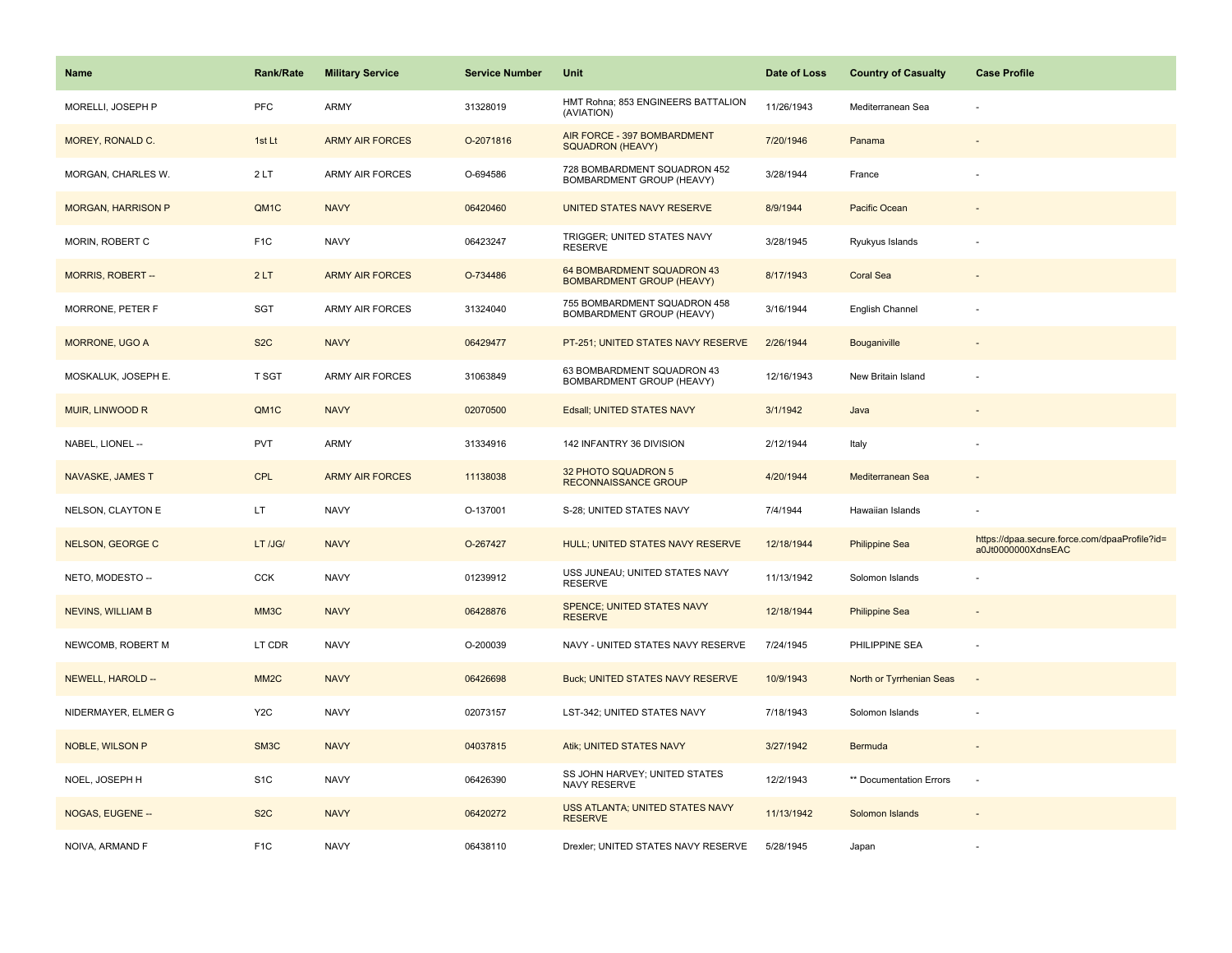| Name | Rank/Rate | Military Service | Service Number | Unit | Date of Loss | Country of Casualty | Case Profile |
|---|---|---|---|---|---|---|---|
| MORELLI, JOSEPH P | PFC | ARMY | 31328019 | HMT Rohna; 853 ENGINEERS BATTALION (AVIATION) | 11/26/1943 | Mediterranean Sea | - |
| MOREY, RONALD C. | 1st Lt | ARMY AIR FORCES | O-2071816 | AIR FORCE - 397 BOMBARDMENT SQUADRON (HEAVY) | 7/20/1946 | Panama | - |
| MORGAN, CHARLES W. | 2 LT | ARMY AIR FORCES | O-694586 | 728 BOMBARDMENT SQUADRON 452 BOMBARDMENT GROUP (HEAVY) | 3/28/1944 | France | - |
| MORGAN, HARRISON P | QM1C | NAVY | 06420460 | UNITED STATES NAVY RESERVE | 8/9/1944 | Pacific Ocean | - |
| MORIN, ROBERT C | F1C | NAVY | 06423247 | TRIGGER; UNITED STATES NAVY RESERVE | 3/28/1945 | Ryukyus Islands | - |
| MORRIS, ROBERT -- | 2 LT | ARMY AIR FORCES | O-734486 | 64 BOMBARDMENT SQUADRON 43 BOMBARDMENT GROUP (HEAVY) | 8/17/1943 | Coral Sea | - |
| MORRONE, PETER F | SGT | ARMY AIR FORCES | 31324040 | 755 BOMBARDMENT SQUADRON 458 BOMBARDMENT GROUP (HEAVY) | 3/16/1944 | English Channel | - |
| MORRONE, UGO A | S2C | NAVY | 06429477 | PT-251; UNITED STATES NAVY RESERVE | 2/26/1944 | Bouganiville | - |
| MOSKALUK, JOSEPH E. | T SGT | ARMY AIR FORCES | 31063849 | 63 BOMBARDMENT SQUADRON 43 BOMBARDMENT GROUP (HEAVY) | 12/16/1943 | New Britain Island | - |
| MUIR, LINWOOD R | QM1C | NAVY | 02070500 | Edsall; UNITED STATES NAVY | 3/1/1942 | Java | - |
| NABEL, LIONEL -- | PVT | ARMY | 31334916 | 142 INFANTRY 36 DIVISION | 2/12/1944 | Italy | - |
| NAVASKE, JAMES T | CPL | ARMY AIR FORCES | 11138038 | 32 PHOTO SQUADRON 5 RECONNAISSANCE GROUP | 4/20/1944 | Mediterranean Sea | - |
| NELSON, CLAYTON E | LT | NAVY | O-137001 | S-28; UNITED STATES NAVY | 7/4/1944 | Hawaiian Islands | - |
| NELSON, GEORGE C | LT /JG/ | NAVY | O-267427 | HULL; UNITED STATES NAVY RESERVE | 12/18/1944 | Philippine Sea | https://dpaa.secure.force.com/dpaaProfile?id=a0Jt0000000XdnsEAC |
| NETO, MODESTO -- | CCK | NAVY | 01239912 | USS JUNEAU; UNITED STATES NAVY RESERVE | 11/13/1942 | Solomon Islands | - |
| NEVINS, WILLIAM B | MM3C | NAVY | 06428876 | SPENCE; UNITED STATES NAVY RESERVE | 12/18/1944 | Philippine Sea | - |
| NEWCOMB, ROBERT M | LT CDR | NAVY | O-200039 | NAVY - UNITED STATES NAVY RESERVE | 7/24/1945 | PHILIPPINE SEA | - |
| NEWELL, HAROLD -- | MM2C | NAVY | 06426698 | Buck; UNITED STATES NAVY RESERVE | 10/9/1943 | North or Tyrrhenian Seas | - |
| NIDERMAYER, ELMER G | Y2C | NAVY | 02073157 | LST-342; UNITED STATES NAVY | 7/18/1943 | Solomon Islands | - |
| NOBLE, WILSON P | SM3C | NAVY | 04037815 | Atik; UNITED STATES NAVY | 3/27/1942 | Bermuda | - |
| NOEL, JOSEPH H | S1C | NAVY | 06426390 | SS JOHN HARVEY; UNITED STATES NAVY RESERVE | 12/2/1943 | ** Documentation Errors | - |
| NOGAS, EUGENE -- | S2C | NAVY | 06420272 | USS ATLANTA; UNITED STATES NAVY RESERVE | 11/13/1942 | Solomon Islands | - |
| NOIVA, ARMAND F | F1C | NAVY | 06438110 | Drexler; UNITED STATES NAVY RESERVE | 5/28/1945 | Japan | - |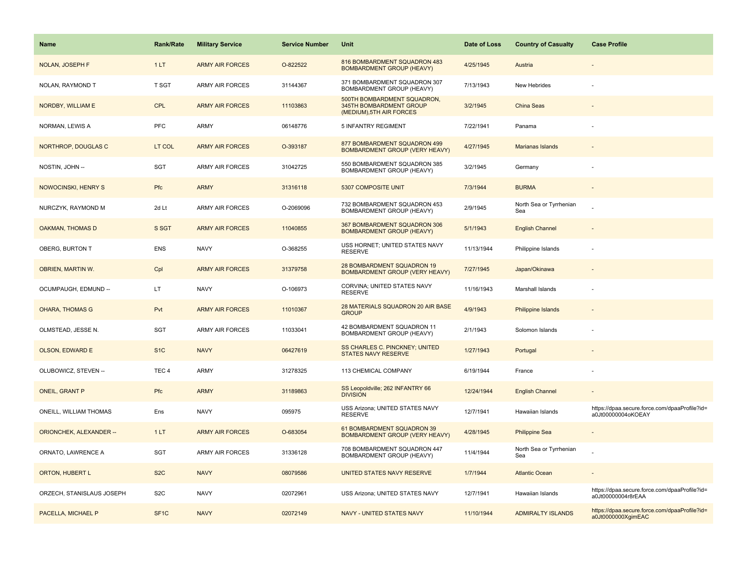| Name | Rank/Rate | Military Service | Service Number | Unit | Date of Loss | Country of Casualty | Case Profile |
|---|---|---|---|---|---|---|---|
| NOLAN, JOSEPH F | 1 LT | ARMY AIR FORCES | O-822522 | 816 BOMBARDMENT SQUADRON 483 BOMBARDMENT GROUP (HEAVY) | 4/25/1945 | Austria | - |
| NOLAN, RAYMOND T | T SGT | ARMY AIR FORCES | 31144367 | 371 BOMBARDMENT SQUADRON 307 BOMBARDMENT GROUP (HEAVY) | 7/13/1943 | New Hebrides | - |
| NORDBY, WILLIAM E | CPL | ARMY AIR FORCES | 11103863 | 500TH BOMBARDMENT SQUADRON, 345TH BOMBARDMENT GROUP (MEDIUM),5TH AIR FORCES | 3/2/1945 | China Seas | - |
| NORMAN, LEWIS A | PFC | ARMY | 06148776 | 5 INFANTRY REGIMENT | 7/22/1941 | Panama | - |
| NORTHROP, DOUGLAS C | LT COL | ARMY AIR FORCES | O-393187 | 877 BOMBARDMENT SQUADRON 499 BOMBARDMENT GROUP (VERY HEAVY) | 4/27/1945 | Marianas Islands | - |
| NOSTIN, JOHN -- | SGT | ARMY AIR FORCES | 31042725 | 550 BOMBARDMENT SQUADRON 385 BOMBARDMENT GROUP (HEAVY) | 3/2/1945 | Germany | - |
| NOWOCINSKI, HENRY S | Pfc | ARMY | 31316118 | 5307 COMPOSITE UNIT | 7/3/1944 | BURMA | - |
| NURCZYK, RAYMOND M | 2d Lt | ARMY AIR FORCES | O-2069096 | 732 BOMBARDMENT SQUADRON 453 BOMBARDMENT GROUP (HEAVY) | 2/9/1945 | North Sea or Tyrrhenian Sea | - |
| OAKMAN, THOMAS D | S SGT | ARMY AIR FORCES | 11040855 | 367 BOMBARDMENT SQUADRON 306 BOMBARDMENT GROUP (HEAVY) | 5/1/1943 | English Channel | - |
| OBERG, BURTON T | ENS | NAVY | O-368255 | USS HORNET; UNITED STATES NAVY RESERVE | 11/13/1944 | Philippine Islands | - |
| OBRIEN, MARTIN W. | Cpl | ARMY AIR FORCES | 31379758 | 28 BOMBARDMENT SQUADRON 19 BOMBARDMENT GROUP (VERY HEAVY) | 7/27/1945 | Japan/Okinawa | - |
| OCUMPAUGH, EDMUND -- | LT | NAVY | O-106973 | CORVINA; UNITED STATES NAVY RESERVE | 11/16/1943 | Marshall Islands | - |
| OHARA, THOMAS G | Pvt | ARMY AIR FORCES | 11010367 | 28 MATERIALS SQUADRON 20 AIR BASE GROUP | 4/9/1943 | Philippine Islands | - |
| OLMSTEAD, JESSE N. | SGT | ARMY AIR FORCES | 11033041 | 42 BOMBARDMENT SQUADRON 11 BOMBARDMENT GROUP (HEAVY) | 2/1/1943 | Solomon Islands | - |
| OLSON, EDWARD E | S1C | NAVY | 06427619 | SS CHARLES C. PINCKNEY; UNITED STATES NAVY RESERVE | 1/27/1943 | Portugal | - |
| OLUBOWICZ, STEVEN -- | TEC 4 | ARMY | 31278325 | 113 CHEMICAL COMPANY | 6/19/1944 | France | - |
| ONEIL, GRANT P | Pfc | ARMY | 31189863 | SS Leopoldville; 262 INFANTRY 66 DIVISION | 12/24/1944 | English Channel | - |
| ONEILL, WILLIAM THOMAS | Ens | NAVY | 095975 | USS Arizona; UNITED STATES NAVY RESERVE | 12/7/1941 | Hawaiian Islands | https://dpaa.secure.force.com/dpaaProfile?id=a0Jt00000004oKOEAY |
| ORIONCHEK, ALEXANDER -- | 1 LT | ARMY AIR FORCES | O-683054 | 61 BOMBARDMENT SQUADRON 39 BOMBARDMENT GROUP (VERY HEAVY) | 4/28/1945 | Philippine Sea | - |
| ORNATO, LAWRENCE A | SGT | ARMY AIR FORCES | 31336128 | 708 BOMBARDMENT SQUADRON 447 BOMBARDMENT GROUP (HEAVY) | 11/4/1944 | North Sea or Tyrrhenian Sea | - |
| ORTON, HUBERT L | S2C | NAVY | 08079586 | UNITED STATES NAVY RESERVE | 1/7/1944 | Atlantic Ocean | - |
| ORZECH, STANISLAUS JOSEPH | S2C | NAVY | 02072961 | USS Arizona; UNITED STATES NAVY | 12/7/1941 | Hawaiian Islands | https://dpaa.secure.force.com/dpaaProfile?id=a0Jt00000004r8rEAA |
| PACELLA, MICHAEL P | SF1C | NAVY | 02072149 | NAVY - UNITED STATES NAVY | 11/10/1944 | ADMIRALTY ISLANDS | https://dpaa.secure.force.com/dpaaProfile?id=a0Jt0000000XgimEAC |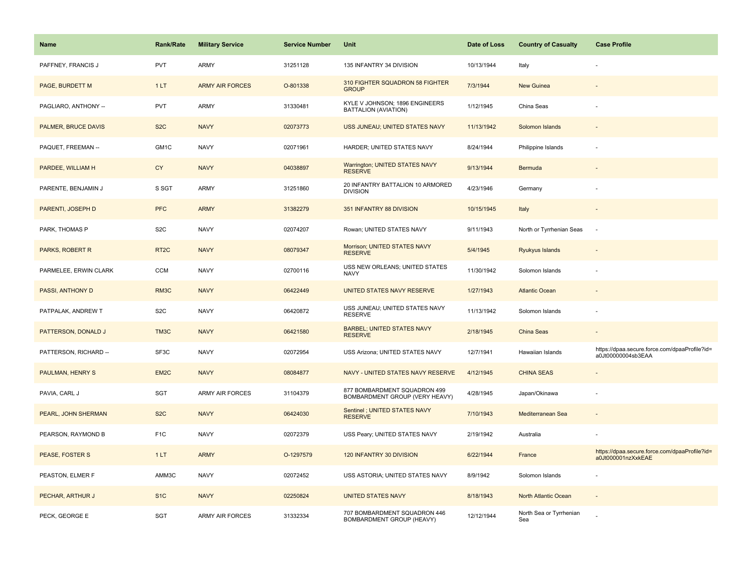| Name | Rank/Rate | Military Service | Service Number | Unit | Date of Loss | Country of Casualty | Case Profile |
|---|---|---|---|---|---|---|---|
| PAFFNEY, FRANCIS J | PVT | ARMY | 31251128 | 135 INFANTRY 34 DIVISION | 10/13/1944 | Italy | - |
| PAGE, BURDETT M | 1 LT | ARMY AIR FORCES | O-801338 | 310 FIGHTER SQUADRON 58 FIGHTER GROUP | 7/3/1944 | New Guinea | - |
| PAGLIARO, ANTHONY -- | PVT | ARMY | 31330481 | KYLE V JOHNSON; 1896 ENGINEERS BATTALION (AVIATION) | 1/12/1945 | China Seas | - |
| PALMER, BRUCE DAVIS | S2C | NAVY | 02073773 | USS JUNEAU; UNITED STATES NAVY | 11/13/1942 | Solomon Islands | - |
| PAQUET, FREEMAN -- | GM1C | NAVY | 02071961 | HARDER; UNITED STATES NAVY | 8/24/1944 | Philippine Islands | - |
| PARDEE, WILLIAM H | CY | NAVY | 04038897 | Warrington; UNITED STATES NAVY RESERVE | 9/13/1944 | Bermuda | - |
| PARENTE, BENJAMIN J | S SGT | ARMY | 31251860 | 20 INFANTRY BATTALION 10 ARMORED DIVISION | 4/23/1946 | Germany | - |
| PARENTI, JOSEPH D | PFC | ARMY | 31382279 | 351 INFANTRY 88 DIVISION | 10/15/1945 | Italy | - |
| PARK, THOMAS P | S2C | NAVY | 02074207 | Rowan; UNITED STATES NAVY | 9/11/1943 | North or Tyrrhenian Seas | - |
| PARKS, ROBERT R | RT2C | NAVY | 08079347 | Morrison; UNITED STATES NAVY RESERVE | 5/4/1945 | Ryukyus Islands | - |
| PARMELEE, ERWIN CLARK | CCM | NAVY | 02700116 | USS NEW ORLEANS; UNITED STATES NAVY | 11/30/1942 | Solomon Islands | - |
| PASSI, ANTHONY D | RM3C | NAVY | 06422449 | UNITED STATES NAVY RESERVE | 1/27/1943 | Atlantic Ocean | - |
| PATPALAK, ANDREW T | S2C | NAVY | 06420872 | USS JUNEAU; UNITED STATES NAVY RESERVE | 11/13/1942 | Solomon Islands | - |
| PATTERSON, DONALD J | TM3C | NAVY | 06421580 | BARBEL; UNITED STATES NAVY RESERVE | 2/18/1945 | China Seas | - |
| PATTERSON, RICHARD -- | SF3C | NAVY | 02072954 | USS Arizona; UNITED STATES NAVY | 12/7/1941 | Hawaiian Islands | https://dpaa.secure.force.com/dpaaProfile?id=a0Jt00000004sb3EAA |
| PAULMAN, HENRY S | EM2C | NAVY | 08084877 | NAVY - UNITED STATES NAVY RESERVE | 4/12/1945 | CHINA SEAS | - |
| PAVIA, CARL J | SGT | ARMY AIR FORCES | 31104379 | 877 BOMBARDMENT SQUADRON 499 BOMBARDMENT GROUP (VERY HEAVY) | 4/28/1945 | Japan/Okinawa | - |
| PEARL, JOHN SHERMAN | S2C | NAVY | 06424030 | Sentinel ; UNITED STATES NAVY RESERVE | 7/10/1943 | Mediterranean Sea | - |
| PEARSON, RAYMOND B | F1C | NAVY | 02072379 | USS Peary; UNITED STATES NAVY | 2/19/1942 | Australia | - |
| PEASE, FOSTER S | 1 LT | ARMY | O-1297579 | 120 INFANTRY 30 DIVISION | 6/22/1944 | France | https://dpaa.secure.force.com/dpaaProfile?id=a0Jt000001nzXxkEAE |
| PEASTON, ELMER F | AMM3C | NAVY | 02072452 | USS ASTORIA; UNITED STATES NAVY | 8/9/1942 | Solomon Islands | - |
| PECHAR, ARTHUR J | S1C | NAVY | 02250824 | UNITED STATES NAVY | 8/18/1943 | North Atlantic Ocean | - |
| PECK, GEORGE E | SGT | ARMY AIR FORCES | 31332334 | 707 BOMBARDMENT SQUADRON 446 BOMBARDMENT GROUP (HEAVY) | 12/12/1944 | North Sea or Tyrrhenian Sea | - |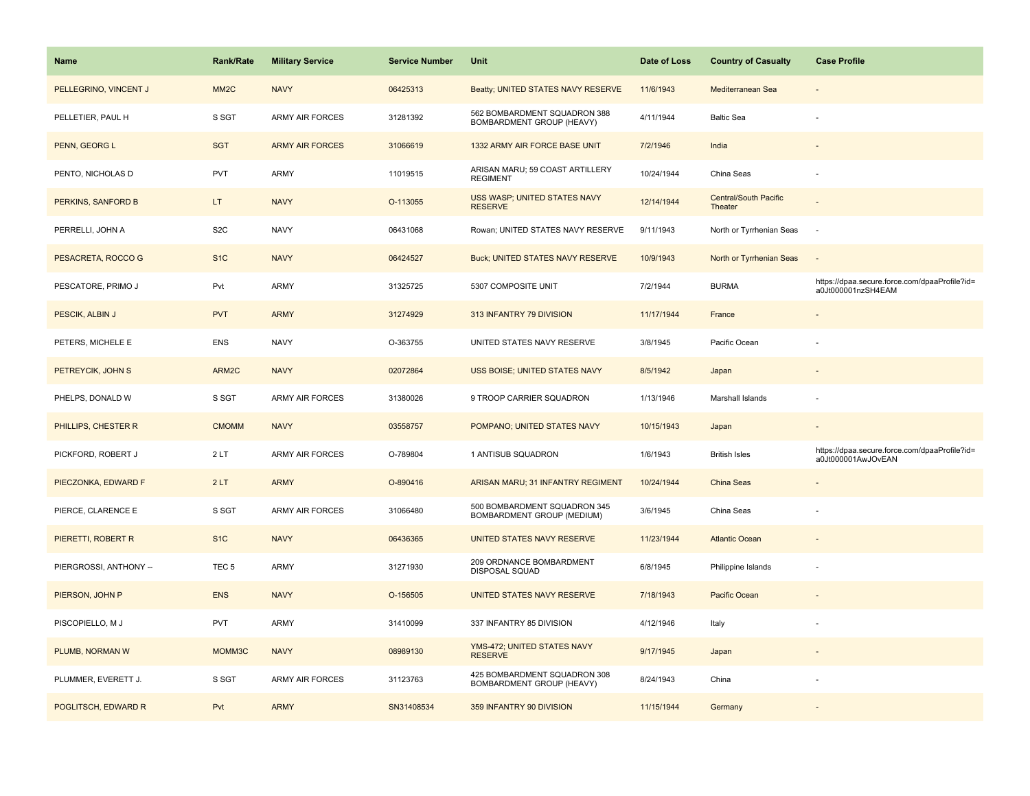| Name | Rank/Rate | Military Service | Service Number | Unit | Date of Loss | Country of Casualty | Case Profile |
|---|---|---|---|---|---|---|---|
| PELLEGRINO, VINCENT J | MM2C | NAVY | 06425313 | Beatty; UNITED STATES NAVY RESERVE | 11/6/1943 | Mediterranean Sea | - |
| PELLETIER, PAUL H | S SGT | ARMY AIR FORCES | 31281392 | 562 BOMBARDMENT SQUADRON 388 BOMBARDMENT GROUP (HEAVY) | 4/11/1944 | Baltic Sea | - |
| PENN, GEORG L | SGT | ARMY AIR FORCES | 31066619 | 1332 ARMY AIR FORCE BASE UNIT | 7/2/1946 | India | - |
| PENTO, NICHOLAS D | PVT | ARMY | 11019515 | ARISAN MARU; 59 COAST ARTILLERY REGIMENT | 10/24/1944 | China Seas | - |
| PERKINS, SANFORD B | LT | NAVY | O-113055 | USS WASP; UNITED STATES NAVY RESERVE | 12/14/1944 | Central/South Pacific Theater | - |
| PERRELLI, JOHN A | S2C | NAVY | 06431068 | Rowan; UNITED STATES NAVY RESERVE | 9/11/1943 | North or Tyrrhenian Seas | - |
| PESACRETA, ROCCO G | S1C | NAVY | 06424527 | Buck; UNITED STATES NAVY RESERVE | 10/9/1943 | North or Tyrrhenian Seas | - |
| PESCATORE, PRIMO J | Pvt | ARMY | 31325725 | 5307 COMPOSITE UNIT | 7/2/1944 | BURMA | https://dpaa.secure.force.com/dpaaProfile?id=a0Jt000001nzSH4EAM |
| PESCIK, ALBIN J | PVT | ARMY | 31274929 | 313 INFANTRY 79 DIVISION | 11/17/1944 | France | - |
| PETERS, MICHELE E | ENS | NAVY | O-363755 | UNITED STATES NAVY RESERVE | 3/8/1945 | Pacific Ocean | - |
| PETREYCIK, JOHN S | ARM2C | NAVY | 02072864 | USS BOISE; UNITED STATES NAVY | 8/5/1942 | Japan | - |
| PHELPS, DONALD W | S SGT | ARMY AIR FORCES | 31380026 | 9 TROOP CARRIER SQUADRON | 1/13/1946 | Marshall Islands | - |
| PHILLIPS, CHESTER R | CMOMM | NAVY | 03558757 | POMPANO; UNITED STATES NAVY | 10/15/1943 | Japan | - |
| PICKFORD, ROBERT J | 2 LT | ARMY AIR FORCES | O-789804 | 1 ANTISUB SQUADRON | 1/6/1943 | British Isles | https://dpaa.secure.force.com/dpaaProfile?id=a0Jt000001AwJOvEAN |
| PIECZONKA, EDWARD F | 2 LT | ARMY | O-890416 | ARISAN MARU; 31 INFANTRY REGIMENT | 10/24/1944 | China Seas | - |
| PIERCE, CLARENCE E | S SGT | ARMY AIR FORCES | 31066480 | 500 BOMBARDMENT SQUADRON 345 BOMBARDMENT GROUP (MEDIUM) | 3/6/1945 | China Seas | - |
| PIERETTI, ROBERT R | S1C | NAVY | 06436365 | UNITED STATES NAVY RESERVE | 11/23/1944 | Atlantic Ocean | - |
| PIERGROSSI, ANTHONY -- | TEC 5 | ARMY | 31271930 | 209 ORDNANCE BOMBARDMENT DISPOSAL SQUAD | 6/8/1945 | Philippine Islands | - |
| PIERSON, JOHN P | ENS | NAVY | O-156505 | UNITED STATES NAVY RESERVE | 7/18/1943 | Pacific Ocean | - |
| PISCOPIELLO, M J | PVT | ARMY | 31410099 | 337 INFANTRY 85 DIVISION | 4/12/1946 | Italy | - |
| PLUMB, NORMAN W | MOMM3C | NAVY | 08989130 | YMS-472; UNITED STATES NAVY RESERVE | 9/17/1945 | Japan | - |
| PLUMMER, EVERETT J. | S SGT | ARMY AIR FORCES | 31123763 | 425 BOMBARDMENT SQUADRON 308 BOMBARDMENT GROUP (HEAVY) | 8/24/1943 | China | - |
| POGLITSCH, EDWARD R | Pvt | ARMY | SN31408534 | 359 INFANTRY 90 DIVISION | 11/15/1944 | Germany | - |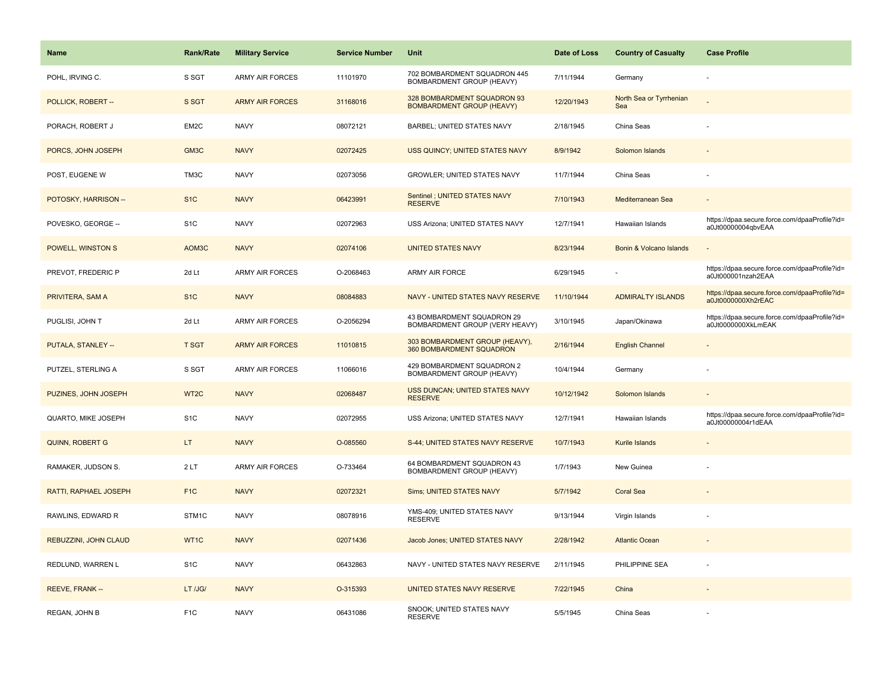| Name | Rank/Rate | Military Service | Service Number | Unit | Date of Loss | Country of Casualty | Case Profile |
| --- | --- | --- | --- | --- | --- | --- | --- |
| POHL, IRVING C. | S SGT | ARMY AIR FORCES | 11101970 | 702 BOMBARDMENT SQUADRON 445 BOMBARDMENT GROUP (HEAVY) | 7/11/1944 | Germany | - |
| POLLICK, ROBERT -- | S SGT | ARMY AIR FORCES | 31168016 | 328 BOMBARDMENT SQUADRON 93 BOMBARDMENT GROUP (HEAVY) | 12/20/1943 | North Sea or Tyrrhenian Sea | - |
| PORACH, ROBERT J | EM2C | NAVY | 08072121 | BARBEL; UNITED STATES NAVY | 2/18/1945 | China Seas | - |
| PORCS, JOHN JOSEPH | GM3C | NAVY | 02072425 | USS QUINCY; UNITED STATES NAVY | 8/9/1942 | Solomon Islands | - |
| POST, EUGENE W | TM3C | NAVY | 02073056 | GROWLER; UNITED STATES NAVY | 11/7/1944 | China Seas | - |
| POTOSKY, HARRISON -- | S1C | NAVY | 06423991 | Sentinel ; UNITED STATES NAVY RESERVE | 7/10/1943 | Mediterranean Sea | - |
| POVESKO, GEORGE -- | S1C | NAVY | 02072963 | USS Arizona; UNITED STATES NAVY | 12/7/1941 | Hawaiian Islands | https://dpaa.secure.force.com/dpaaProfile?id=a0Jt00000004qbvEAA |
| POWELL, WINSTON S | AOM3C | NAVY | 02074106 | UNITED STATES NAVY | 8/23/1944 | Bonin & Volcano Islands | - |
| PREVOT, FREDERIC P | 2d Lt | ARMY AIR FORCES | O-2068463 | ARMY AIR FORCE | 6/29/1945 | - | https://dpaa.secure.force.com/dpaaProfile?id=a0Jt000001nzah2EAA |
| PRIVITERA, SAM A | S1C | NAVY | 08084883 | NAVY - UNITED STATES NAVY RESERVE | 11/10/1944 | ADMIRALTY ISLANDS | https://dpaa.secure.force.com/dpaaProfile?id=a0Jt0000000Xh2rEAC |
| PUGLISI, JOHN T | 2d Lt | ARMY AIR FORCES | O-2056294 | 43 BOMBARDMENT SQUADRON 29 BOMBARDMENT GROUP (VERY HEAVY) | 3/10/1945 | Japan/Okinawa | https://dpaa.secure.force.com/dpaaProfile?id=a0Jt0000000XkLmEAK |
| PUTALA, STANLEY -- | T SGT | ARMY AIR FORCES | 11010815 | 303 BOMBARDMENT GROUP (HEAVY), 360 BOMBARDMENT SQUADRON | 2/16/1944 | English Channel | - |
| PUTZEL, STERLING A | S SGT | ARMY AIR FORCES | 11066016 | 429 BOMBARDMENT SQUADRON 2 BOMBARDMENT GROUP (HEAVY) | 10/4/1944 | Germany | - |
| PUZINES, JOHN JOSEPH | WT2C | NAVY | 02068487 | USS DUNCAN; UNITED STATES NAVY RESERVE | 10/12/1942 | Solomon Islands | - |
| QUARTO, MIKE JOSEPH | S1C | NAVY | 02072955 | USS Arizona; UNITED STATES NAVY | 12/7/1941 | Hawaiian Islands | https://dpaa.secure.force.com/dpaaProfile?id=a0Jt00000004r1dEAA |
| QUINN, ROBERT G | LT | NAVY | O-085560 | S-44; UNITED STATES NAVY RESERVE | 10/7/1943 | Kurile Islands | - |
| RAMAKER, JUDSON S. | 2 LT | ARMY AIR FORCES | O-733464 | 64 BOMBARDMENT SQUADRON 43 BOMBARDMENT GROUP (HEAVY) | 1/7/1943 | New Guinea | - |
| RATTI, RAPHAEL JOSEPH | F1C | NAVY | 02072321 | Sims; UNITED STATES NAVY | 5/7/1942 | Coral Sea | - |
| RAWLINS, EDWARD R | STM1C | NAVY | 08078916 | YMS-409; UNITED STATES NAVY RESERVE | 9/13/1944 | Virgin Islands | - |
| REBUZZINI, JOHN CLAUD | WT1C | NAVY | 02071436 | Jacob Jones; UNITED STATES NAVY | 2/28/1942 | Atlantic Ocean | - |
| REDLUND, WARREN L | S1C | NAVY | 06432863 | NAVY - UNITED STATES NAVY RESERVE | 2/11/1945 | PHILIPPINE SEA | - |
| REEVE, FRANK -- | LT /JG/ | NAVY | O-315393 | UNITED STATES NAVY RESERVE | 7/22/1945 | China | - |
| REGAN, JOHN B | F1C | NAVY | 06431086 | SNOOK; UNITED STATES NAVY RESERVE | 5/5/1945 | China Seas | - |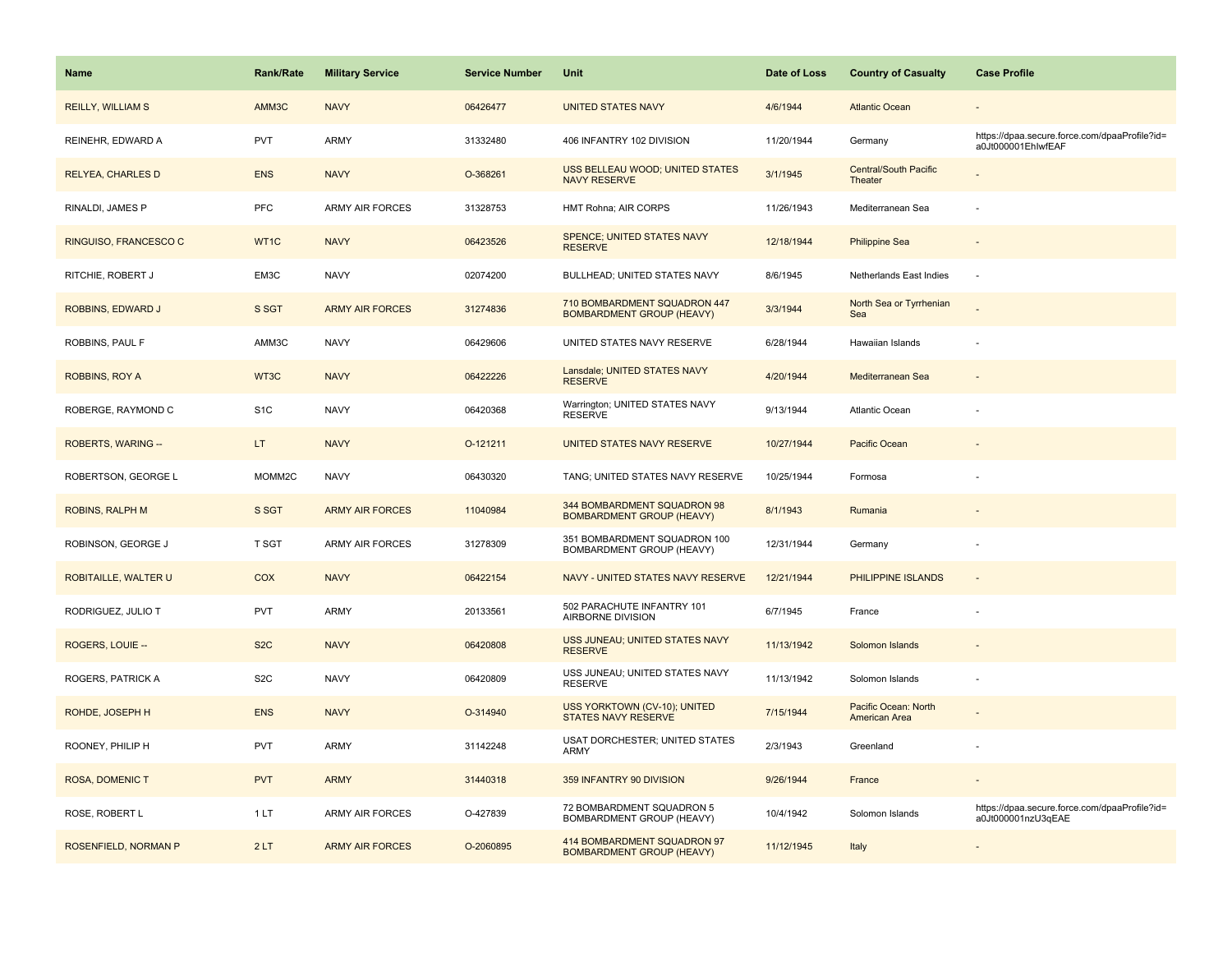| Name | Rank/Rate | Military Service | Service Number | Unit | Date of Loss | Country of Casualty | Case Profile |
|---|---|---|---|---|---|---|---|
| REILLY, WILLIAM S | AMM3C | NAVY | 06426477 | UNITED STATES NAVY | 4/6/1944 | Atlantic Ocean | - |
| REINEHR, EDWARD A | PVT | ARMY | 31332480 | 406 INFANTRY 102 DIVISION | 11/20/1944 | Germany | https://dpaa.secure.force.com/dpaaProfile?id=a0Jt000001EhIwfEAF |
| RELYEA, CHARLES D | ENS | NAVY | O-368261 | USS BELLEAU WOOD; UNITED STATES NAVY RESERVE | 3/1/1945 | Central/South Pacific Theater | - |
| RINALDI, JAMES P | PFC | ARMY AIR FORCES | 31328753 | HMT Rohna; AIR CORPS | 11/26/1943 | Mediterranean Sea | - |
| RINGUISO, FRANCESCO C | WT1C | NAVY | 06423526 | SPENCE; UNITED STATES NAVY RESERVE | 12/18/1944 | Philippine Sea | - |
| RITCHIE, ROBERT J | EM3C | NAVY | 02074200 | BULLHEAD; UNITED STATES NAVY | 8/6/1945 | Netherlands East Indies | - |
| ROBBINS, EDWARD J | S SGT | ARMY AIR FORCES | 31274836 | 710 BOMBARDMENT SQUADRON 447 BOMBARDMENT GROUP (HEAVY) | 3/3/1944 | North Sea or Tyrrhenian Sea | - |
| ROBBINS, PAUL F | AMM3C | NAVY | 06429606 | UNITED STATES NAVY RESERVE | 6/28/1944 | Hawaiian Islands | - |
| ROBBINS, ROY A | WT3C | NAVY | 06422226 | Lansdale; UNITED STATES NAVY RESERVE | 4/20/1944 | Mediterranean Sea | - |
| ROBERGE, RAYMOND C | S1C | NAVY | 06420368 | Warrington; UNITED STATES NAVY RESERVE | 9/13/1944 | Atlantic Ocean | - |
| ROBERTS, WARING -- | LT | NAVY | O-121211 | UNITED STATES NAVY RESERVE | 10/27/1944 | Pacific Ocean | - |
| ROBERTSON, GEORGE L | MOMM2C | NAVY | 06430320 | TANG; UNITED STATES NAVY RESERVE | 10/25/1944 | Formosa | - |
| ROBINS, RALPH M | S SGT | ARMY AIR FORCES | 11040984 | 344 BOMBARDMENT SQUADRON 98 BOMBARDMENT GROUP (HEAVY) | 8/1/1943 | Rumania | - |
| ROBINSON, GEORGE J | T SGT | ARMY AIR FORCES | 31278309 | 351 BOMBARDMENT SQUADRON 100 BOMBARDMENT GROUP (HEAVY) | 12/31/1944 | Germany | - |
| ROBITAILLE, WALTER U | COX | NAVY | 06422154 | NAVY - UNITED STATES NAVY RESERVE | 12/21/1944 | PHILIPPINE ISLANDS | - |
| RODRIGUEZ, JULIO T | PVT | ARMY | 20133561 | 502 PARACHUTE INFANTRY 101 AIRBORNE DIVISION | 6/7/1945 | France | - |
| ROGERS, LOUIE -- | S2C | NAVY | 06420808 | USS JUNEAU; UNITED STATES NAVY RESERVE | 11/13/1942 | Solomon Islands | - |
| ROGERS, PATRICK A | S2C | NAVY | 06420809 | USS JUNEAU; UNITED STATES NAVY RESERVE | 11/13/1942 | Solomon Islands | - |
| ROHDE, JOSEPH H | ENS | NAVY | O-314940 | USS YORKTOWN (CV-10); UNITED STATES NAVY RESERVE | 7/15/1944 | Pacific Ocean: North American Area | - |
| ROONEY, PHILIP H | PVT | ARMY | 31142248 | USAT DORCHESTER; UNITED STATES ARMY | 2/3/1943 | Greenland | - |
| ROSA, DOMENIC T | PVT | ARMY | 31440318 | 359 INFANTRY 90 DIVISION | 9/26/1944 | France | - |
| ROSE, ROBERT L | 1 LT | ARMY AIR FORCES | O-427839 | 72 BOMBARDMENT SQUADRON 5 BOMBARDMENT GROUP (HEAVY) | 10/4/1942 | Solomon Islands | https://dpaa.secure.force.com/dpaaProfile?id=a0Jt000001nzU3qEAE |
| ROSENFIELD, NORMAN P | 2 LT | ARMY AIR FORCES | O-2060895 | 414 BOMBARDMENT SQUADRON 97 BOMBARDMENT GROUP (HEAVY) | 11/12/1945 | Italy | - |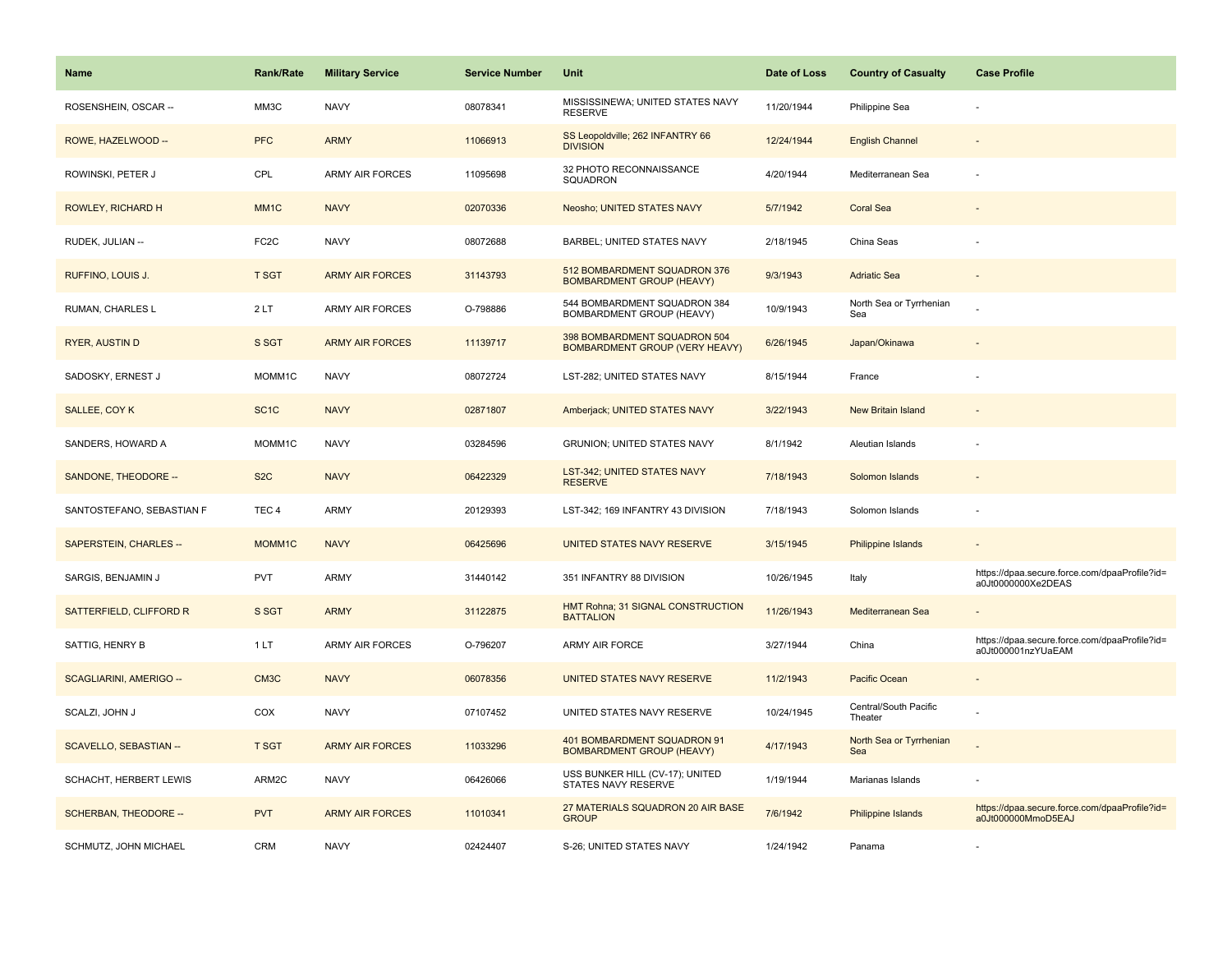| Name | Rank/Rate | Military Service | Service Number | Unit | Date of Loss | Country of Casualty | Case Profile |
|---|---|---|---|---|---|---|---|
| ROSENSHEIN, OSCAR -- | MM3C | NAVY | 08078341 | MISSISSINEWA; UNITED STATES NAVY RESERVE | 11/20/1944 | Philippine Sea | - |
| ROWE, HAZELWOOD -- | PFC | ARMY | 11066913 | SS Leopoldville; 262 INFANTRY 66 DIVISION | 12/24/1944 | English Channel | - |
| ROWINSKI, PETER J | CPL | ARMY AIR FORCES | 11095698 | 32 PHOTO RECONNAISSANCE SQUADRON | 4/20/1944 | Mediterranean Sea | - |
| ROWLEY, RICHARD H | MM1C | NAVY | 02070336 | Neosho; UNITED STATES NAVY | 5/7/1942 | Coral Sea | - |
| RUDEK, JULIAN -- | FC2C | NAVY | 08072688 | BARBEL; UNITED STATES NAVY | 2/18/1945 | China Seas | - |
| RUFFINO, LOUIS J. | T SGT | ARMY AIR FORCES | 31143793 | 512 BOMBARDMENT SQUADRON 376 BOMBARDMENT GROUP (HEAVY) | 9/3/1943 | Adriatic Sea | - |
| RUMAN, CHARLES L | 2 LT | ARMY AIR FORCES | O-798886 | 544 BOMBARDMENT SQUADRON 384 BOMBARDMENT GROUP (HEAVY) | 10/9/1943 | North Sea or Tyrrhenian Sea | - |
| RYER, AUSTIN D | S SGT | ARMY AIR FORCES | 11139717 | 398 BOMBARDMENT SQUADRON 504 BOMBARDMENT GROUP (VERY HEAVY) | 6/26/1945 | Japan/Okinawa | - |
| SADOSKY, ERNEST J | MOMM1C | NAVY | 08072724 | LST-282; UNITED STATES NAVY | 8/15/1944 | France | - |
| SALLEE, COY K | SC1C | NAVY | 02871807 | Amberjack; UNITED STATES NAVY | 3/22/1943 | New Britain Island | - |
| SANDERS, HOWARD A | MOMM1C | NAVY | 03284596 | GRUNION; UNITED STATES NAVY | 8/1/1942 | Aleutian Islands | - |
| SANDONE, THEODORE -- | S2C | NAVY | 06422329 | LST-342; UNITED STATES NAVY RESERVE | 7/18/1943 | Solomon Islands | - |
| SANTOSTEFANO, SEBASTIAN F | TEC 4 | ARMY | 20129393 | LST-342; 169 INFANTRY 43 DIVISION | 7/18/1943 | Solomon Islands | - |
| SAPERSTEIN, CHARLES -- | MOMM1C | NAVY | 06425696 | UNITED STATES NAVY RESERVE | 3/15/1945 | Philippine Islands | - |
| SARGIS, BENJAMIN J | PVT | ARMY | 31440142 | 351 INFANTRY 88 DIVISION | 10/26/1945 | Italy | https://dpaa.secure.force.com/dpaaProfile?id=a0Jt0000000Xe2DEAS |
| SATTERFIELD, CLIFFORD R | S SGT | ARMY | 31122875 | HMT Rohna; 31 SIGNAL CONSTRUCTION BATTALION | 11/26/1943 | Mediterranean Sea | - |
| SATTIG, HENRY B | 1 LT | ARMY AIR FORCES | O-796207 | ARMY AIR FORCE | 3/27/1944 | China | https://dpaa.secure.force.com/dpaaProfile?id=a0Jt000001nzYUaEAM |
| SCAGLIARINI, AMERIGO -- | CM3C | NAVY | 06078356 | UNITED STATES NAVY RESERVE | 11/2/1943 | Pacific Ocean | - |
| SCALZI, JOHN J | COX | NAVY | 07107452 | UNITED STATES NAVY RESERVE | 10/24/1945 | Central/South Pacific Theater | - |
| SCAVELLO, SEBASTIAN -- | T SGT | ARMY AIR FORCES | 11033296 | 401 BOMBARDMENT SQUADRON 91 BOMBARDMENT GROUP (HEAVY) | 4/17/1943 | North Sea or Tyrrhenian Sea | - |
| SCHACHT, HERBERT LEWIS | ARM2C | NAVY | 06426066 | USS BUNKER HILL (CV-17); UNITED STATES NAVY RESERVE | 1/19/1944 | Marianas Islands | - |
| SCHERBAN, THEODORE -- | PVT | ARMY AIR FORCES | 11010341 | 27 MATERIALS SQUADRON 20 AIR BASE GROUP | 7/6/1942 | Philippine Islands | https://dpaa.secure.force.com/dpaaProfile?id=a0Jt000000MmoD5EAJ |
| SCHMUTZ, JOHN MICHAEL | CRM | NAVY | 02424407 | S-26; UNITED STATES NAVY | 1/24/1942 | Panama | - |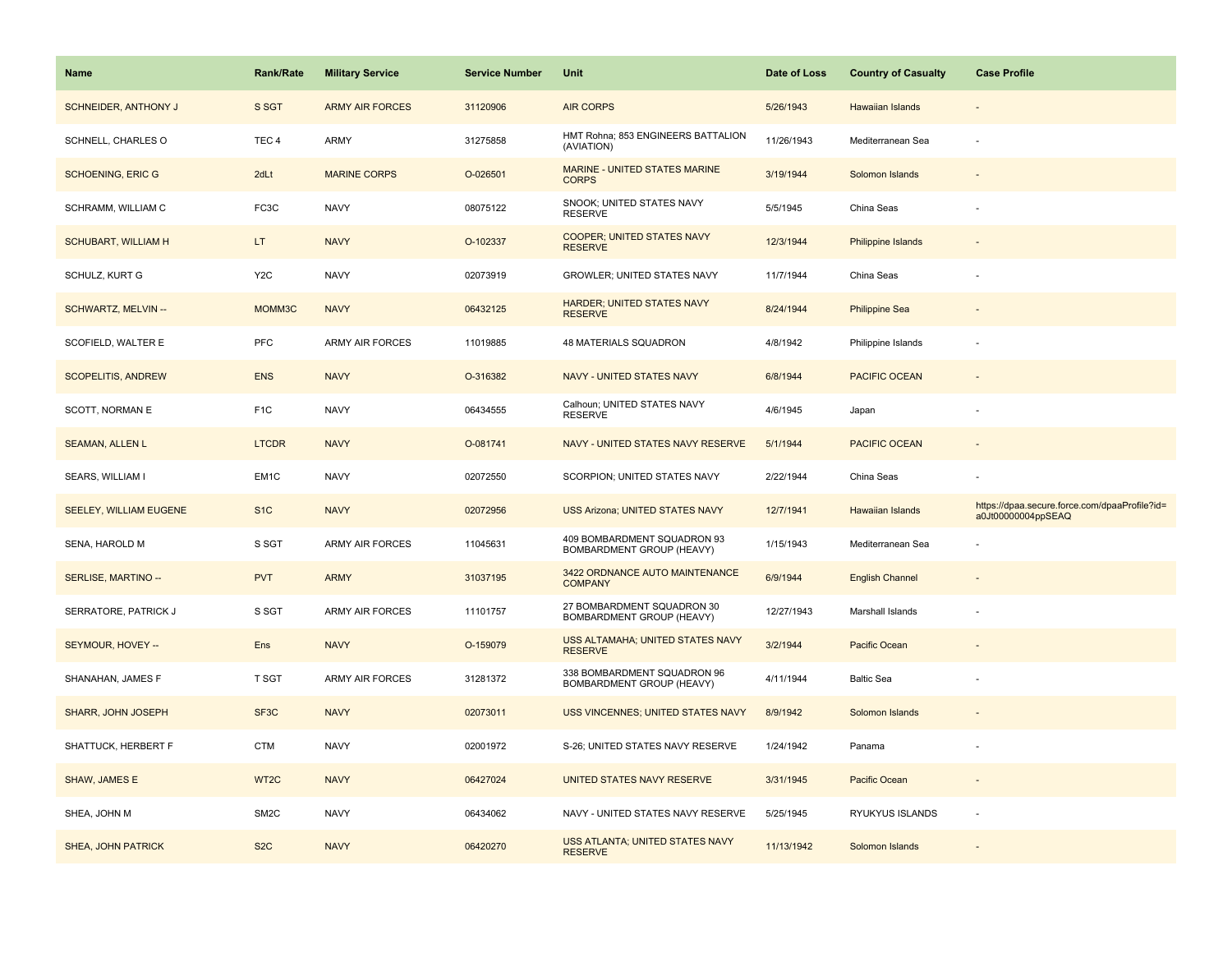| Name | Rank/Rate | Military Service | Service Number | Unit | Date of Loss | Country of Casualty | Case Profile |
| --- | --- | --- | --- | --- | --- | --- | --- |
| SCHNEIDER, ANTHONY J | S SGT | ARMY AIR FORCES | 31120906 | AIR CORPS | 5/26/1943 | Hawaiian Islands | - |
| SCHNELL, CHARLES O | TEC 4 | ARMY | 31275858 | HMT Rohna; 853 ENGINEERS BATTALION (AVIATION) | 11/26/1943 | Mediterranean Sea | - |
| SCHOENING, ERIC G | 2dLt | MARINE CORPS | O-026501 | MARINE - UNITED STATES MARINE CORPS | 3/19/1944 | Solomon Islands | - |
| SCHRAMM, WILLIAM C | FC3C | NAVY | 08075122 | SNOOK; UNITED STATES NAVY RESERVE | 5/5/1945 | China Seas | - |
| SCHUBART, WILLIAM H | LT | NAVY | O-102337 | COOPER; UNITED STATES NAVY RESERVE | 12/3/1944 | Philippine Islands | - |
| SCHULZ, KURT G | Y2C | NAVY | 02073919 | GROWLER; UNITED STATES NAVY | 11/7/1944 | China Seas | - |
| SCHWARTZ, MELVIN -- | MOMM3C | NAVY | 06432125 | HARDER; UNITED STATES NAVY RESERVE | 8/24/1944 | Philippine Sea | - |
| SCOFIELD, WALTER E | PFC | ARMY AIR FORCES | 11019885 | 48 MATERIALS SQUADRON | 4/8/1942 | Philippine Islands | - |
| SCOPELITIS, ANDREW | ENS | NAVY | O-316382 | NAVY - UNITED STATES NAVY | 6/8/1944 | PACIFIC OCEAN | - |
| SCOTT, NORMAN E | F1C | NAVY | 06434555 | Calhoun; UNITED STATES NAVY RESERVE | 4/6/1945 | Japan | - |
| SEAMAN, ALLEN L | LTCDR | NAVY | O-081741 | NAVY - UNITED STATES NAVY RESERVE | 5/1/1944 | PACIFIC OCEAN | - |
| SEARS, WILLIAM I | EM1C | NAVY | 02072550 | SCORPION; UNITED STATES NAVY | 2/22/1944 | China Seas | - |
| SEELEY, WILLIAM EUGENE | S1C | NAVY | 02072956 | USS Arizona; UNITED STATES NAVY | 12/7/1941 | Hawaiian Islands | https://dpaa.secure.force.com/dpaaProfile?id=a0Jt00000004ppSEAQ |
| SENA, HAROLD M | S SGT | ARMY AIR FORCES | 11045631 | 409 BOMBARDMENT SQUADRON 93 BOMBARDMENT GROUP (HEAVY) | 1/15/1943 | Mediterranean Sea | - |
| SERLISE, MARTINO -- | PVT | ARMY | 31037195 | 3422 ORDNANCE AUTO MAINTENANCE COMPANY | 6/9/1944 | English Channel | - |
| SERRATORE, PATRICK J | S SGT | ARMY AIR FORCES | 11101757 | 27 BOMBARDMENT SQUADRON 30 BOMBARDMENT GROUP (HEAVY) | 12/27/1943 | Marshall Islands | - |
| SEYMOUR, HOVEY -- | Ens | NAVY | O-159079 | USS ALTAMAHA; UNITED STATES NAVY RESERVE | 3/2/1944 | Pacific Ocean | - |
| SHANAHAN, JAMES F | T SGT | ARMY AIR FORCES | 31281372 | 338 BOMBARDMENT SQUADRON 96 BOMBARDMENT GROUP (HEAVY) | 4/11/1944 | Baltic Sea | - |
| SHARR, JOHN JOSEPH | SF3C | NAVY | 02073011 | USS VINCENNES; UNITED STATES NAVY | 8/9/1942 | Solomon Islands | - |
| SHATTUCK, HERBERT F | CTM | NAVY | 02001972 | S-26; UNITED STATES NAVY RESERVE | 1/24/1942 | Panama | - |
| SHAW, JAMES E | WT2C | NAVY | 06427024 | UNITED STATES NAVY RESERVE | 3/31/1945 | Pacific Ocean | - |
| SHEA, JOHN M | SM2C | NAVY | 06434062 | NAVY - UNITED STATES NAVY RESERVE | 5/25/1945 | RYUKYUS ISLANDS | - |
| SHEA, JOHN PATRICK | S2C | NAVY | 06420270 | USS ATLANTA; UNITED STATES NAVY RESERVE | 11/13/1942 | Solomon Islands | - |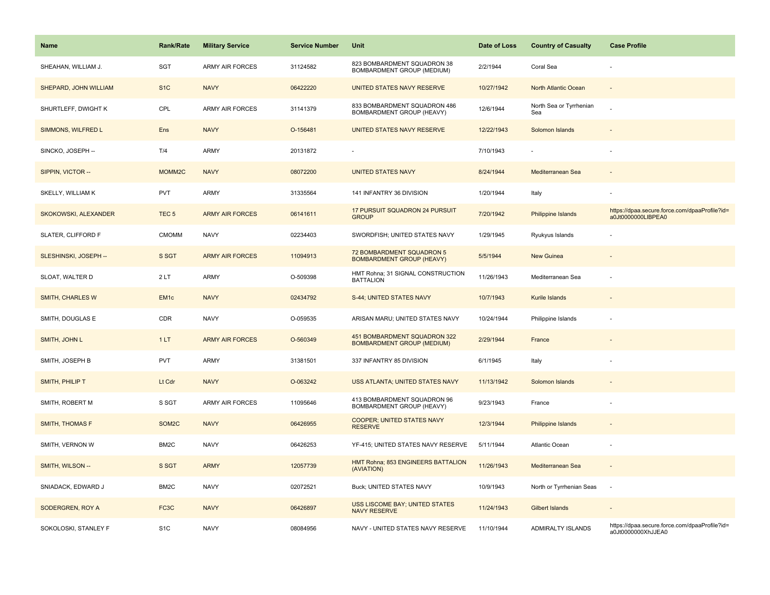| Name | Rank/Rate | Military Service | Service Number | Unit | Date of Loss | Country of Casualty | Case Profile |
|---|---|---|---|---|---|---|---|
| SHEAHAN, WILLIAM J. | SGT | ARMY AIR FORCES | 31124582 | 823 BOMBARDMENT SQUADRON 38 BOMBARDMENT GROUP (MEDIUM) | 2/2/1944 | Coral Sea | - |
| SHEPARD, JOHN WILLIAM | S1C | NAVY | 06422220 | UNITED STATES NAVY RESERVE | 10/27/1942 | North Atlantic Ocean | - |
| SHURTLEFF, DWIGHT K | CPL | ARMY AIR FORCES | 31141379 | 833 BOMBARDMENT SQUADRON 486 BOMBARDMENT GROUP (HEAVY) | 12/6/1944 | North Sea or Tyrrhenian Sea | - |
| SIMMONS, WILFRED L | Ens | NAVY | O-156481 | UNITED STATES NAVY RESERVE | 12/22/1943 | Solomon Islands | - |
| SINCKO, JOSEPH -- | T/4 | ARMY | 20131872 | - | 7/10/1943 | - | - |
| SIPPIN, VICTOR -- | MOMM2C | NAVY | 08072200 | UNITED STATES NAVY | 8/24/1944 | Mediterranean Sea | - |
| SKELLY, WILLIAM K | PVT | ARMY | 31335564 | 141 INFANTRY 36 DIVISION | 1/20/1944 | Italy | - |
| SKOKOWSKI, ALEXANDER | TEC 5 | ARMY AIR FORCES | 06141611 | 17 PURSUIT SQUADRON 24 PURSUIT GROUP | 7/20/1942 | Philippine Islands | https://dpaa.secure.force.com/dpaaProfile?id=a0Jt0000000LlBPEA0 |
| SLATER, CLIFFORD F | CMOMM | NAVY | 02234403 | SWORDFISH; UNITED STATES NAVY | 1/29/1945 | Ryukyus Islands | - |
| SLESHINSKI, JOSEPH -- | S SGT | ARMY AIR FORCES | 11094913 | 72 BOMBARDMENT SQUADRON 5 BOMBARDMENT GROUP (HEAVY) | 5/5/1944 | New Guinea | - |
| SLOAT, WALTER D | 2 LT | ARMY | O-509398 | HMT Rohna; 31 SIGNAL CONSTRUCTION BATTALION | 11/26/1943 | Mediterranean Sea | - |
| SMITH, CHARLES W | EM1c | NAVY | 02434792 | S-44; UNITED STATES NAVY | 10/7/1943 | Kurile Islands | - |
| SMITH, DOUGLAS E | CDR | NAVY | O-059535 | ARISAN MARU; UNITED STATES NAVY | 10/24/1944 | Philippine Islands | - |
| SMITH, JOHN L | 1 LT | ARMY AIR FORCES | O-560349 | 451 BOMBARDMENT SQUADRON 322 BOMBARDMENT GROUP (MEDIUM) | 2/29/1944 | France | - |
| SMITH, JOSEPH B | PVT | ARMY | 31381501 | 337 INFANTRY 85 DIVISION | 6/1/1945 | Italy | - |
| SMITH, PHILIP T | Lt Cdr | NAVY | O-063242 | USS ATLANTA; UNITED STATES NAVY | 11/13/1942 | Solomon Islands | - |
| SMITH, ROBERT M | S SGT | ARMY AIR FORCES | 11095646 | 413 BOMBARDMENT SQUADRON 96 BOMBARDMENT GROUP (HEAVY) | 9/23/1943 | France | - |
| SMITH, THOMAS F | SOM2C | NAVY | 06426955 | COOPER; UNITED STATES NAVY RESERVE | 12/3/1944 | Philippine Islands | - |
| SMITH, VERNON W | BM2C | NAVY | 06426253 | YF-415; UNITED STATES NAVY RESERVE | 5/11/1944 | Atlantic Ocean | - |
| SMITH, WILSON -- | S SGT | ARMY | 12057739 | HMT Rohna; 853 ENGINEERS BATTALION (AVIATION) | 11/26/1943 | Mediterranean Sea | - |
| SNIADACK, EDWARD J | BM2C | NAVY | 02072521 | Buck; UNITED STATES NAVY | 10/9/1943 | North or Tyrrhenian Seas | - |
| SODERGREN, ROY A | FC3C | NAVY | 06426897 | USS LISCOME BAY; UNITED STATES NAVY RESERVE | 11/24/1943 | Gilbert Islands | - |
| SOKOLOSKI, STANLEY F | S1C | NAVY | 08084956 | NAVY - UNITED STATES NAVY RESERVE | 11/10/1944 | ADMIRALTY ISLANDS | https://dpaa.secure.force.com/dpaaProfile?id=a0Jt0000000XhJJEA0 |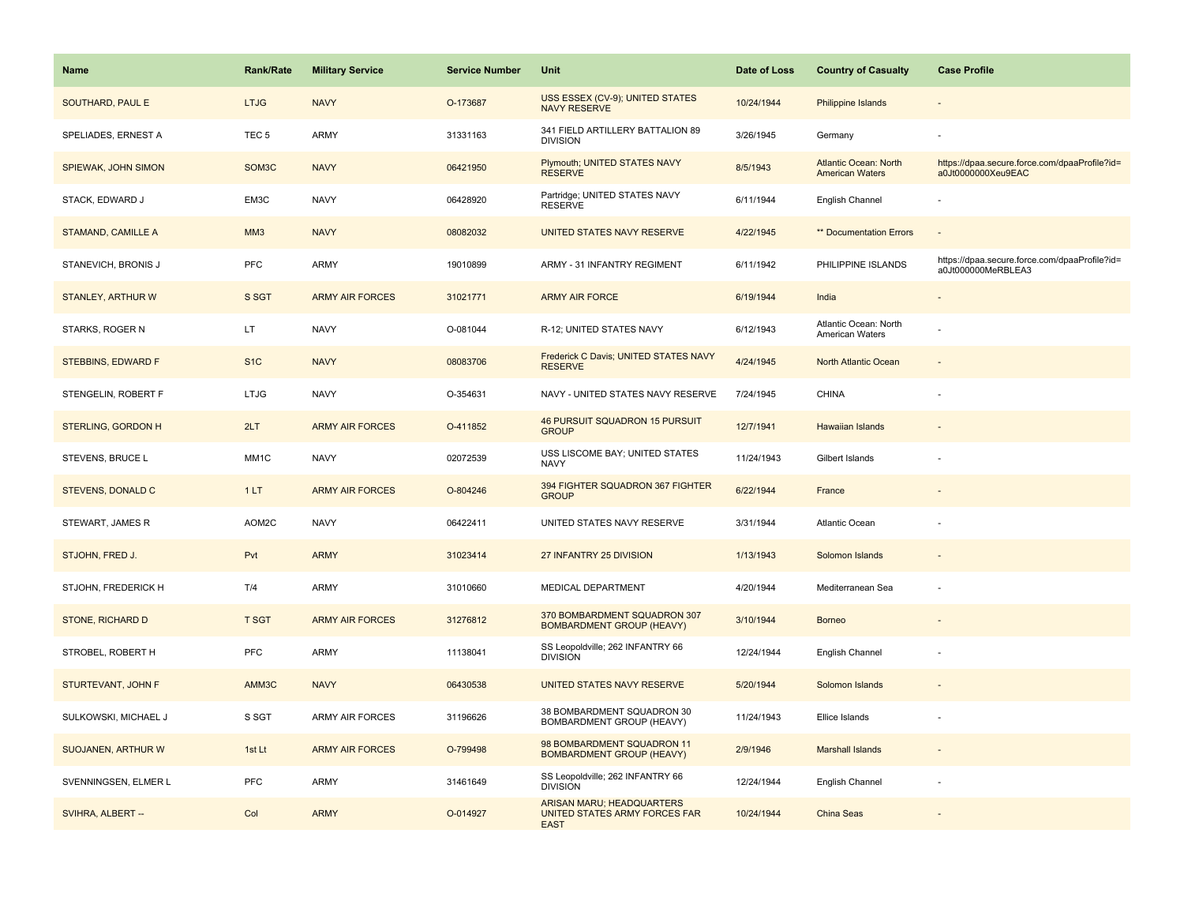| Name | Rank/Rate | Military Service | Service Number | Unit | Date of Loss | Country of Casualty | Case Profile |
| --- | --- | --- | --- | --- | --- | --- | --- |
| SOUTHARD, PAUL E | LTJG | NAVY | O-173687 | USS ESSEX (CV-9); UNITED STATES NAVY RESERVE | 10/24/1944 | Philippine Islands | - |
| SPELIADES, ERNEST A | TEC 5 | ARMY | 31331163 | 341 FIELD ARTILLERY BATTALION 89 DIVISION | 3/26/1945 | Germany | - |
| SPIEWAK, JOHN SIMON | SOM3C | NAVY | 06421950 | Plymouth; UNITED STATES NAVY RESERVE | 8/5/1943 | Atlantic Ocean: North American Waters | https://dpaa.secure.force.com/dpaaProfile?id=a0Jt0000000Xeu9EAC |
| STACK, EDWARD J | EM3C | NAVY | 06428920 | Partridge; UNITED STATES NAVY RESERVE | 6/11/1944 | English Channel | - |
| STAMAND, CAMILLE A | MM3 | NAVY | 08082032 | UNITED STATES NAVY RESERVE | 4/22/1945 | ** Documentation Errors | - |
| STANEVICH, BRONIS J | PFC | ARMY | 19010899 | ARMY - 31 INFANTRY REGIMENT | 6/11/1942 | PHILIPPINE ISLANDS | https://dpaa.secure.force.com/dpaaProfile?id=a0Jt000000MeRBLEA3 |
| STANLEY, ARTHUR W | S SGT | ARMY AIR FORCES | 31021771 | ARMY AIR FORCE | 6/19/1944 | India | - |
| STARKS, ROGER N | LT | NAVY | O-081044 | R-12; UNITED STATES NAVY | 6/12/1943 | Atlantic Ocean: North American Waters | - |
| STEBBINS, EDWARD F | S1C | NAVY | 08083706 | Frederick C Davis; UNITED STATES NAVY RESERVE | 4/24/1945 | North Atlantic Ocean | - |
| STENGELIN, ROBERT F | LTJG | NAVY | O-354631 | NAVY - UNITED STATES NAVY RESERVE | 7/24/1945 | CHINA | - |
| STERLING, GORDON H | 2LT | ARMY AIR FORCES | O-411852 | 46 PURSUIT SQUADRON 15 PURSUIT GROUP | 12/7/1941 | Hawaiian Islands | - |
| STEVENS, BRUCE L | MM1C | NAVY | 02072539 | USS LISCOME BAY; UNITED STATES NAVY | 11/24/1943 | Gilbert Islands | - |
| STEVENS, DONALD C | 1 LT | ARMY AIR FORCES | O-804246 | 394 FIGHTER SQUADRON 367 FIGHTER GROUP | 6/22/1944 | France | - |
| STEWART, JAMES R | AOM2C | NAVY | 06422411 | UNITED STATES NAVY RESERVE | 3/31/1944 | Atlantic Ocean | - |
| STJOHN, FRED J. | Pvt | ARMY | 31023414 | 27 INFANTRY 25 DIVISION | 1/13/1943 | Solomon Islands | - |
| STJOHN, FREDERICK H | T/4 | ARMY | 31010660 | MEDICAL DEPARTMENT | 4/20/1944 | Mediterranean Sea | - |
| STONE, RICHARD D | T SGT | ARMY AIR FORCES | 31276812 | 370 BOMBARDMENT SQUADRON 307 BOMBARDMENT GROUP (HEAVY) | 3/10/1944 | Borneo | - |
| STROBEL, ROBERT H | PFC | ARMY | 11138041 | SS Leopoldville; 262 INFANTRY 66 DIVISION | 12/24/1944 | English Channel | - |
| STURTEVANT, JOHN F | AMM3C | NAVY | 06430538 | UNITED STATES NAVY RESERVE | 5/20/1944 | Solomon Islands | - |
| SULKOWSKI, MICHAEL J | S SGT | ARMY AIR FORCES | 31196626 | 38 BOMBARDMENT SQUADRON 30 BOMBARDMENT GROUP (HEAVY) | 11/24/1943 | Ellice Islands | - |
| SUOJANEN, ARTHUR W | 1st Lt | ARMY AIR FORCES | O-799498 | 98 BOMBARDMENT SQUADRON 11 BOMBARDMENT GROUP (HEAVY) | 2/9/1946 | Marshall Islands | - |
| SVENNINGSEN, ELMER L | PFC | ARMY | 31461649 | SS Leopoldville; 262 INFANTRY 66 DIVISION | 12/24/1944 | English Channel | - |
| SVIHRA, ALBERT -- | Col | ARMY | O-014927 | ARISAN MARU; HEADQUARTERS UNITED STATES ARMY FORCES FAR EAST | 10/24/1944 | China Seas | - |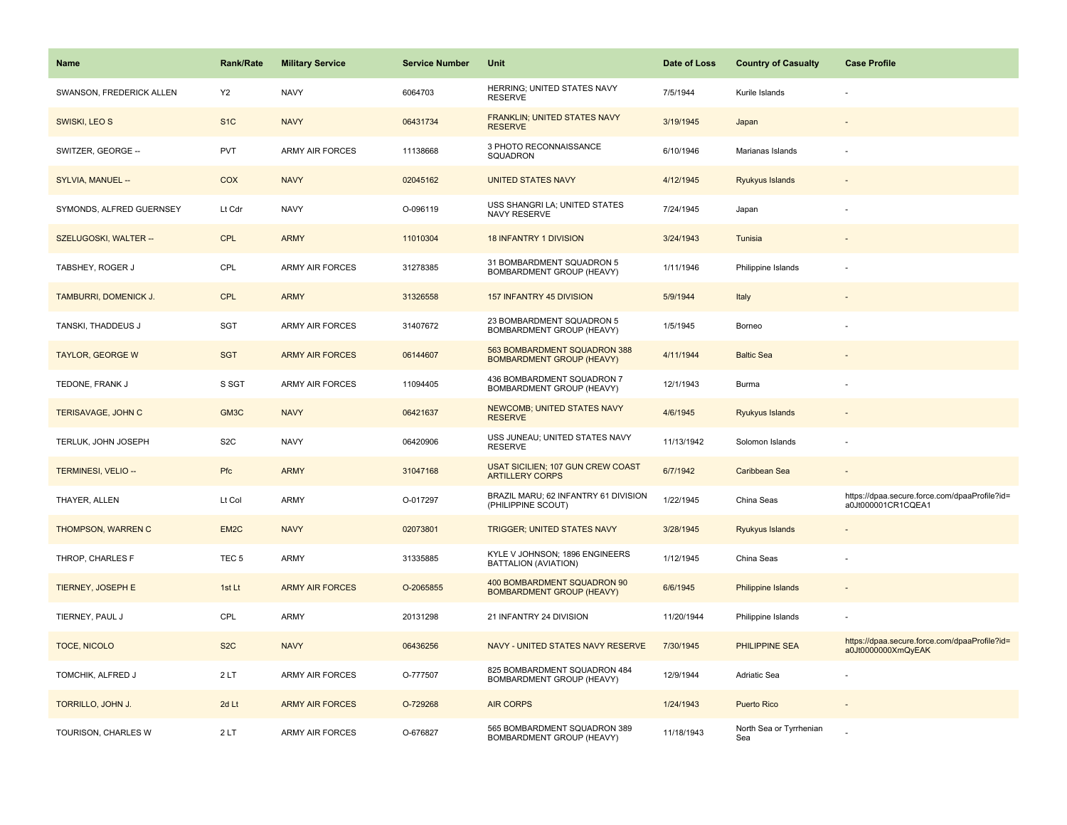| Name | Rank/Rate | Military Service | Service Number | Unit | Date of Loss | Country of Casualty | Case Profile |
|---|---|---|---|---|---|---|---|
| SWANSON, FREDERICK ALLEN | Y2 | NAVY | 6064703 | HERRING; UNITED STATES NAVY RESERVE | 7/5/1944 | Kurile Islands | - |
| SWISKI, LEO S | S1C | NAVY | 06431734 | FRANKLIN; UNITED STATES NAVY RESERVE | 3/19/1945 | Japan | - |
| SWITZER, GEORGE -- | PVT | ARMY AIR FORCES | 11138668 | 3 PHOTO RECONNAISSANCE SQUADRON | 6/10/1946 | Marianas Islands | - |
| SYLVIA, MANUEL -- | COX | NAVY | 02045162 | UNITED STATES NAVY | 4/12/1945 | Ryukyus Islands | - |
| SYMONDS, ALFRED GUERNSEY | Lt Cdr | NAVY | O-096119 | USS SHANGRI LA; UNITED STATES NAVY RESERVE | 7/24/1945 | Japan | - |
| SZELUGOSKI, WALTER -- | CPL | ARMY | 11010304 | 18 INFANTRY 1 DIVISION | 3/24/1943 | Tunisia | - |
| TABSHEY, ROGER J | CPL | ARMY AIR FORCES | 31278385 | 31 BOMBARDMENT SQUADRON 5 BOMBARDMENT GROUP (HEAVY) | 1/11/1946 | Philippine Islands | - |
| TAMBURRI, DOMENICK J. | CPL | ARMY | 31326558 | 157 INFANTRY 45 DIVISION | 5/9/1944 | Italy | - |
| TANSKI, THADDEUS J | SGT | ARMY AIR FORCES | 31407672 | 23 BOMBARDMENT SQUADRON 5 BOMBARDMENT GROUP (HEAVY) | 1/5/1945 | Borneo | - |
| TAYLOR, GEORGE W | SGT | ARMY AIR FORCES | 06144607 | 563 BOMBARDMENT SQUADRON 388 BOMBARDMENT GROUP (HEAVY) | 4/11/1944 | Baltic Sea | - |
| TEDONE, FRANK J | S SGT | ARMY AIR FORCES | 11094405 | 436 BOMBARDMENT SQUADRON 7 BOMBARDMENT GROUP (HEAVY) | 12/1/1943 | Burma | - |
| TERISAVAGE, JOHN C | GM3C | NAVY | 06421637 | NEWCOMB; UNITED STATES NAVY RESERVE | 4/6/1945 | Ryukyus Islands | - |
| TERLUK, JOHN JOSEPH | S2C | NAVY | 06420906 | USS JUNEAU; UNITED STATES NAVY RESERVE | 11/13/1942 | Solomon Islands | - |
| TERMINESI, VELIO -- | Pfc | ARMY | 31047168 | USAT SICILIEN; 107 GUN CREW COAST ARTILLERY CORPS | 6/7/1942 | Caribbean Sea | - |
| THAYER, ALLEN | Lt Col | ARMY | O-017297 | BRAZIL MARU; 62 INFANTRY 61 DIVISION (PHILIPPINE SCOUT) | 1/22/1945 | China Seas | https://dpaa.secure.force.com/dpaaProfile?id=a0Jt000001CR1CQEA1 |
| THOMPSON, WARREN C | EM2C | NAVY | 02073801 | TRIGGER; UNITED STATES NAVY | 3/28/1945 | Ryukyus Islands | - |
| THROP, CHARLES F | TEC 5 | ARMY | 31335885 | KYLE V JOHNSON; 1896 ENGINEERS BATTALION (AVIATION) | 1/12/1945 | China Seas | - |
| TIERNEY, JOSEPH E | 1st Lt | ARMY AIR FORCES | O-2065855 | 400 BOMBARDMENT SQUADRON 90 BOMBARDMENT GROUP (HEAVY) | 6/6/1945 | Philippine Islands | - |
| TIERNEY, PAUL J | CPL | ARMY | 20131298 | 21 INFANTRY 24 DIVISION | 11/20/1944 | Philippine Islands | - |
| TOCE, NICOLO | S2C | NAVY | 06436256 | NAVY - UNITED STATES NAVY RESERVE | 7/30/1945 | PHILIPPINE SEA | https://dpaa.secure.force.com/dpaaProfile?id=a0Jt0000000XmQyEAK |
| TOMCHIK, ALFRED J | 2 LT | ARMY AIR FORCES | O-777507 | 825 BOMBARDMENT SQUADRON 484 BOMBARDMENT GROUP (HEAVY) | 12/9/1944 | Adriatic Sea | - |
| TORRILLO, JOHN J. | 2d Lt | ARMY AIR FORCES | O-729268 | AIR CORPS | 1/24/1943 | Puerto Rico | - |
| TOURISON, CHARLES W | 2 LT | ARMY AIR FORCES | O-676827 | 565 BOMBARDMENT SQUADRON 389 BOMBARDMENT GROUP (HEAVY) | 11/18/1943 | North Sea or Tyrrhenian Sea | - |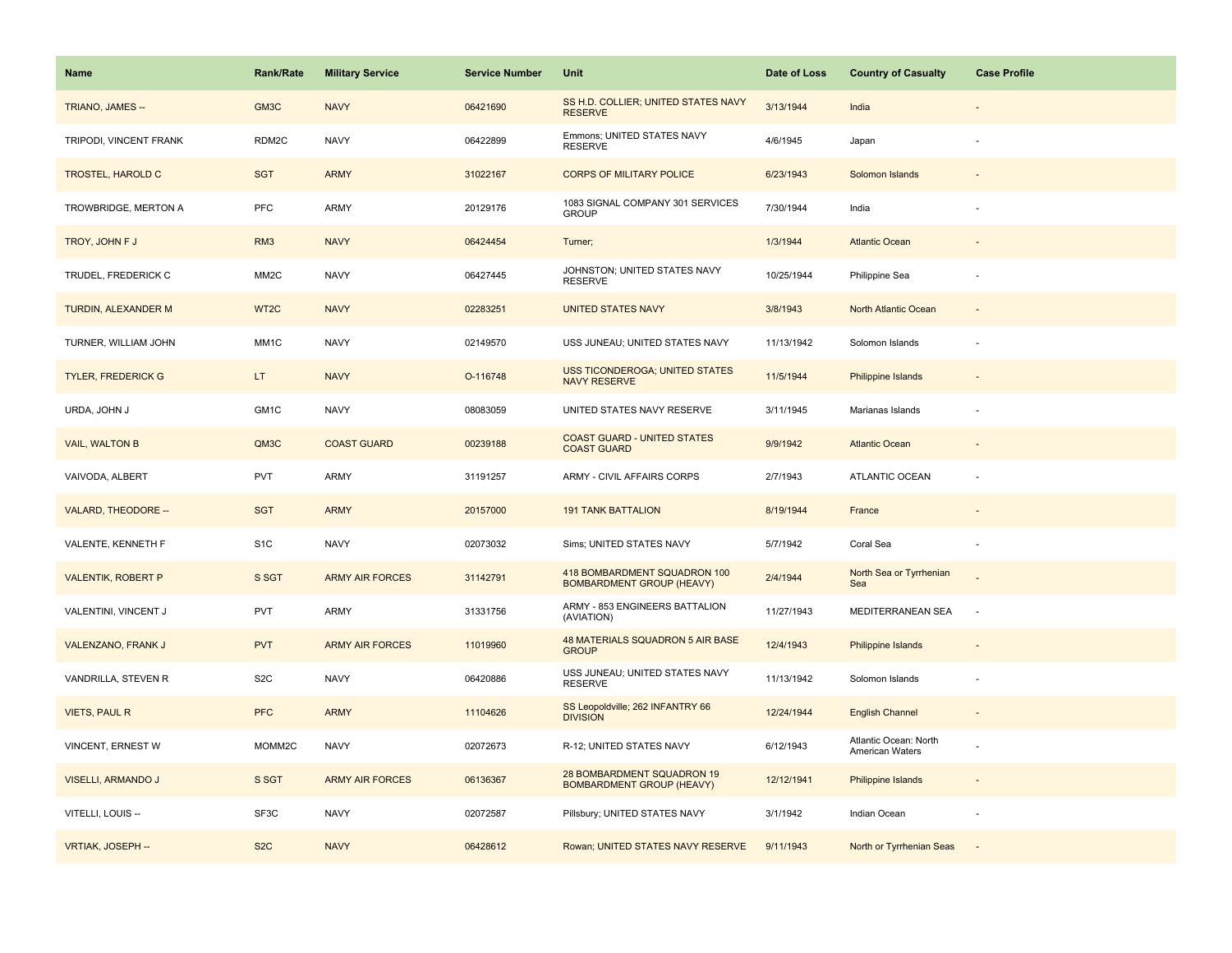| Name | Rank/Rate | Military Service | Service Number | Unit | Date of Loss | Country of Casualty | Case Profile |
|---|---|---|---|---|---|---|---|
| TRIANO, JAMES -- | GM3C | NAVY | 06421690 | SS H.D. COLLIER; UNITED STATES NAVY RESERVE | 3/13/1944 | India | - |
| TRIPODI, VINCENT FRANK | RDM2C | NAVY | 06422899 | Emmons; UNITED STATES NAVY RESERVE | 4/6/1945 | Japan | - |
| TROSTEL, HAROLD C | SGT | ARMY | 31022167 | CORPS OF MILITARY POLICE | 6/23/1943 | Solomon Islands | - |
| TROWBRIDGE, MERTON A | PFC | ARMY | 20129176 | 1083 SIGNAL COMPANY 301 SERVICES GROUP | 7/30/1944 | India | - |
| TROY, JOHN F J | RM3 | NAVY | 06424454 | Turner; | 1/3/1944 | Atlantic Ocean | - |
| TRUDEL, FREDERICK C | MM2C | NAVY | 06427445 | JOHNSTON; UNITED STATES NAVY RESERVE | 10/25/1944 | Philippine Sea | - |
| TURDIN, ALEXANDER M | WT2C | NAVY | 02283251 | UNITED STATES NAVY | 3/8/1943 | North Atlantic Ocean | - |
| TURNER, WILLIAM JOHN | MM1C | NAVY | 02149570 | USS JUNEAU; UNITED STATES NAVY | 11/13/1942 | Solomon Islands | - |
| TYLER, FREDERICK G | LT | NAVY | O-116748 | USS TICONDEROGA; UNITED STATES NAVY RESERVE | 11/5/1944 | Philippine Islands | - |
| URDA, JOHN J | GM1C | NAVY | 08083059 | UNITED STATES NAVY RESERVE | 3/11/1945 | Marianas Islands | - |
| VAIL, WALTON B | QM3C | COAST GUARD | 00239188 | COAST GUARD - UNITED STATES COAST GUARD | 9/9/1942 | Atlantic Ocean | - |
| VAIVODA, ALBERT | PVT | ARMY | 31191257 | ARMY - CIVIL AFFAIRS CORPS | 2/7/1943 | ATLANTIC OCEAN | - |
| VALARD, THEODORE -- | SGT | ARMY | 20157000 | 191 TANK BATTALION | 8/19/1944 | France | - |
| VALENTE, KENNETH F | S1C | NAVY | 02073032 | Sims; UNITED STATES NAVY | 5/7/1942 | Coral Sea | - |
| VALENTIK, ROBERT P | S SGT | ARMY AIR FORCES | 31142791 | 418 BOMBARDMENT SQUADRON 100 BOMBARDMENT GROUP (HEAVY) | 2/4/1944 | North Sea or Tyrrhenian Sea | - |
| VALENTINI, VINCENT J | PVT | ARMY | 31331756 | ARMY - 853 ENGINEERS BATTALION (AVIATION) | 11/27/1943 | MEDITERRANEAN SEA | - |
| VALENZANO, FRANK J | PVT | ARMY AIR FORCES | 11019960 | 48 MATERIALS SQUADRON 5 AIR BASE GROUP | 12/4/1943 | Philippine Islands | - |
| VANDRILLA, STEVEN R | S2C | NAVY | 06420886 | USS JUNEAU; UNITED STATES NAVY RESERVE | 11/13/1942 | Solomon Islands | - |
| VIETS, PAUL R | PFC | ARMY | 11104626 | SS Leopoldville; 262 INFANTRY 66 DIVISION | 12/24/1944 | English Channel | - |
| VINCENT, ERNEST W | MOMM2C | NAVY | 02072673 | R-12; UNITED STATES NAVY | 6/12/1943 | Atlantic Ocean: North American Waters | - |
| VISELLI, ARMANDO J | S SGT | ARMY AIR FORCES | 06136367 | 28 BOMBARDMENT SQUADRON 19 BOMBARDMENT GROUP (HEAVY) | 12/12/1941 | Philippine Islands | - |
| VITELLI, LOUIS -- | SF3C | NAVY | 02072587 | Pillsbury; UNITED STATES NAVY | 3/1/1942 | Indian Ocean | - |
| VRTIAK, JOSEPH -- | S2C | NAVY | 06428612 | Rowan; UNITED STATES NAVY RESERVE | 9/11/1943 | North or Tyrrhenian Seas | - |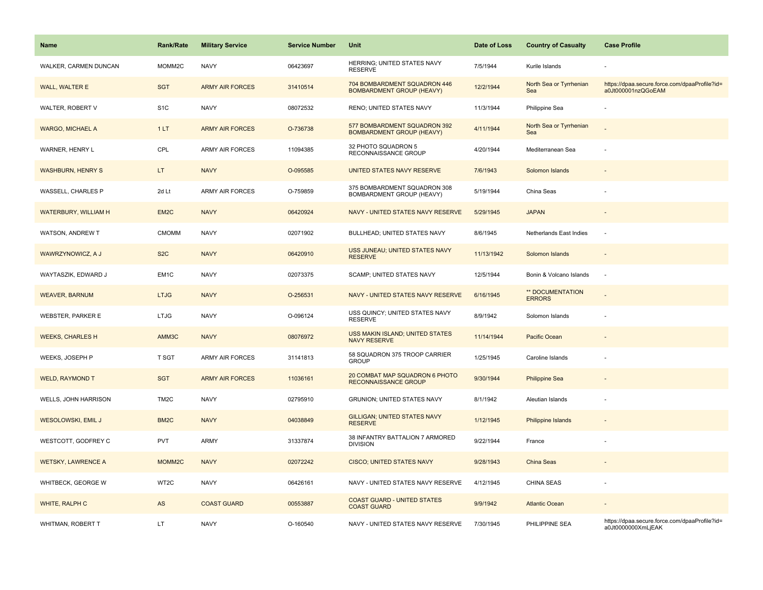| Name | Rank/Rate | Military Service | Service Number | Unit | Date of Loss | Country of Casualty | Case Profile |
|---|---|---|---|---|---|---|---|
| WALKER, CARMEN DUNCAN | MOMM2C | NAVY | 06423697 | HERRING; UNITED STATES NAVY RESERVE | 7/5/1944 | Kurile Islands | - |
| WALL, WALTER E | SGT | ARMY AIR FORCES | 31410514 | 704 BOMBARDMENT SQUADRON 446 BOMBARDMENT GROUP (HEAVY) | 12/2/1944 | North Sea or Tyrrhenian Sea | https://dpaa.secure.force.com/dpaaProfile?id=a0Jt000001nzQGoEAM |
| WALTER, ROBERT V | S1C | NAVY | 08072532 | RENO; UNITED STATES NAVY | 11/3/1944 | Philippine Sea | - |
| WARGO, MICHAEL A | 1 LT | ARMY AIR FORCES | O-736738 | 577 BOMBARDMENT SQUADRON 392 BOMBARDMENT GROUP (HEAVY) | 4/11/1944 | North Sea or Tyrrhenian Sea | - |
| WARNER, HENRY L | CPL | ARMY AIR FORCES | 11094385 | 32 PHOTO SQUADRON 5 RECONNAISSANCE GROUP | 4/20/1944 | Mediterranean Sea | - |
| WASHBURN, HENRY S | LT | NAVY | O-095585 | UNITED STATES NAVY RESERVE | 7/6/1943 | Solomon Islands | - |
| WASSELL, CHARLES P | 2d Lt | ARMY AIR FORCES | O-759859 | 375 BOMBARDMENT SQUADRON 308 BOMBARDMENT GROUP (HEAVY) | 5/19/1944 | China Seas | - |
| WATERBURY, WILLIAM H | EM2C | NAVY | 06420924 | NAVY - UNITED STATES NAVY RESERVE | 5/29/1945 | JAPAN | - |
| WATSON, ANDREW T | CMOMM | NAVY | 02071902 | BULLHEAD; UNITED STATES NAVY | 8/6/1945 | Netherlands East Indies | - |
| WAWRZYNOWICZ, A J | S2C | NAVY | 06420910 | USS JUNEAU; UNITED STATES NAVY RESERVE | 11/13/1942 | Solomon Islands | - |
| WAYTASZIK, EDWARD J | EM1C | NAVY | 02073375 | SCAMP; UNITED STATES NAVY | 12/5/1944 | Bonin & Volcano Islands | - |
| WEAVER, BARNUM | LTJG | NAVY | O-256531 | NAVY - UNITED STATES NAVY RESERVE | 6/16/1945 | ** DOCUMENTATION ERRORS | - |
| WEBSTER, PARKER E | LTJG | NAVY | O-096124 | USS QUINCY; UNITED STATES NAVY RESERVE | 8/9/1942 | Solomon Islands | - |
| WEEKS, CHARLES H | AMM3C | NAVY | 08076972 | USS MAKIN ISLAND; UNITED STATES NAVY RESERVE | 11/14/1944 | Pacific Ocean | - |
| WEEKS, JOSEPH P | T SGT | ARMY AIR FORCES | 31141813 | 58 SQUADRON 375 TROOP CARRIER GROUP | 1/25/1945 | Caroline Islands | - |
| WELD, RAYMOND T | SGT | ARMY AIR FORCES | 11036161 | 20 COMBAT MAP SQUADRON 6 PHOTO RECONNAISSANCE GROUP | 9/30/1944 | Philippine Sea | - |
| WELLS, JOHN HARRISON | TM2C | NAVY | 02795910 | GRUNION; UNITED STATES NAVY | 8/1/1942 | Aleutian Islands | - |
| WESOLOWSKI, EMIL J | BM2C | NAVY | 04038849 | GILLIGAN; UNITED STATES NAVY RESERVE | 1/12/1945 | Philippine Islands | - |
| WESTCOTT, GODFREY C | PVT | ARMY | 31337874 | 38 INFANTRY BATTALION 7 ARMORED DIVISION | 9/22/1944 | France | - |
| WETSKY, LAWRENCE A | MOMM2C | NAVY | 02072242 | CISCO; UNITED STATES NAVY | 9/28/1943 | China Seas | - |
| WHITBECK, GEORGE W | WT2C | NAVY | 06426161 | NAVY - UNITED STATES NAVY RESERVE | 4/12/1945 | CHINA SEAS | - |
| WHITE, RALPH C | AS | COAST GUARD | 00553887 | COAST GUARD - UNITED STATES COAST GUARD | 9/9/1942 | Atlantic Ocean | - |
| WHITMAN, ROBERT T | LT | NAVY | O-160540 | NAVY - UNITED STATES NAVY RESERVE | 7/30/1945 | PHILIPPINE SEA | https://dpaa.secure.force.com/dpaaProfile?id=a0Jt0000000XmLjEAK |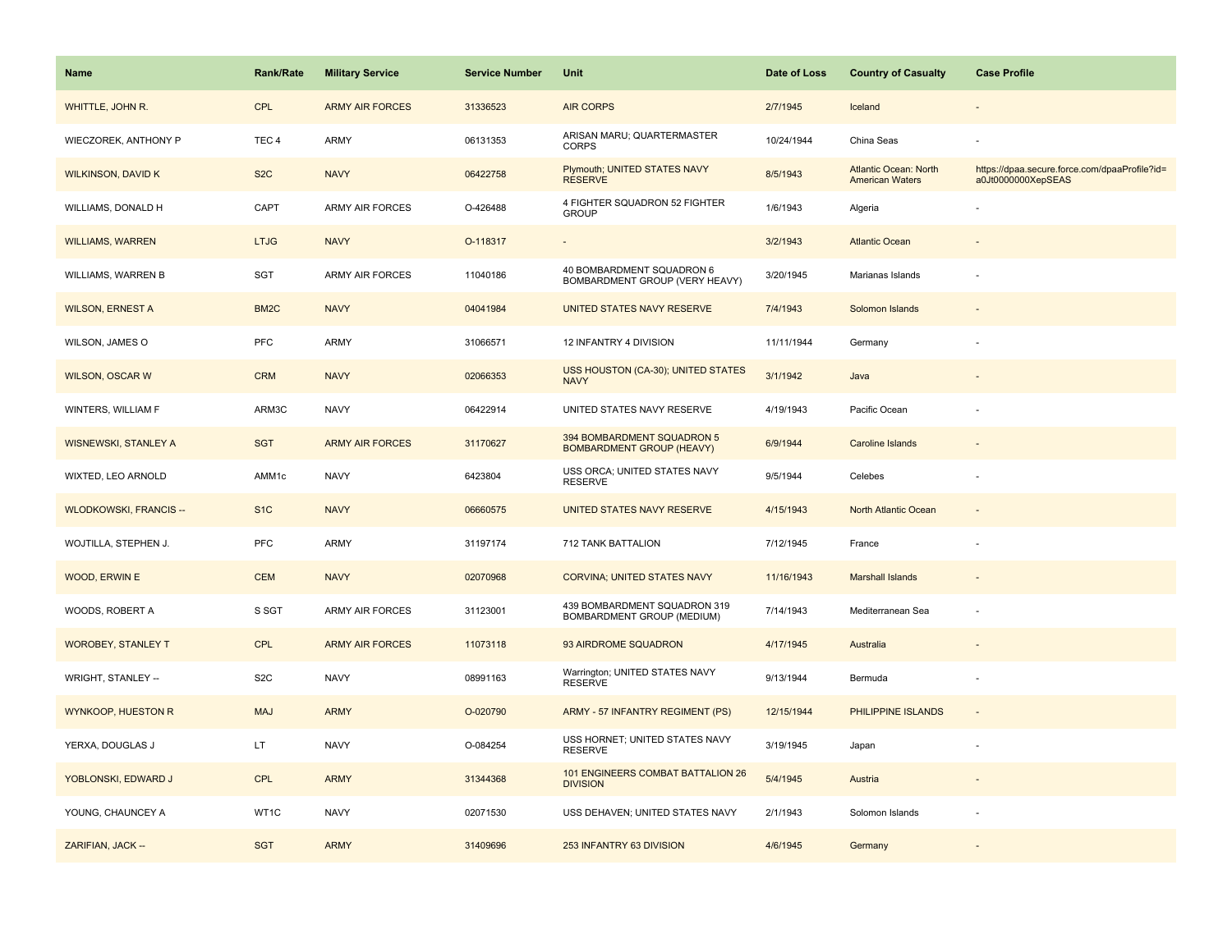| Name | Rank/Rate | Military Service | Service Number | Unit | Date of Loss | Country of Casualty | Case Profile |
|---|---|---|---|---|---|---|---|
| WHITTLE, JOHN R. | CPL | ARMY AIR FORCES | 31336523 | AIR CORPS | 2/7/1945 | Iceland | - |
| WIECZOREK, ANTHONY P | TEC 4 | ARMY | 06131353 | ARISAN MARU; QUARTERMASTER CORPS | 10/24/1944 | China Seas | - |
| WILKINSON, DAVID K | S2C | NAVY | 06422758 | Plymouth; UNITED STATES NAVY RESERVE | 8/5/1943 | Atlantic Ocean: North American Waters | https://dpaa.secure.force.com/dpaaProfile?id=a0Jt0000000XepSEAS |
| WILLIAMS, DONALD H | CAPT | ARMY AIR FORCES | O-426488 | 4 FIGHTER SQUADRON 52 FIGHTER GROUP | 1/6/1943 | Algeria | - |
| WILLIAMS, WARREN | LTJG | NAVY | O-118317 | - | 3/2/1943 | Atlantic Ocean | - |
| WILLIAMS, WARREN B | SGT | ARMY AIR FORCES | 11040186 | 40 BOMBARDMENT SQUADRON 6 BOMBARDMENT GROUP (VERY HEAVY) | 3/20/1945 | Marianas Islands | - |
| WILSON, ERNEST A | BM2C | NAVY | 04041984 | UNITED STATES NAVY RESERVE | 7/4/1943 | Solomon Islands | - |
| WILSON, JAMES O | PFC | ARMY | 31066571 | 12 INFANTRY 4 DIVISION | 11/11/1944 | Germany | - |
| WILSON, OSCAR W | CRM | NAVY | 02066353 | USS HOUSTON (CA-30); UNITED STATES NAVY | 3/1/1942 | Java | - |
| WINTERS, WILLIAM F | ARM3C | NAVY | 06422914 | UNITED STATES NAVY RESERVE | 4/19/1943 | Pacific Ocean | - |
| WISNEWSKI, STANLEY A | SGT | ARMY AIR FORCES | 31170627 | 394 BOMBARDMENT SQUADRON 5 BOMBARDMENT GROUP (HEAVY) | 6/9/1944 | Caroline Islands | - |
| WIXTED, LEO ARNOLD | AMM1c | NAVY | 6423804 | USS ORCA; UNITED STATES NAVY RESERVE | 9/5/1944 | Celebes | - |
| WLODKOWSKI, FRANCIS -- | S1C | NAVY | 06660575 | UNITED STATES NAVY RESERVE | 4/15/1943 | North Atlantic Ocean | - |
| WOJTILLA, STEPHEN J. | PFC | ARMY | 31197174 | 712 TANK BATTALION | 7/12/1945 | France | - |
| WOOD, ERWIN E | CEM | NAVY | 02070968 | CORVINA; UNITED STATES NAVY | 11/16/1943 | Marshall Islands | - |
| WOODS, ROBERT A | S SGT | ARMY AIR FORCES | 31123001 | 439 BOMBARDMENT SQUADRON 319 BOMBARDMENT GROUP (MEDIUM) | 7/14/1943 | Mediterranean Sea | - |
| WOROBEY, STANLEY T | CPL | ARMY AIR FORCES | 11073118 | 93 AIRDROME SQUADRON | 4/17/1945 | Australia | - |
| WRIGHT, STANLEY -- | S2C | NAVY | 08991163 | Warrington; UNITED STATES NAVY RESERVE | 9/13/1944 | Bermuda | - |
| WYNKOOP, HUESTON R | MAJ | ARMY | O-020790 | ARMY - 57 INFANTRY REGIMENT (PS) | 12/15/1944 | PHILIPPINE ISLANDS | - |
| YERXA, DOUGLAS J | LT | NAVY | O-084254 | USS HORNET; UNITED STATES NAVY RESERVE | 3/19/1945 | Japan | - |
| YOBLONSKI, EDWARD J | CPL | ARMY | 31344368 | 101 ENGINEERS COMBAT BATTALION 26 DIVISION | 5/4/1945 | Austria | - |
| YOUNG, CHAUNCEY A | WT1C | NAVY | 02071530 | USS DEHAVEN; UNITED STATES NAVY | 2/1/1943 | Solomon Islands | - |
| ZARIFIAN, JACK -- | SGT | ARMY | 31409696 | 253 INFANTRY 63 DIVISION | 4/6/1945 | Germany | - |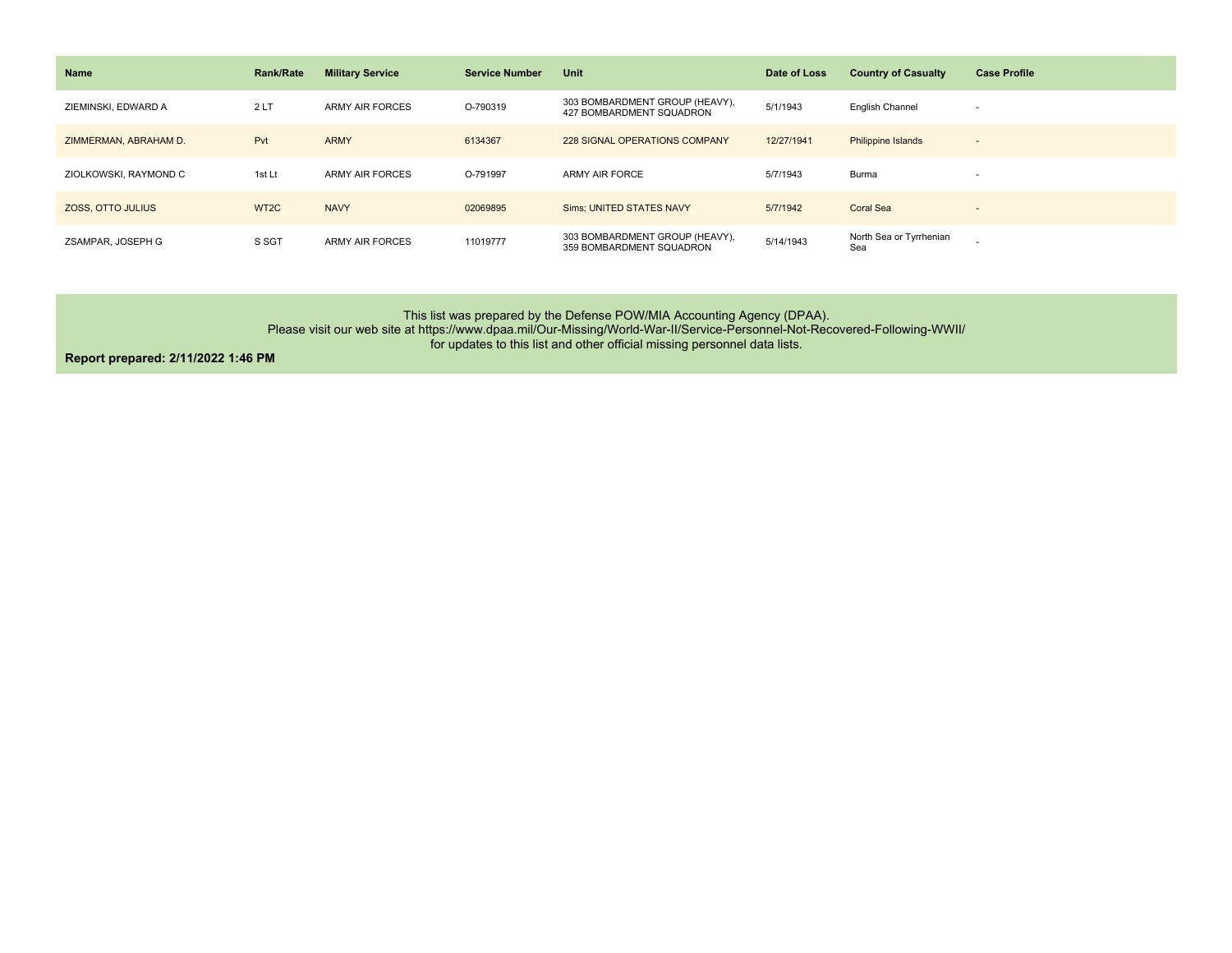| Name | Rank/Rate | Military Service | Service Number | Unit | Date of Loss | Country of Casualty | Case Profile |
|---|---|---|---|---|---|---|---|
| ZIEMINSKI, EDWARD A | 2 LT | ARMY AIR FORCES | O-790319 | 303 BOMBARDMENT GROUP (HEAVY), 427 BOMBARDMENT SQUADRON | 5/1/1943 | English Channel | - |
| ZIMMERMAN, ABRAHAM D. | Pvt | ARMY | 6134367 | 228 SIGNAL OPERATIONS COMPANY | 12/27/1941 | Philippine Islands | - |
| ZIOLKOWSKI, RAYMOND C | 1st Lt | ARMY AIR FORCES | O-791997 | ARMY AIR FORCE | 5/7/1943 | Burma | - |
| ZOSS, OTTO JULIUS | WT2C | NAVY | 02069895 | Sims; UNITED STATES NAVY | 5/7/1942 | Coral Sea | - |
| ZSAMPAR, JOSEPH G | S SGT | ARMY AIR FORCES | 11019777 | 303 BOMBARDMENT GROUP (HEAVY), 359 BOMBARDMENT SQUADRON | 5/14/1943 | North Sea or Tyrrhenian Sea | - |

This list was prepared by the Defense POW/MIA Accounting Agency (DPAA).
Please visit our web site at https://www.dpaa.mil/Our-Missing/World-War-II/Service-Personnel-Not-Recovered-Following-WWII/
for updates to this list and other official missing personnel data lists.

**Report prepared: 2/11/2022 1:46 PM**